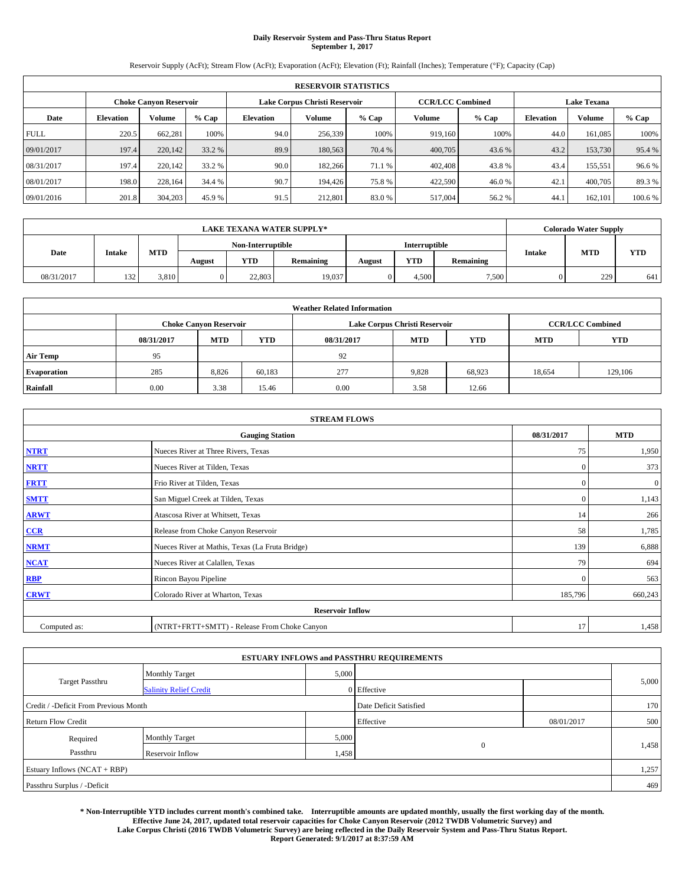**Daily Reservoir System and Pass-Thru Status Report**
**September 1, 2017**

Reservoir Supply (AcFt); Stream Flow (AcFt); Evaporation (AcFt); Elevation (Ft); Rainfall (Inches); Temperature (°F); Capacity (Cap)

| RESERVOIR STATISTICS | | | | | | | | | | | |
|---|---|---|---|---|---|---|---|---|---|---|---|
| | Choke Canyon Reservoir | | | Lake Corpus Christi Reservoir | | | CCR/LCC Combined | | Lake Texana | | |
| Date | Elevation | Volume | % Cap | Elevation | Volume | % Cap | Volume | % Cap | Elevation | Volume | % Cap |
| FULL | 220.5 | 662,281 | 100% | 94.0 | 256,339 | 100% | 919,160 | 100% | 44.0 | 161,085 | 100% |
| 09/01/2017 | 197.4 | 220,142 | 33.2 % | 89.9 | 180,563 | 70.4 % | 400,705 | 43.6 % | 43.2 | 153,730 | 95.4 % |
| 08/31/2017 | 197.4 | 220,142 | 33.2 % | 90.0 | 182,266 | 71.1 % | 402,408 | 43.8 % | 43.4 | 155,551 | 96.6 % |
| 08/01/2017 | 198.0 | 228,164 | 34.4 % | 90.7 | 194,426 | 75.8 % | 422,590 | 46.0 % | 42.1 | 400,705 | 89.3 % |
| 09/01/2016 | 201.8 | 304,203 | 45.9 % | 91.5 | 212,801 | 83.0 % | 517,004 | 56.2 % | 44.1 | 162,101 | 100.6 % |

| LAKE TEXANA WATER SUPPLY* | | | | | | | | | Colorado Water Supply | | |
|---|---|---|---|---|---|---|---|---|---|---|---|
| Date | Intake | MTD | Non-Interruptible | | | Interruptible | | | Intake | MTD | YTD |
| | | | August | YTD | Remaining | August | YTD | Remaining | | | |
| 08/31/2017 | 132 | 3,810 | 0 | 22,803 | 19,037 | 0 | 4,500 | 7,500 | 0 | 229 | 641 |

| Weather Related Information | | | | | | | | |
|---|---|---|---|---|---|---|---|---|
| | Choke Canyon Reservoir | | | Lake Corpus Christi Reservoir | | | CCR/LCC Combined | |
| | 08/31/2017 | MTD | YTD | 08/31/2017 | MTD | YTD | MTD | YTD |
| Air Temp | 95 | | | 92 | | | | |
| Evaporation | 285 | 8,826 | 60,183 | 277 | 9,828 | 68,923 | 18,654 | 129,106 |
| Rainfall | 0.00 | 3.38 | 15.46 | 0.00 | 3.58 | 12.66 | | |

| STREAM FLOWS | | | |
|---|---|---|---|
| | Gauging Station | 08/31/2017 | MTD |
| NTRT | Nueces River at Three Rivers, Texas | 75 | 1,950 |
| NRTT | Nueces River at Tilden, Texas | 0 | 373 |
| FRTT | Frio River at Tilden, Texas | 0 | 0 |
| SMTT | San Miguel Creek at Tilden, Texas | 0 | 1,143 |
| ARWT | Atascosa River at Whitsett, Texas | 14 | 266 |
| CCR | Release from Choke Canyon Reservoir | 58 | 1,785 |
| NRMT | Nueces River at Mathis, Texas (La Fruta Bridge) | 139 | 6,888 |
| NCAT | Nueces River at Calallen, Texas | 79 | 694 |
| RBP | Rincon Bayou Pipeline | 0 | 563 |
| CRWT | Colorado River at Wharton, Texas | 185,796 | 660,243 |
| | Reservoir Inflow | | |
| Computed as: | (NTRT+FRTT+SMTT) - Release From Choke Canyon | 17 | 1,458 |

| ESTUARY INFLOWS and PASSTHRU REQUIREMENTS | | | | | |
|---|---|---|---|---|---|
| Target Passthru | Monthly Target | 5,000 | | | 5,000 |
| | Salinity Relief Credit | 0 | Effective | | |
| Credit / -Deficit From Previous Month | | | Date Deficit Satisfied | | 170 |
| Return Flow Credit | | | Effective | 08/01/2017 | 500 |
| Required Passthru | Monthly Target | 5,000 | 0 | | 1,458 |
| | Reservoir Inflow | 1,458 | | | |
| Estuary Inflows (NCAT + RBP) | | | | | 1,257 |
| Passthru Surplus / -Deficit | | | | | 469 |

**\* Non-Interruptible YTD includes current month's combined take. Interruptible amounts are updated monthly, usually the first working day of the month.**
**Effective June 24, 2017, updated total reservoir capacities for Choke Canyon Reservoir (2012 TWDB Volumetric Survey) and**
**Lake Corpus Christi (2016 TWDB Volumetric Survey) are being reflected in the Daily Reservoir System and Pass-Thru Status Report.**
**Report Generated: 9/1/2017 at 8:37:59 AM**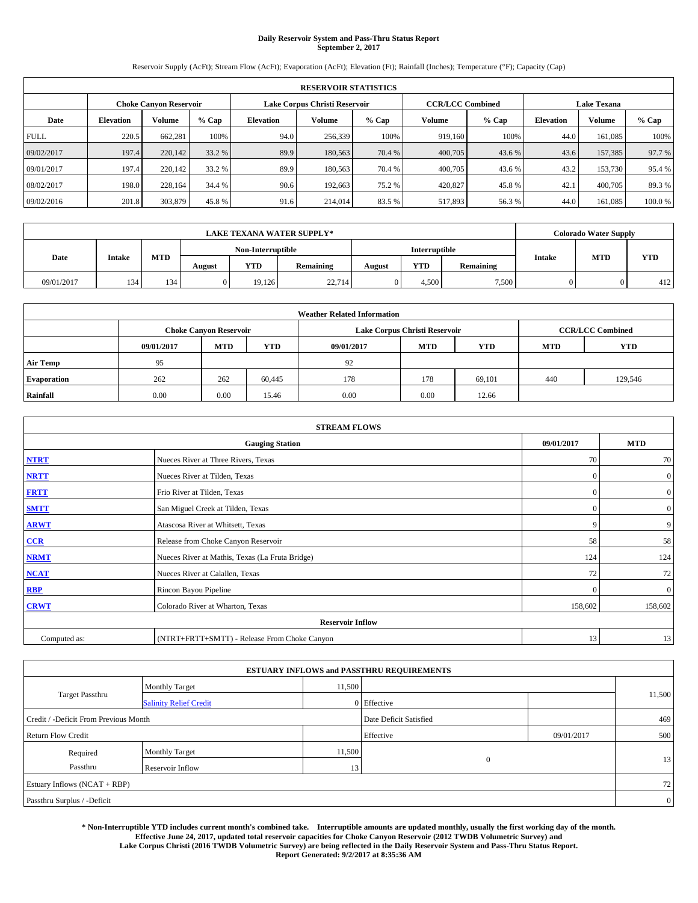# Daily Reservoir System and Pass-Thru Status Report
## September 2, 2017

Reservoir Supply (AcFt); Stream Flow (AcFt); Evaporation (AcFt); Elevation (Ft); Rainfall (Inches); Temperature (°F); Capacity (Cap)

| RESERVOIR STATISTICS | | | | | | | | | | | |
|---|---|---|---|---|---|---|---|---|---|---|---|
| | Choke Canyon Reservoir | | | Lake Corpus Christi Reservoir | | | CCR/LCC Combined | | Lake Texana | | |
| Date | Elevation | Volume | % Cap | Elevation | Volume | % Cap | Volume | % Cap | Elevation | Volume | % Cap |
| FULL | 220.5 | 662,281 | 100% | 94.0 | 256,339 | 100% | 919,160 | 100% | 44.0 | 161,085 | 100% |
| 09/02/2017 | 197.4 | 220,142 | 33.2 % | 89.9 | 180,563 | 70.4 % | 400,705 | 43.6 % | 43.6 | 157,385 | 97.7 % |
| 09/01/2017 | 197.4 | 220,142 | 33.2 % | 89.9 | 180,563 | 70.4 % | 400,705 | 43.6 % | 43.2 | 153,730 | 95.4 % |
| 08/02/2017 | 198.0 | 228,164 | 34.4 % | 90.6 | 192,663 | 75.2 % | 420,827 | 45.8 % | 42.1 | 400,705 | 89.3 % |
| 09/02/2016 | 201.8 | 303,879 | 45.8 % | 91.6 | 214,014 | 83.5 % | 517,893 | 56.3 % | 44.0 | 161,085 | 100.0 % |

| LAKE TEXANA WATER SUPPLY* | | | | | | | | | Colorado Water Supply | | |
|---|---|---|---|---|---|---|---|---|---|---|---|
| Date | Intake | MTD | Non-Interruptible | | | Interruptible | | | Intake | MTD | YTD |
| | | | August | YTD | Remaining | August | YTD | Remaining | | | |
| 09/01/2017 | 134 | 134 | 0 | 19,126 | 22,714 | 0 | 4,500 | 7,500 | 0 | 0 | 412 |

| Weather Related Information | | | | | | | | |
|---|---|---|---|---|---|---|---|---|
| | Choke Canyon Reservoir | | | Lake Corpus Christi Reservoir | | | CCR/LCC Combined | |
| | 09/01/2017 | MTD | YTD | 09/01/2017 | MTD | YTD | MTD | YTD |
| Air Temp | 95 | | | 92 | | | | |
| Evaporation | 262 | 262 | 60,445 | 178 | 178 | 69,101 | 440 | 129,546 |
| Rainfall | 0.00 | 0.00 | 15.46 | 0.00 | 0.00 | 12.66 | | |

| STREAM FLOWS | | | |
|---|---|---|---|
| Gauging Station | | 09/01/2017 | MTD |
| NTRT | Nueces River at Three Rivers, Texas | 70 | 70 |
| NRTT | Nueces River at Tilden, Texas | 0 | 0 |
| FRTT | Frio River at Tilden, Texas | 0 | 0 |
| SMTT | San Miguel Creek at Tilden, Texas | 0 | 0 |
| ARWT | Atascosa River at Whitsett, Texas | 9 | 9 |
| CCR | Release from Choke Canyon Reservoir | 58 | 58 |
| NRMT | Nueces River at Mathis, Texas (La Fruta Bridge) | 124 | 124 |
| NCAT | Nueces River at Calallen, Texas | 72 | 72 |
| RBP | Rincon Bayou Pipeline | 0 | 0 |
| CRWT | Colorado River at Wharton, Texas | 158,602 | 158,602 |
| Reservoir Inflow | | | |
| Computed as: | (NTRT+FRTT+SMTT) - Release From Choke Canyon | 13 | 13 |

| ESTUARY INFLOWS and PASSTHRU REQUIREMENTS | | | | | |
|---|---|---|---|---|---|
| Target Passthru | Monthly Target | 11,500 | | | 11,500 |
| | Salinity Relief Credit | 0 | Effective | | |
| Credit / -Deficit From Previous Month | | | Date Deficit Satisfied | | 469 |
| Return Flow Credit | | | Effective | 09/01/2017 | 500 |
| Required Passthru | Monthly Target | 11,500 | 0 | | 13 |
| | Reservoir Inflow | 13 | | | |
| Estuary Inflows (NCAT + RBP) | | | | | 72 |
| Passthru Surplus / -Deficit | | | | | 0 |

**\* Non-Interruptible YTD includes current month's combined take. Interruptible amounts are updated monthly, usually the first working day of the month. Effective June 24, 2017, updated total reservoir capacities for Choke Canyon Reservoir (2012 TWDB Volumetric Survey) and Lake Corpus Christi (2016 TWDB Volumetric Survey) are being reflected in the Daily Reservoir System and Pass-Thru Status Report. Report Generated: 9/2/2017 at 8:35:36 AM**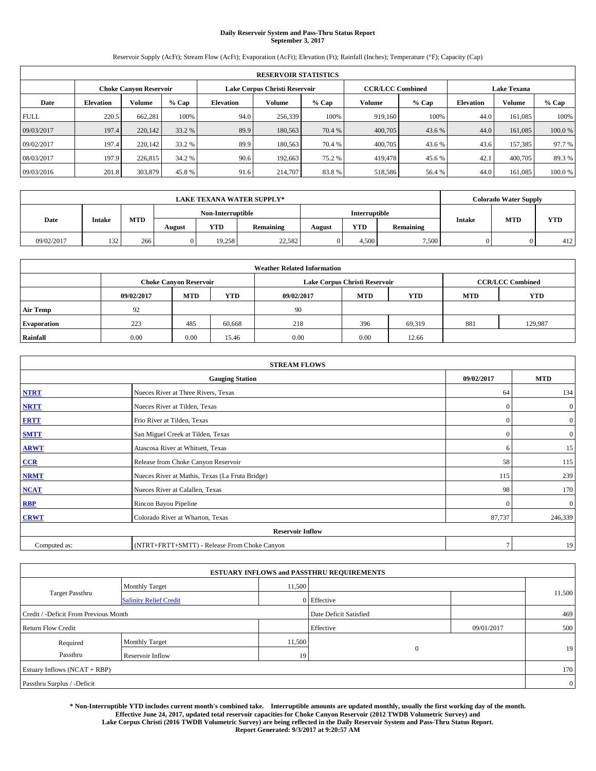# Daily Reservoir System and Pass-Thru Status Report
## September 3, 2017

Reservoir Supply (AcFt); Stream Flow (AcFt); Evaporation (AcFt); Elevation (Ft); Rainfall (Inches); Temperature (°F); Capacity (Cap)

| RESERVOIR STATISTICS | | | | | | | | | | | |
|---|---|---|---|---|---|---|---|---|---|---|---|
| | Choke Canyon Reservoir | | | Lake Corpus Christi Reservoir | | | CCR/LCC Combined | | Lake Texana | | |
| Date | Elevation | Volume | % Cap | Elevation | Volume | % Cap | Volume | % Cap | Elevation | Volume | % Cap |
| FULL | 220.5 | 662,281 | 100% | 94.0 | 256,339 | 100% | 919,160 | 100% | 44.0 | 161,085 | 100% |
| 09/03/2017 | 197.4 | 220,142 | 33.2 % | 89.9 | 180,563 | 70.4 % | 400,705 | 43.6 % | 44.0 | 161,085 | 100.0 % |
| 09/02/2017 | 197.4 | 220,142 | 33.2 % | 89.9 | 180,563 | 70.4 % | 400,705 | 43.6 % | 43.6 | 157,385 | 97.7 % |
| 08/03/2017 | 197.9 | 226,815 | 34.2 % | 90.6 | 192,663 | 75.2 % | 419,478 | 45.6 % | 42.1 | 400,705 | 89.3 % |
| 09/03/2016 | 201.8 | 303,879 | 45.8 % | 91.6 | 214,707 | 83.8 % | 518,586 | 56.4 % | 44.0 | 161,085 | 100.0 % |

| LAKE TEXANA WATER SUPPLY* | | | | | | | | | Colorado Water Supply | | |
|---|---|---|---|---|---|---|---|---|---|---|---|
| Date | Intake | MTD | Non-Interruptible | | | Interruptible | | | Intake | MTD | YTD |
| | | | August | YTD | Remaining | August | YTD | Remaining | | | |
| 09/02/2017 | 132 | 266 | 0 | 19,258 | 22,582 | 0 | 4,500 | 7,500 | 0 | 0 | 412 |

| Weather Related Information | | | | | | | | |
|---|---|---|---|---|---|---|---|---|
| | Choke Canyon Reservoir | | | Lake Corpus Christi Reservoir | | | CCR/LCC Combined | |
| | 09/02/2017 | MTD | YTD | 09/02/2017 | MTD | YTD | MTD | YTD |
| Air Temp | 92 | | | 90 | | | | |
| Evaporation | 223 | 485 | 60,668 | 218 | 396 | 69,319 | 881 | 129,987 |
| Rainfall | 0.00 | 0.00 | 15.46 | 0.00 | 0.00 | 12.66 | | |

| STREAM FLOWS | | | |
|---|---|---|---|
| | Gauging Station | 09/02/2017 | MTD |
| NTRT | Nueces River at Three Rivers, Texas | 64 | 134 |
| NRTT | Nueces River at Tilden, Texas | 0 | 0 |
| FRTT | Frio River at Tilden, Texas | 0 | 0 |
| SMTT | San Miguel Creek at Tilden, Texas | 0 | 0 |
| ARWT | Atascosa River at Whitsett, Texas | 6 | 15 |
| CCR | Release from Choke Canyon Reservoir | 58 | 115 |
| NRMT | Nueces River at Mathis, Texas (La Fruta Bridge) | 115 | 239 |
| NCAT | Nueces River at Calallen, Texas | 98 | 170 |
| RBP | Rincon Bayou Pipeline | 0 | 0 |
| CRWT | Colorado River at Wharton, Texas | 87,737 | 246,339 |
| | Reservoir Inflow | | |
| Computed as: | (NTRT+FRTT+SMTT) - Release From Choke Canyon | 7 | 19 |

| ESTUARY INFLOWS and PASSTHRU REQUIREMENTS | | | | | |
|---|---|---|---|---|---|
| Target Passthru | Monthly Target | 11,500 | | | 11,500 |
| | Salinity Relief Credit | 0 | Effective | | |
| Credit / -Deficit From Previous Month | | | Date Deficit Satisfied | | 469 |
| Return Flow Credit | | | Effective | 09/01/2017 | 500 |
| Required Passthru | Monthly Target | 11,500 | 0 | | 19 |
| | Reservoir Inflow | 19 | | | |
| Estuary Inflows (NCAT + RBP) | | | | | 170 |
| Passthru Surplus / -Deficit | | | | | 0 |

**\* Non-Interruptible YTD includes current month's combined take. Interruptible amounts are updated monthly, usually the first working day of the month. Effective June 24, 2017, updated total reservoir capacities for Choke Canyon Reservoir (2012 TWDB Volumetric Survey) and Lake Corpus Christi (2016 TWDB Volumetric Survey) are being reflected in the Daily Reservoir System and Pass-Thru Status Report. Report Generated: 9/3/2017 at 9:20:57 AM**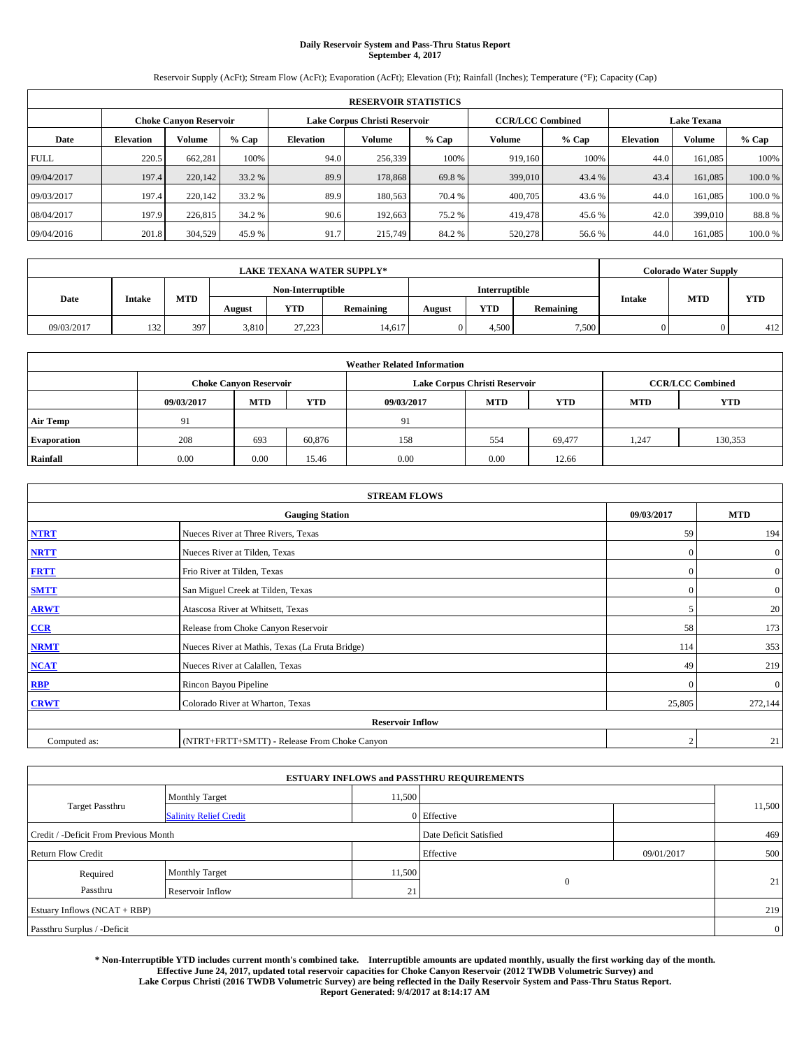**Daily Reservoir System and Pass-Thru Status Report**
**September 4, 2017**

Reservoir Supply (AcFt); Stream Flow (AcFt); Evaporation (AcFt); Elevation (Ft); Rainfall (Inches); Temperature (°F); Capacity (Cap)

| RESERVOIR STATISTICS | | | | | | | | | | | |
|---|---|---|---|---|---|---|---|---|---|---|---|
| | Choke Canyon Reservoir | | | Lake Corpus Christi Reservoir | | | CCR/LCC Combined | | Lake Texana | | |
| Date | Elevation | Volume | % Cap | Elevation | Volume | % Cap | Volume | % Cap | Elevation | Volume | % Cap |
| FULL | 220.5 | 662,281 | 100% | 94.0 | 256,339 | 100% | 919,160 | 100% | 44.0 | 161,085 | 100% |
| 09/04/2017 | 197.4 | 220,142 | 33.2 % | 89.9 | 178,868 | 69.8 % | 399,010 | 43.4 % | 43.4 | 161,085 | 100.0 % |
| 09/03/2017 | 197.4 | 220,142 | 33.2 % | 89.9 | 180,563 | 70.4 % | 400,705 | 43.6 % | 44.0 | 161,085 | 100.0 % |
| 08/04/2017 | 197.9 | 226,815 | 34.2 % | 90.6 | 192,663 | 75.2 % | 419,478 | 45.6 % | 42.0 | 399,010 | 88.8 % |
| 09/04/2016 | 201.8 | 304,529 | 45.9 % | 91.7 | 215,749 | 84.2 % | 520,278 | 56.6 % | 44.0 | 161,085 | 100.0 % |

| LAKE TEXANA WATER SUPPLY* | | | | | | | | | Colorado Water Supply | | |
|---|---|---|---|---|---|---|---|---|---|---|---|
| Date | Intake | MTD | Non-Interruptible | | | Interruptible | | | Intake | MTD | YTD |
| | | | August | YTD | Remaining | August | YTD | Remaining | | | |
| 09/03/2017 | 132 | 397 | 3,810 | 27,223 | 14,617 | 0 | 4,500 | 7,500 | 0 | 0 | 412 |

| Weather Related Information | | | | | | | | |
|---|---|---|---|---|---|---|---|---|
| | Choke Canyon Reservoir | | | Lake Corpus Christi Reservoir | | | CCR/LCC Combined | |
| | 09/03/2017 | MTD | YTD | 09/03/2017 | MTD | YTD | MTD | YTD |
| Air Temp | 91 | | | 91 | | | | |
| Evaporation | 208 | 693 | 60,876 | 158 | 554 | 69,477 | 1,247 | 130,353 |
| Rainfall | 0.00 | 0.00 | 15.46 | 0.00 | 0.00 | 12.66 | | |

| STREAM FLOWS | | | |
|---|---|---|---|
| Gauging Station | | 09/03/2017 | MTD |
| NTRT | Nueces River at Three Rivers, Texas | 59 | 194 |
| NRTT | Nueces River at Tilden, Texas | 0 | 0 |
| FRTT | Frio River at Tilden, Texas | 0 | 0 |
| SMTT | San Miguel Creek at Tilden, Texas | 0 | 0 |
| ARWT | Atascosa River at Whitsett, Texas | 5 | 20 |
| CCR | Release from Choke Canyon Reservoir | 58 | 173 |
| NRMT | Nueces River at Mathis, Texas (La Fruta Bridge) | 114 | 353 |
| NCAT | Nueces River at Calallen, Texas | 49 | 219 |
| RBP | Rincon Bayou Pipeline | 0 | 0 |
| CRWT | Colorado River at Wharton, Texas | 25,805 | 272,144 |
| Reservoir Inflow | | | |
| Computed as: | (NTRT+FRTT+SMTT) - Release From Choke Canyon | 2 | 21 |

| ESTUARY INFLOWS and PASSTHRU REQUIREMENTS | | | | | |
|---|---|---|---|---|---|
| Target Passthru | Monthly Target | 11,500 | | | 11,500 |
| | Salinity Relief Credit | 0 | Effective | | |
| Credit / -Deficit From Previous Month | | | Date Deficit Satisfied | | 469 |
| Return Flow Credit | | | Effective | 09/01/2017 | 500 |
| Required Passthru | Monthly Target | 11,500 | 0 | | 21 |
| | Reservoir Inflow | 21 | | | |
| Estuary Inflows (NCAT + RBP) | | | | | 219 |
| Passthru Surplus / -Deficit | | | | | 0 |

**\* Non-Interruptible YTD includes current month's combined take. Interruptible amounts are updated monthly, usually the first working day of the month. Effective June 24, 2017, updated total reservoir capacities for Choke Canyon Reservoir (2012 TWDB Volumetric Survey) and Lake Corpus Christi (2016 TWDB Volumetric Survey) are being reflected in the Daily Reservoir System and Pass-Thru Status Report. Report Generated: 9/4/2017 at 8:14:17 AM**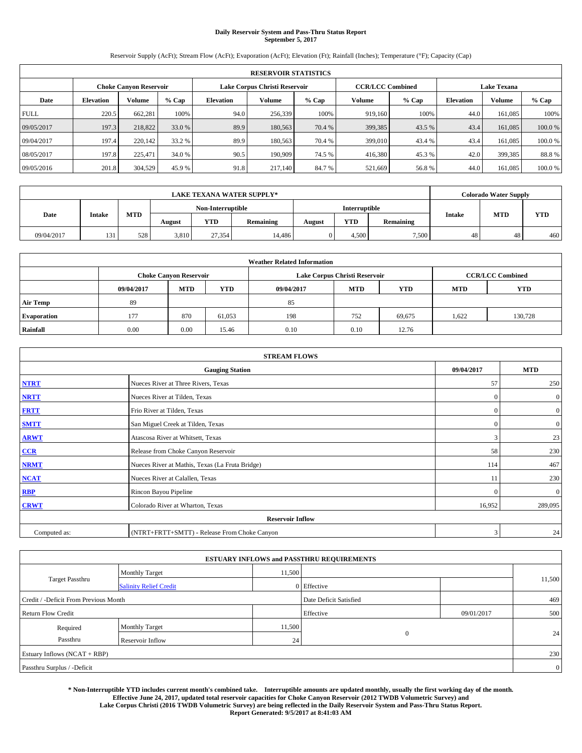# Daily Reservoir System and Pass-Thru Status Report
**September 5, 2017**

Reservoir Supply (AcFt); Stream Flow (AcFt); Evaporation (AcFt); Elevation (Ft); Rainfall (Inches); Temperature (°F); Capacity (Cap)

| RESERVOIR STATISTICS | | | | | | | | | | | |
|---|---|---|---|---|---|---|---|---|---|---|---|
| | Choke Canyon Reservoir | | | Lake Corpus Christi Reservoir | | | CCR/LCC Combined | | Lake Texana | | |
| Date | Elevation | Volume | % Cap | Elevation | Volume | % Cap | Volume | % Cap | Elevation | Volume | % Cap |
| FULL | 220.5 | 662,281 | 100% | 94.0 | 256,339 | 100% | 919,160 | 100% | 44.0 | 161,085 | 100% |
| 09/05/2017 | 197.3 | 218,822 | 33.0 % | 89.9 | 180,563 | 70.4 % | 399,385 | 43.5 % | 43.4 | 161,085 | 100.0 % |
| 09/04/2017 | 197.4 | 220,142 | 33.2 % | 89.9 | 180,563 | 70.4 % | 399,010 | 43.4 % | 43.4 | 161,085 | 100.0 % |
| 08/05/2017 | 197.8 | 225,471 | 34.0 % | 90.5 | 190,909 | 74.5 % | 416,380 | 45.3 % | 42.0 | 399,385 | 88.8 % |
| 09/05/2016 | 201.8 | 304,529 | 45.9 % | 91.8 | 217,140 | 84.7 % | 521,669 | 56.8 % | 44.0 | 161,085 | 100.0 % |

| LAKE TEXANA WATER SUPPLY* | | | | | | | | | Colorado Water Supply | | |
|---|---|---|---|---|---|---|---|---|---|---|---|
| Date | Intake | MTD | Non-Interruptible | | | Interruptible | | | Intake | MTD | YTD |
| | | | August | YTD | Remaining | August | YTD | Remaining | | | |
| 09/04/2017 | 131 | 528 | 3,810 | 27,354 | 14,486 | 0 | 4,500 | 7,500 | 48 | 48 | 460 |

| Weather Related Information | | | | | | | | |
|---|---|---|---|---|---|---|---|---|
| | Choke Canyon Reservoir | | | Lake Corpus Christi Reservoir | | | CCR/LCC Combined | |
| | 09/04/2017 | MTD | YTD | 09/04/2017 | MTD | YTD | MTD | YTD |
| Air Temp | 89 | | | 85 | | | | |
| Evaporation | 177 | 870 | 61,053 | 198 | 752 | 69,675 | 1,622 | 130,728 |
| Rainfall | 0.00 | 0.00 | 15.46 | 0.10 | 0.10 | 12.76 | | |

| STREAM FLOWS | | | |
|---|---|---|---|
| | Gauging Station | 09/04/2017 | MTD |
| NTRT | Nueces River at Three Rivers, Texas | 57 | 250 |
| NRTT | Nueces River at Tilden, Texas | 0 | 0 |
| FRTT | Frio River at Tilden, Texas | 0 | 0 |
| SMTT | San Miguel Creek at Tilden, Texas | 0 | 0 |
| ARWT | Atascosa River at Whitsett, Texas | 3 | 23 |
| CCR | Release from Choke Canyon Reservoir | 58 | 230 |
| NRMT | Nueces River at Mathis, Texas (La Fruta Bridge) | 114 | 467 |
| NCAT | Nueces River at Calallen, Texas | 11 | 230 |
| RBP | Rincon Bayou Pipeline | 0 | 0 |
| CRWT | Colorado River at Wharton, Texas | 16,952 | 289,095 |
| | Reservoir Inflow | | |
| Computed as: | (NTRT+FRTT+SMTT) - Release From Choke Canyon | 3 | 24 |

| ESTUARY INFLOWS and PASSTHRU REQUIREMENTS | | | | | |
|---|---|---|---|---|---|
| Target Passthru | Monthly Target | 11,500 | | | 11,500 |
| | Salinity Relief Credit | 0 | Effective | | |
| Credit / -Deficit From Previous Month | | | Date Deficit Satisfied | | 469 |
| Return Flow Credit | | | Effective | 09/01/2017 | 500 |
| Required Passthru | Monthly Target | 11,500 | 0 | | 24 |
| | Reservoir Inflow | 24 | | | |
| Estuary Inflows (NCAT + RBP) | | | | | 230 |
| Passthru Surplus / -Deficit | | | | | 0 |

**\* Non-Interruptible YTD includes current month's combined take. Interruptible amounts are updated monthly, usually the first working day of the month.**
**Effective June 24, 2017, updated total reservoir capacities for Choke Canyon Reservoir (2012 TWDB Volumetric Survey) and Lake Corpus Christi (2016 TWDB Volumetric Survey) are being reflected in the Daily Reservoir System and Pass-Thru Status Report.**
**Report Generated: 9/5/2017 at 8:41:03 AM**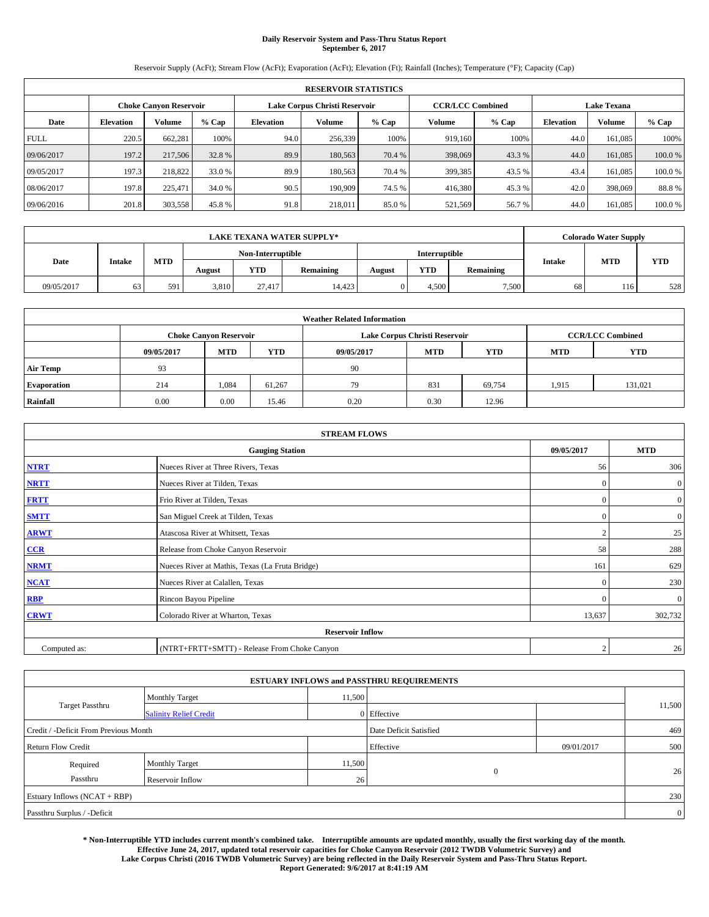# Daily Reservoir System and Pass-Thru Status Report
## September 6, 2017

Reservoir Supply (AcFt); Stream Flow (AcFt); Evaporation (AcFt); Elevation (Ft); Rainfall (Inches); Temperature (°F); Capacity (Cap)

| RESERVOIR STATISTICS | | | | | | | | | | | |
|---|---|---|---|---|---|---|---|---|---|---|---|
| | Choke Canyon Reservoir | | | Lake Corpus Christi Reservoir | | | CCR/LCC Combined | | Lake Texana | | |
| Date | Elevation | Volume | % Cap | Elevation | Volume | % Cap | Volume | % Cap | Elevation | Volume | % Cap |
| FULL | 220.5 | 662,281 | 100% | 94.0 | 256,339 | 100% | 919,160 | 100% | 44.0 | 161,085 | 100% |
| 09/06/2017 | 197.2 | 217,506 | 32.8 % | 89.9 | 180,563 | 70.4 % | 398,069 | 43.3 % | 44.0 | 161,085 | 100.0 % |
| 09/05/2017 | 197.3 | 218,822 | 33.0 % | 89.9 | 180,563 | 70.4 % | 399,385 | 43.5 % | 43.4 | 161,085 | 100.0 % |
| 08/06/2017 | 197.8 | 225,471 | 34.0 % | 90.5 | 190,909 | 74.5 % | 416,380 | 45.3 % | 42.0 | 398,069 | 88.8 % |
| 09/06/2016 | 201.8 | 303,558 | 45.8 % | 91.8 | 218,011 | 85.0 % | 521,569 | 56.7 % | 44.0 | 161,085 | 100.0 % |

| LAKE TEXANA WATER SUPPLY* | | | | | | | | | Colorado Water Supply | | |
|---|---|---|---|---|---|---|---|---|---|---|---|
| Date | Intake | MTD | Non-Interruptible | | | Interruptible | | | Intake | MTD | YTD |
| | | | August | YTD | Remaining | August | YTD | Remaining | | | |
| 09/05/2017 | 63 | 591 | 3,810 | 27,417 | 14,423 | 0 | 4,500 | 7,500 | 68 | 116 | 528 |

| Weather Related Information | | | | | | | | |
|---|---|---|---|---|---|---|---|---|
| | Choke Canyon Reservoir | | | Lake Corpus Christi Reservoir | | | CCR/LCC Combined | |
| | 09/05/2017 | MTD | YTD | 09/05/2017 | MTD | YTD | MTD | YTD |
| Air Temp | 93 | | | 90 | | | | |
| Evaporation | 214 | 1,084 | 61,267 | 79 | 831 | 69,754 | 1,915 | 131,021 |
| Rainfall | 0.00 | 0.00 | 15.46 | 0.20 | 0.30 | 12.96 | | |

| STREAM FLOWS | | | |
|---|---|---|---|
| | Gauging Station | 09/05/2017 | MTD |
| NTRT | Nueces River at Three Rivers, Texas | 56 | 306 |
| NRTT | Nueces River at Tilden, Texas | 0 | 0 |
| FRTT | Frio River at Tilden, Texas | 0 | 0 |
| SMTT | San Miguel Creek at Tilden, Texas | 0 | 0 |
| ARWT | Atascosa River at Whitsett, Texas | 2 | 25 |
| CCR | Release from Choke Canyon Reservoir | 58 | 288 |
| NRMT | Nueces River at Mathis, Texas (La Fruta Bridge) | 161 | 629 |
| NCAT | Nueces River at Calallen, Texas | 0 | 230 |
| RBP | Rincon Bayou Pipeline | 0 | 0 |
| CRWT | Colorado River at Wharton, Texas | 13,637 | 302,732 |
| Reservoir Inflow | | | |
| Computed as: | (NTRT+FRTT+SMTT) - Release From Choke Canyon | 2 | 26 |

| ESTUARY INFLOWS and PASSTHRU REQUIREMENTS | | | | | |
|---|---|---|---|---|---|
| Target Passthru | Monthly Target | 11,500 | | | 11,500 |
| | Salinity Relief Credit | 0 | Effective | | |
| Credit / -Deficit From Previous Month | | | Date Deficit Satisfied | | 469 |
| Return Flow Credit | | | Effective | 09/01/2017 | 500 |
| Required Passthru | Monthly Target | 11,500 | 0 | | 26 |
| | Reservoir Inflow | 26 | | | |
| Estuary Inflows (NCAT + RBP) | | | | | 230 |
| Passthru Surplus / -Deficit | | | | | 0 |

**\* Non-Interruptible YTD includes current month's combined take. Interruptible amounts are updated monthly, usually the first working day of the month. Effective June 24, 2017, updated total reservoir capacities for Choke Canyon Reservoir (2012 TWDB Volumetric Survey) and Lake Corpus Christi (2016 TWDB Volumetric Survey) are being reflected in the Daily Reservoir System and Pass-Thru Status Report. Report Generated: 9/6/2017 at 8:41:19 AM**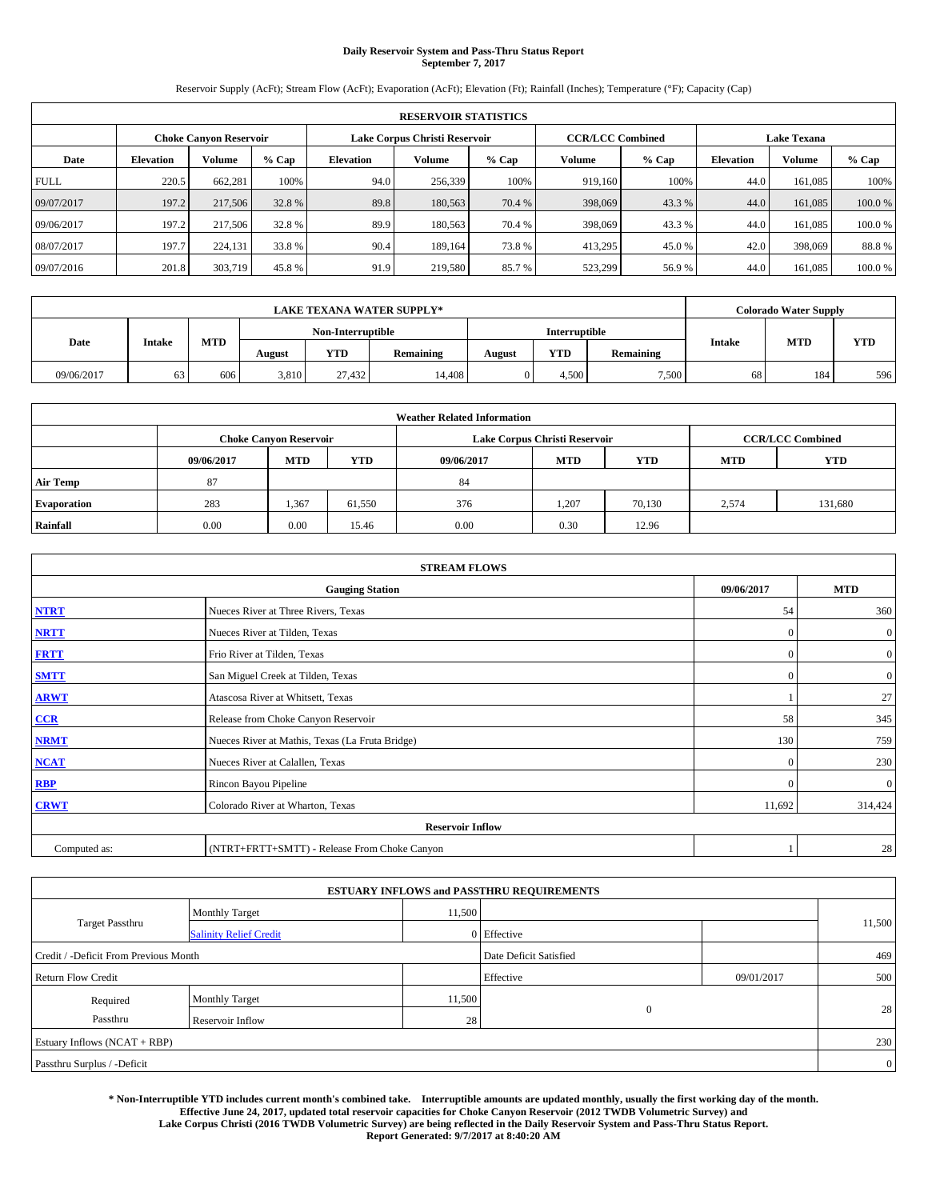# Daily Reservoir System and Pass-Thru Status Report
## September 7, 2017

Reservoir Supply (AcFt); Stream Flow (AcFt); Evaporation (AcFt); Elevation (Ft); Rainfall (Inches); Temperature (°F); Capacity (Cap)

| RESERVOIR STATISTICS | | | | | | | | | | | |
|---|---|---|---|---|---|---|---|---|---|---|---|
| | Choke Canyon Reservoir | | | Lake Corpus Christi Reservoir | | | CCR/LCC Combined | | Lake Texana | | |
| Date | Elevation | Volume | % Cap | Elevation | Volume | % Cap | Volume | % Cap | Elevation | Volume | % Cap |
| FULL | 220.5 | 662,281 | 100% | 94.0 | 256,339 | 100% | 919,160 | 100% | 44.0 | 161,085 | 100% |
| 09/07/2017 | 197.2 | 217,506 | 32.8 % | 89.8 | 180,563 | 70.4 % | 398,069 | 43.3 % | 44.0 | 161,085 | 100.0 % |
| 09/06/2017 | 197.2 | 217,506 | 32.8 % | 89.9 | 180,563 | 70.4 % | 398,069 | 43.3 % | 44.0 | 161,085 | 100.0 % |
| 08/07/2017 | 197.7 | 224,131 | 33.8 % | 90.4 | 189,164 | 73.8 % | 413,295 | 45.0 % | 42.0 | 398,069 | 88.8 % |
| 09/07/2016 | 201.8 | 303,719 | 45.8 % | 91.9 | 219,580 | 85.7 % | 523,299 | 56.9 % | 44.0 | 161,085 | 100.0 % |

| LAKE TEXANA WATER SUPPLY* | | | | | | | | | Colorado Water Supply | | |
|---|---|---|---|---|---|---|---|---|---|---|---|
| Date | Intake | MTD | Non-Interruptible | | | Interruptible | | | Intake | MTD | YTD |
| | | | August | YTD | Remaining | August | YTD | Remaining | | | |
| 09/06/2017 | 63 | 606 | 3,810 | 27,432 | 14,408 | 0 | 4,500 | 7,500 | 68 | 184 | 596 |

| Weather Related Information | | | | | | | | |
|---|---|---|---|---|---|---|---|---|
| | Choke Canyon Reservoir | | | Lake Corpus Christi Reservoir | | | CCR/LCC Combined | |
| | 09/06/2017 | MTD | YTD | 09/06/2017 | MTD | YTD | MTD | YTD |
| Air Temp | 87 | | | 84 | | | | |
| Evaporation | 283 | 1,367 | 61,550 | 376 | 1,207 | 70,130 | 2,574 | 131,680 |
| Rainfall | 0.00 | 0.00 | 15.46 | 0.00 | 0.30 | 12.96 | | |

| STREAM FLOWS | | | |
|---|---|---|---|
| | Gauging Station | 09/06/2017 | MTD |
| NTRT | Nueces River at Three Rivers, Texas | 54 | 360 |
| NRTT | Nueces River at Tilden, Texas | 0 | 0 |
| FRTT | Frio River at Tilden, Texas | 0 | 0 |
| SMTT | San Miguel Creek at Tilden, Texas | 0 | 0 |
| ARWT | Atascosa River at Whitsett, Texas | 1 | 27 |
| CCR | Release from Choke Canyon Reservoir | 58 | 345 |
| NRMT | Nueces River at Mathis, Texas (La Fruta Bridge) | 130 | 759 |
| NCAT | Nueces River at Calallen, Texas | 0 | 230 |
| RBP | Rincon Bayou Pipeline | 0 | 0 |
| CRWT | Colorado River at Wharton, Texas | 11,692 | 314,424 |
| | Reservoir Inflow | | |
| Computed as: | (NTRT+FRTT+SMTT) - Release From Choke Canyon | 1 | 28 |

| ESTUARY INFLOWS and PASSTHRU REQUIREMENTS | | | | | |
|---|---|---|---|---|---|
| Target Passthru | Monthly Target | 11,500 | | | 11,500 |
| | Salinity Relief Credit | 0 | Effective | | |
| Credit / -Deficit From Previous Month | | | Date Deficit Satisfied | | 469 |
| Return Flow Credit | | | Effective | 09/01/2017 | 500 |
| Required Passthru | Monthly Target | 11,500 | 0 | | 28 |
| | Reservoir Inflow | 28 | | | |
| Estuary Inflows (NCAT + RBP) | | | | | 230 |
| Passthru Surplus / -Deficit | | | | | 0 |

**\* Non-Interruptible YTD includes current month's combined take. Interruptible amounts are updated monthly, usually the first working day of the month. Effective June 24, 2017, updated total reservoir capacities for Choke Canyon Reservoir (2012 TWDB Volumetric Survey) and Lake Corpus Christi (2016 TWDB Volumetric Survey) are being reflected in the Daily Reservoir System and Pass-Thru Status Report. Report Generated: 9/7/2017 at 8:40:20 AM**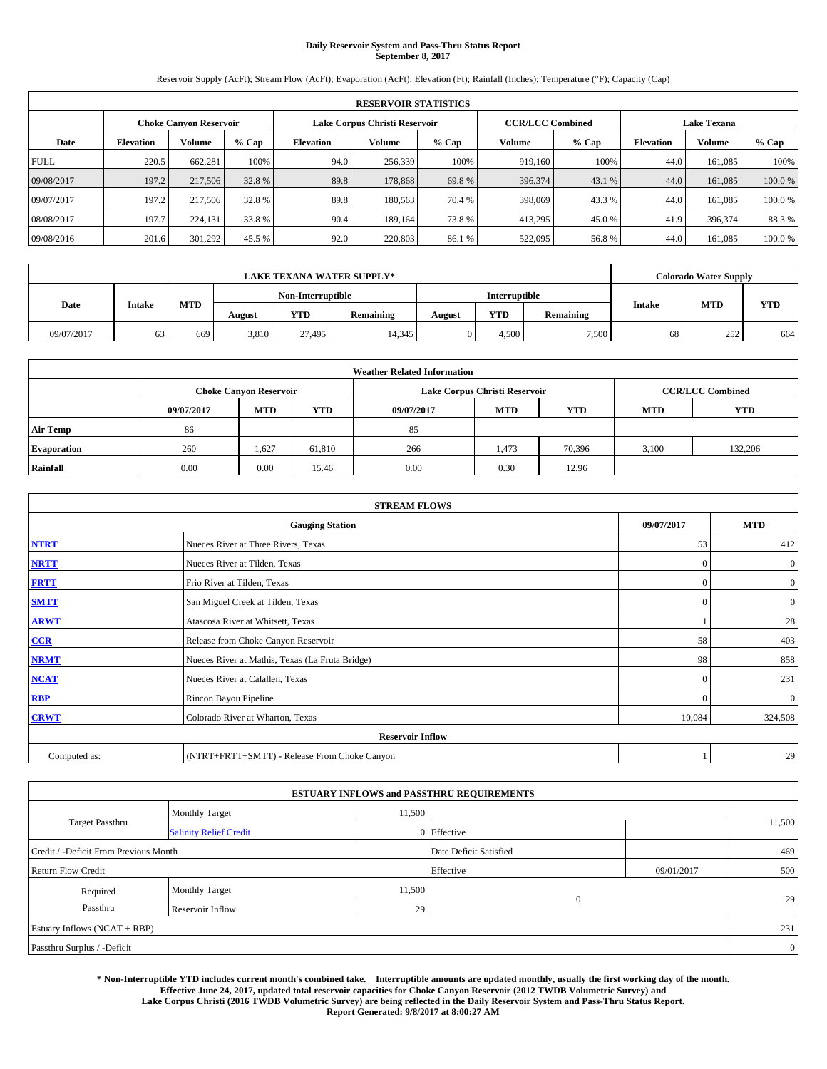# Daily Reservoir System and Pass-Thru Status Report
## September 8, 2017

Reservoir Supply (AcFt); Stream Flow (AcFt); Evaporation (AcFt); Elevation (Ft); Rainfall (Inches); Temperature (°F); Capacity (Cap)

| RESERVOIR STATISTICS | | | | | | | | | | | |
|---|---|---|---|---|---|---|---|---|---|---|---|
| | Choke Canyon Reservoir | | | Lake Corpus Christi Reservoir | | | CCR/LCC Combined | | Lake Texana | | |
| Date | Elevation | Volume | % Cap | Elevation | Volume | % Cap | Volume | % Cap | Elevation | Volume | % Cap |
| FULL | 220.5 | 662,281 | 100% | 94.0 | 256,339 | 100% | 919,160 | 100% | 44.0 | 161,085 | 100% |
| 09/08/2017 | 197.2 | 217,506 | 32.8 % | 89.8 | 178,868 | 69.8 % | 396,374 | 43.1 % | 44.0 | 161,085 | 100.0 % |
| 09/07/2017 | 197.2 | 217,506 | 32.8 % | 89.8 | 180,563 | 70.4 % | 398,069 | 43.3 % | 44.0 | 161,085 | 100.0 % |
| 08/08/2017 | 197.7 | 224,131 | 33.8 % | 90.4 | 189,164 | 73.8 % | 413,295 | 45.0 % | 41.9 | 396,374 | 88.3 % |
| 09/08/2016 | 201.6 | 301,292 | 45.5 % | 92.0 | 220,803 | 86.1 % | 522,095 | 56.8 % | 44.0 | 161,085 | 100.0 % |

| LAKE TEXANA WATER SUPPLY* | | | | | | | | | Colorado Water Supply | | |
|---|---|---|---|---|---|---|---|---|---|---|---|
| Date | Intake | MTD | Non-Interruptible | | | Interruptible | | | Intake | MTD | YTD |
| | | | August | YTD | Remaining | August | YTD | Remaining | | | |
| 09/07/2017 | 63 | 669 | 3,810 | 27,495 | 14,345 | 0 | 4,500 | 7,500 | 68 | 252 | 664 |

| Weather Related Information | | | | | | | | |
|---|---|---|---|---|---|---|---|---|
| | Choke Canyon Reservoir | | | Lake Corpus Christi Reservoir | | | CCR/LCC Combined | |
| | 09/07/2017 | MTD | YTD | 09/07/2017 | MTD | YTD | MTD | YTD |
| Air Temp | 86 | | | 85 | | | | |
| Evaporation | 260 | 1,627 | 61,810 | 266 | 1,473 | 70,396 | 3,100 | 132,206 |
| Rainfall | 0.00 | 0.00 | 15.46 | 0.00 | 0.30 | 12.96 | | |

| STREAM FLOWS | | | |
|---|---|---|---|
| | Gauging Station | 09/07/2017 | MTD |
| NTRT | Nueces River at Three Rivers, Texas | 53 | 412 |
| NRTT | Nueces River at Tilden, Texas | 0 | 0 |
| FRTT | Frio River at Tilden, Texas | 0 | 0 |
| SMTT | San Miguel Creek at Tilden, Texas | 0 | 0 |
| ARWT | Atascosa River at Whitsett, Texas | 1 | 28 |
| CCR | Release from Choke Canyon Reservoir | 58 | 403 |
| NRMT | Nueces River at Mathis, Texas (La Fruta Bridge) | 98 | 858 |
| NCAT | Nueces River at Calallen, Texas | 0 | 231 |
| RBP | Rincon Bayou Pipeline | 0 | 0 |
| CRWT | Colorado River at Wharton, Texas | 10,084 | 324,508 |
| Reservoir Inflow | | | |
| Computed as: | (NTRT+FRTT+SMTT) - Release From Choke Canyon | 1 | 29 |

| ESTUARY INFLOWS and PASSTHRU REQUIREMENTS | | | | | |
|---|---|---|---|---|---|
| Target Passthru | Monthly Target | 11,500 | | | 11,500 |
| | Salinity Relief Credit | 0 | Effective | | |
| Credit / -Deficit From Previous Month | | | Date Deficit Satisfied | | 469 |
| Return Flow Credit | | | Effective | 09/01/2017 | 500 |
| Required Passthru | Monthly Target | 11,500 | 0 | | 29 |
| | Reservoir Inflow | 29 | | | |
| Estuary Inflows (NCAT + RBP) | | | | | 231 |
| Passthru Surplus / -Deficit | | | | | 0 |

**\* Non-Interruptible YTD includes current month's combined take. Interruptible amounts are updated monthly, usually the first working day of the month. Effective June 24, 2017, updated total reservoir capacities for Choke Canyon Reservoir (2012 TWDB Volumetric Survey) and Lake Corpus Christi (2016 TWDB Volumetric Survey) are being reflected in the Daily Reservoir System and Pass-Thru Status Report. Report Generated: 9/8/2017 at 8:00:27 AM**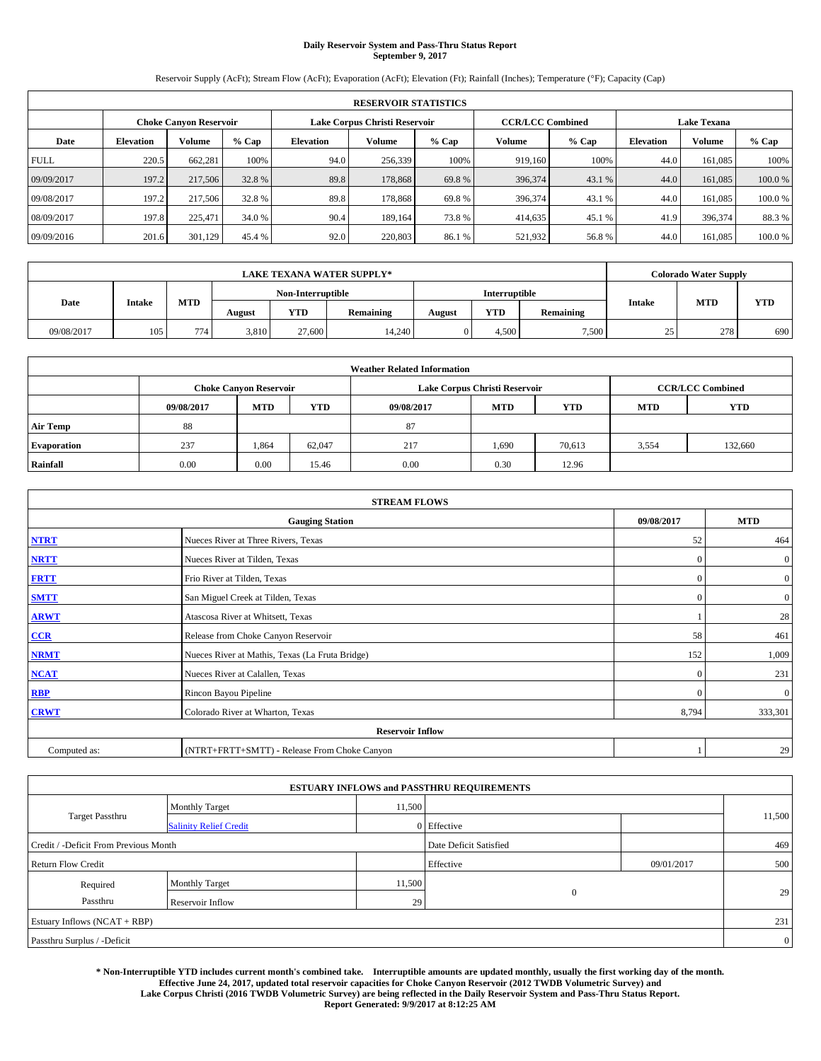# Daily Reservoir System and Pass-Thru Status Report
## September 9, 2017

Reservoir Supply (AcFt); Stream Flow (AcFt); Evaporation (AcFt); Elevation (Ft); Rainfall (Inches); Temperature (°F); Capacity (Cap)

| RESERVOIR STATISTICS | | | | | | | | | | | |
|---|---|---|---|---|---|---|---|---|---|---|---|
| | Choke Canyon Reservoir | | | Lake Corpus Christi Reservoir | | | CCR/LCC Combined | | Lake Texana | | |
| Date | Elevation | Volume | % Cap | Elevation | Volume | % Cap | Volume | % Cap | Elevation | Volume | % Cap |
| FULL | 220.5 | 662,281 | 100% | 94.0 | 256,339 | 100% | 919,160 | 100% | 44.0 | 161,085 | 100% |
| 09/09/2017 | 197.2 | 217,506 | 32.8 % | 89.8 | 178,868 | 69.8 % | 396,374 | 43.1 % | 44.0 | 161,085 | 100.0 % |
| 09/08/2017 | 197.2 | 217,506 | 32.8 % | 89.8 | 178,868 | 69.8 % | 396,374 | 43.1 % | 44.0 | 161,085 | 100.0 % |
| 08/09/2017 | 197.8 | 225,471 | 34.0 % | 90.4 | 189,164 | 73.8 % | 414,635 | 45.1 % | 41.9 | 396,374 | 88.3 % |
| 09/09/2016 | 201.6 | 301,129 | 45.4 % | 92.0 | 220,803 | 86.1 % | 521,932 | 56.8 % | 44.0 | 161,085 | 100.0 % |

| LAKE TEXANA WATER SUPPLY* | | | | | | | | | Colorado Water Supply | | |
|---|---|---|---|---|---|---|---|---|---|---|---|
| Date | Intake | MTD | Non-Interruptible | | | Interruptible | | | Intake | MTD | YTD |
| | | | August | YTD | Remaining | August | YTD | Remaining | | | |
| 09/08/2017 | 105 | 774 | 3,810 | 27,600 | 14,240 | 0 | 4,500 | 7,500 | 25 | 278 | 690 |

| Weather Related Information | | | | | | | | |
|---|---|---|---|---|---|---|---|---|
| | Choke Canyon Reservoir | | | Lake Corpus Christi Reservoir | | | CCR/LCC Combined | |
| | 09/08/2017 | MTD | YTD | 09/08/2017 | MTD | YTD | MTD | YTD |
| Air Temp | 88 | | | 87 | | | | |
| Evaporation | 237 | 1,864 | 62,047 | 217 | 1,690 | 70,613 | 3,554 | 132,660 |
| Rainfall | 0.00 | 0.00 | 15.46 | 0.00 | 0.30 | 12.96 | | |

| STREAM FLOWS | | | |
|---|---|---|---|
| Gauging Station | | 09/08/2017 | MTD |
| NTRT | Nueces River at Three Rivers, Texas | 52 | 464 |
| NRTT | Nueces River at Tilden, Texas | 0 | 0 |
| FRTT | Frio River at Tilden, Texas | 0 | 0 |
| SMTT | San Miguel Creek at Tilden, Texas | 0 | 0 |
| ARWT | Atascosa River at Whitsett, Texas | 1 | 28 |
| CCR | Release from Choke Canyon Reservoir | 58 | 461 |
| NRMT | Nueces River at Mathis, Texas (La Fruta Bridge) | 152 | 1,009 |
| NCAT | Nueces River at Calallen, Texas | 0 | 231 |
| RBP | Rincon Bayou Pipeline | 0 | 0 |
| CRWT | Colorado River at Wharton, Texas | 8,794 | 333,301 |
| Reservoir Inflow | | | |
| Computed as: | (NTRT+FRTT+SMTT) - Release From Choke Canyon | 1 | 29 |

| ESTUARY INFLOWS and PASSTHRU REQUIREMENTS | | | | | |
|---|---|---|---|---|---|
| Target Passthru | Monthly Target | 11,500 | | | 11,500 |
| | Salinity Relief Credit | 0 | Effective | | |
| Credit / -Deficit From Previous Month | | | Date Deficit Satisfied | | 469 |
| Return Flow Credit | | | Effective | 09/01/2017 | 500 |
| Required Passthru | Monthly Target | 11,500 | 0 | | 29 |
| | Reservoir Inflow | 29 | | | |
| Estuary Inflows (NCAT + RBP) | | | | | 231 |
| Passthru Surplus / -Deficit | | | | | 0 |

**\* Non-Interruptible YTD includes current month's combined take. Interruptible amounts are updated monthly, usually the first working day of the month. Effective June 24, 2017, updated total reservoir capacities for Choke Canyon Reservoir (2012 TWDB Volumetric Survey) and Lake Corpus Christi (2016 TWDB Volumetric Survey) are being reflected in the Daily Reservoir System and Pass-Thru Status Report. Report Generated: 9/9/2017 at 8:12:25 AM**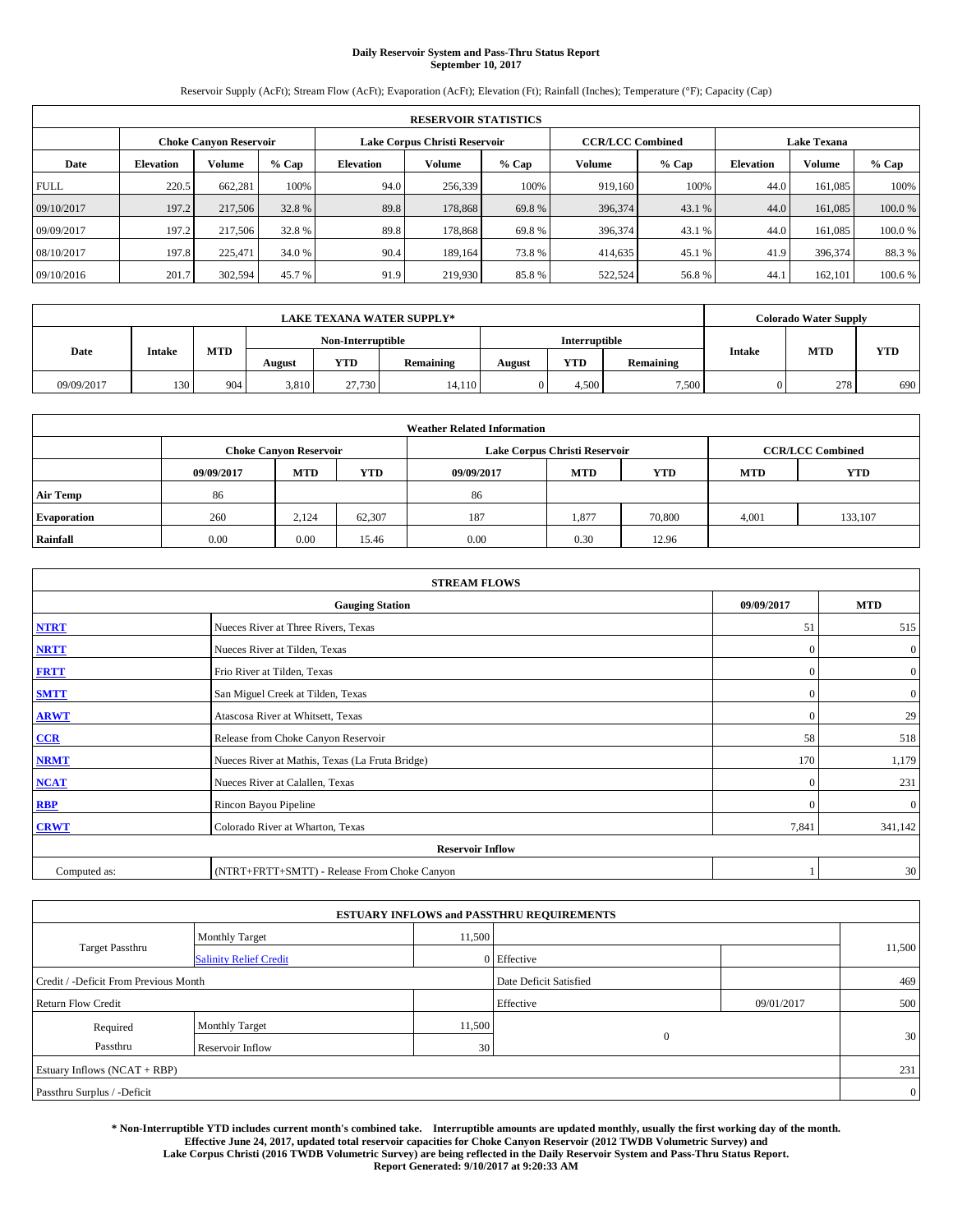# Daily Reservoir System and Pass-Thru Status Report
## September 10, 2017

Reservoir Supply (AcFt); Stream Flow (AcFt); Evaporation (AcFt); Elevation (Ft); Rainfall (Inches); Temperature (°F); Capacity (Cap)

| RESERVOIR STATISTICS | | | | | | | | | | | |
|---|---|---|---|---|---|---|---|---|---|---|---|
| | Choke Canyon Reservoir | | | Lake Corpus Christi Reservoir | | | CCR/LCC Combined | | Lake Texana | | |
| Date | Elevation | Volume | % Cap | Elevation | Volume | % Cap | Volume | % Cap | Elevation | Volume | % Cap |
| FULL | 220.5 | 662,281 | 100% | 94.0 | 256,339 | 100% | 919,160 | 100% | 44.0 | 161,085 | 100% |
| 09/10/2017 | 197.2 | 217,506 | 32.8 % | 89.8 | 178,868 | 69.8 % | 396,374 | 43.1 % | 44.0 | 161,085 | 100.0 % |
| 09/09/2017 | 197.2 | 217,506 | 32.8 % | 89.8 | 178,868 | 69.8 % | 396,374 | 43.1 % | 44.0 | 161,085 | 100.0 % |
| 08/10/2017 | 197.8 | 225,471 | 34.0 % | 90.4 | 189,164 | 73.8 % | 414,635 | 45.1 % | 41.9 | 396,374 | 88.3 % |
| 09/10/2016 | 201.7 | 302,594 | 45.7 % | 91.9 | 219,930 | 85.8 % | 522,524 | 56.8 % | 44.1 | 162,101 | 100.6 % |

| LAKE TEXANA WATER SUPPLY* | | | | | | | | | Colorado Water Supply | | |
|---|---|---|---|---|---|---|---|---|---|---|---|
| Date | Intake | MTD | Non-Interruptible | | | Interruptible | | | Intake | MTD | YTD |
| | | | August | YTD | Remaining | August | YTD | Remaining | | | |
| 09/09/2017 | 130 | 904 | 3,810 | 27,730 | 14,110 | 0 | 4,500 | 7,500 | 0 | 278 | 690 |

| Weather Related Information | | | | | | | | |
|---|---|---|---|---|---|---|---|---|
| | Choke Canyon Reservoir | | | Lake Corpus Christi Reservoir | | | CCR/LCC Combined | |
| | 09/09/2017 | MTD | YTD | 09/09/2017 | MTD | YTD | MTD | YTD |
| Air Temp | 86 | | | 86 | | | | |
| Evaporation | 260 | 2,124 | 62,307 | 187 | 1,877 | 70,800 | 4,001 | 133,107 |
| Rainfall | 0.00 | 0.00 | 15.46 | 0.00 | 0.30 | 12.96 | | |

| STREAM FLOWS | | | |
|---|---|---|---|
| Gauging Station | | 09/09/2017 | MTD |
| NTRT | Nueces River at Three Rivers, Texas | 51 | 515 |
| NRTT | Nueces River at Tilden, Texas | 0 | 0 |
| FRTT | Frio River at Tilden, Texas | 0 | 0 |
| SMTT | San Miguel Creek at Tilden, Texas | 0 | 0 |
| ARWT | Atascosa River at Whitsett, Texas | 0 | 29 |
| CCR | Release from Choke Canyon Reservoir | 58 | 518 |
| NRMT | Nueces River at Mathis, Texas (La Fruta Bridge) | 170 | 1,179 |
| NCAT | Nueces River at Calallen, Texas | 0 | 231 |
| RBP | Rincon Bayou Pipeline | 0 | 0 |
| CRWT | Colorado River at Wharton, Texas | 7,841 | 341,142 |
| Reservoir Inflow | | | |
| Computed as: | (NTRT+FRTT+SMTT) - Release From Choke Canyon | 1 | 30 |

| ESTUARY INFLOWS and PASSTHRU REQUIREMENTS | | | | | |
|---|---|---|---|---|---|
| Target Passthru | Monthly Target | 11,500 | | | 11,500 |
| | Salinity Relief Credit | 0 | Effective | | |
| Credit / -Deficit From Previous Month | | | Date Deficit Satisfied | | 469 |
| Return Flow Credit | | | Effective | 09/01/2017 | 500 |
| Required Passthru | Monthly Target | 11,500 | 0 | | 30 |
| | Reservoir Inflow | 30 | | | |
| Estuary Inflows (NCAT + RBP) | | | | | 231 |
| Passthru Surplus / -Deficit | | | | | 0 |

**\* Non-Interruptible YTD includes current month's combined take. Interruptible amounts are updated monthly, usually the first working day of the month. Effective June 24, 2017, updated total reservoir capacities for Choke Canyon Reservoir (2012 TWDB Volumetric Survey) and Lake Corpus Christi (2016 TWDB Volumetric Survey) are being reflected in the Daily Reservoir System and Pass-Thru Status Report. Report Generated: 9/10/2017 at 9:20:33 AM**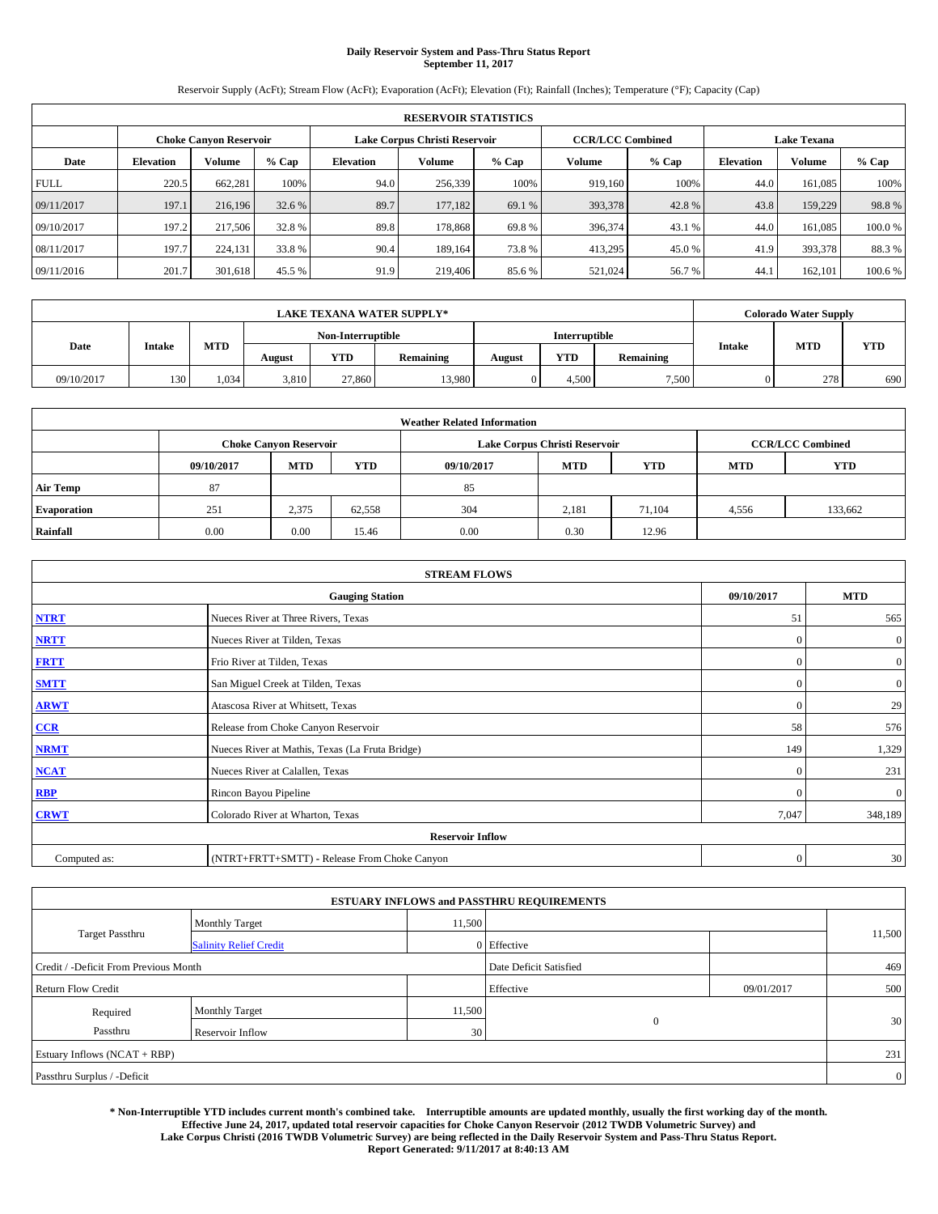# Daily Reservoir System and Pass-Thru Status Report
## September 11, 2017

Reservoir Supply (AcFt); Stream Flow (AcFt); Evaporation (AcFt); Elevation (Ft); Rainfall (Inches); Temperature (°F); Capacity (Cap)

| RESERVOIR STATISTICS | | | | | | | | | | | |
|---|---|---|---|---|---|---|---|---|---|---|---|
| | Choke Canyon Reservoir | | | Lake Corpus Christi Reservoir | | | CCR/LCC Combined | | Lake Texana | | |
| Date | Elevation | Volume | % Cap | Elevation | Volume | % Cap | Volume | % Cap | Elevation | Volume | % Cap |
| FULL | 220.5 | 662,281 | 100% | 94.0 | 256,339 | 100% | 919,160 | 100% | 44.0 | 161,085 | 100% |
| 09/11/2017 | 197.1 | 216,196 | 32.6 % | 89.7 | 177,182 | 69.1 % | 393,378 | 42.8 % | 43.8 | 159,229 | 98.8 % |
| 09/10/2017 | 197.2 | 217,506 | 32.8 % | 89.8 | 178,868 | 69.8 % | 396,374 | 43.1 % | 44.0 | 161,085 | 100.0 % |
| 08/11/2017 | 197.7 | 224,131 | 33.8 % | 90.4 | 189,164 | 73.8 % | 413,295 | 45.0 % | 41.9 | 393,378 | 88.3 % |
| 09/11/2016 | 201.7 | 301,618 | 45.5 % | 91.9 | 219,406 | 85.6 % | 521,024 | 56.7 % | 44.1 | 162,101 | 100.6 % |

| LAKE TEXANA WATER SUPPLY* | | | | | | | | | Colorado Water Supply | | |
|---|---|---|---|---|---|---|---|---|---|---|---|
| Date | Intake | MTD | Non-Interruptible | | | Interruptible | | | Intake | MTD | YTD |
| | | | August | YTD | Remaining | August | YTD | Remaining | | | |
| 09/10/2017 | 130 | 1,034 | 3,810 | 27,860 | 13,980 | 0 | 4,500 | 7,500 | 0 | 278 | 690 |

| Weather Related Information | | | | | | | | |
|---|---|---|---|---|---|---|---|---|
| | Choke Canyon Reservoir | | | Lake Corpus Christi Reservoir | | | CCR/LCC Combined | |
| | 09/10/2017 | MTD | YTD | 09/10/2017 | MTD | YTD | MTD | YTD |
| Air Temp | 87 | | | 85 | | | | |
| Evaporation | 251 | 2,375 | 62,558 | 304 | 2,181 | 71,104 | 4,556 | 133,662 |
| Rainfall | 0.00 | 0.00 | 15.46 | 0.00 | 0.30 | 12.96 | | |

| STREAM FLOWS | | | |
|---|---|---|---|
| | Gauging Station | 09/10/2017 | MTD |
| NTRT | Nueces River at Three Rivers, Texas | 51 | 565 |
| NRTT | Nueces River at Tilden, Texas | 0 | 0 |
| FRTT | Frio River at Tilden, Texas | 0 | 0 |
| SMTT | San Miguel Creek at Tilden, Texas | 0 | 0 |
| ARWT | Atascosa River at Whitsett, Texas | 0 | 29 |
| CCR | Release from Choke Canyon Reservoir | 58 | 576 |
| NRMT | Nueces River at Mathis, Texas (La Fruta Bridge) | 149 | 1,329 |
| NCAT | Nueces River at Calallen, Texas | 0 | 231 |
| RBP | Rincon Bayou Pipeline | 0 | 0 |
| CRWT | Colorado River at Wharton, Texas | 7,047 | 348,189 |
| Reservoir Inflow | | | |
| Computed as: | (NTRT+FRTT+SMTT) - Release From Choke Canyon | 0 | 30 |

| ESTUARY INFLOWS and PASSTHRU REQUIREMENTS | | | | | |
|---|---|---|---|---|---|
| Target Passthru | Monthly Target | 11,500 | | | 11,500 |
| | Salinity Relief Credit | 0 | Effective | | |
| Credit / -Deficit From Previous Month | | | Date Deficit Satisfied | | 469 |
| Return Flow Credit | | | Effective | 09/01/2017 | 500 |
| Required Passthru | Monthly Target | 11,500 | 0 | | 30 |
| | Reservoir Inflow | 30 | | | |
| Estuary Inflows (NCAT + RBP) | | | | | 231 |
| Passthru Surplus / -Deficit | | | | | 0 |

**\* Non-Interruptible YTD includes current month's combined take. Interruptible amounts are updated monthly, usually the first working day of the month. Effective June 24, 2017, updated total reservoir capacities for Choke Canyon Reservoir (2012 TWDB Volumetric Survey) and Lake Corpus Christi (2016 TWDB Volumetric Survey) are being reflected in the Daily Reservoir System and Pass-Thru Status Report. Report Generated: 9/11/2017 at 8:40:13 AM**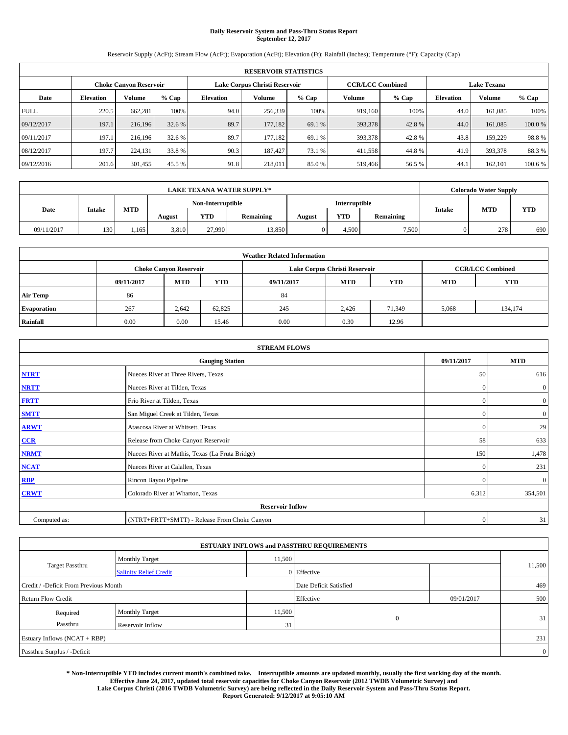# Daily Reservoir System and Pass-Thru Status Report
## September 12, 2017

Reservoir Supply (AcFt); Stream Flow (AcFt); Evaporation (AcFt); Elevation (Ft); Rainfall (Inches); Temperature (°F); Capacity (Cap)

| RESERVOIR STATISTICS | | | | | | | | | | | |
|---|---|---|---|---|---|---|---|---|---|---|---|
| | Choke Canyon Reservoir | | | Lake Corpus Christi Reservoir | | | CCR/LCC Combined | | Lake Texana | | |
| Date | Elevation | Volume | % Cap | Elevation | Volume | % Cap | Volume | % Cap | Elevation | Volume | % Cap |
| FULL | 220.5 | 662,281 | 100% | 94.0 | 256,339 | 100% | 919,160 | 100% | 44.0 | 161,085 | 100% |
| 09/12/2017 | 197.1 | 216,196 | 32.6 % | 89.7 | 177,182 | 69.1 % | 393,378 | 42.8 % | 44.0 | 161,085 | 100.0 % |
| 09/11/2017 | 197.1 | 216,196 | 32.6 % | 89.7 | 177,182 | 69.1 % | 393,378 | 42.8 % | 43.8 | 159,229 | 98.8 % |
| 08/12/2017 | 197.7 | 224,131 | 33.8 % | 90.3 | 187,427 | 73.1 % | 411,558 | 44.8 % | 41.9 | 393,378 | 88.3 % |
| 09/12/2016 | 201.6 | 301,455 | 45.5 % | 91.8 | 218,011 | 85.0 % | 519,466 | 56.5 % | 44.1 | 162,101 | 100.6 % |

| LAKE TEXANA WATER SUPPLY* | | | | | | | | | Colorado Water Supply | | |
|---|---|---|---|---|---|---|---|---|---|---|---|
| Date | Intake | MTD | Non-Interruptible | | | Interruptible | | | Intake | MTD | YTD |
| | | | August | YTD | Remaining | August | YTD | Remaining | | | |
| 09/11/2017 | 130 | 1,165 | 3,810 | 27,990 | 13,850 | 0 | 4,500 | 7,500 | 0 | 278 | 690 |

| Weather Related Information | | | | | | | | |
|---|---|---|---|---|---|---|---|---|
| | Choke Canyon Reservoir | | | Lake Corpus Christi Reservoir | | | CCR/LCC Combined | |
| | 09/11/2017 | MTD | YTD | 09/11/2017 | MTD | YTD | MTD | YTD |
| Air Temp | 86 | | | 84 | | | | |
| Evaporation | 267 | 2,642 | 62,825 | 245 | 2,426 | 71,349 | 5,068 | 134,174 |
| Rainfall | 0.00 | 0.00 | 15.46 | 0.00 | 0.30 | 12.96 | | |

| STREAM FLOWS | | | |
|---|---|---|---|
| Gauging Station | | 09/11/2017 | MTD |
| NTRT | Nueces River at Three Rivers, Texas | 50 | 616 |
| NRTT | Nueces River at Tilden, Texas | 0 | 0 |
| FRTT | Frio River at Tilden, Texas | 0 | 0 |
| SMTT | San Miguel Creek at Tilden, Texas | 0 | 0 |
| ARWT | Atascosa River at Whitsett, Texas | 0 | 29 |
| CCR | Release from Choke Canyon Reservoir | 58 | 633 |
| NRMT | Nueces River at Mathis, Texas (La Fruta Bridge) | 150 | 1,478 |
| NCAT | Nueces River at Calallen, Texas | 0 | 231 |
| RBP | Rincon Bayou Pipeline | 0 | 0 |
| CRWT | Colorado River at Wharton, Texas | 6,312 | 354,501 |
| Reservoir Inflow | | | |
| Computed as: | (NTRT+FRTT+SMTT) - Release From Choke Canyon | 0 | 31 |

| ESTUARY INFLOWS and PASSTHRU REQUIREMENTS | | | | | |
|---|---|---|---|---|---|
| Target Passthru | Monthly Target | 11,500 | | | 11,500 |
| | Salinity Relief Credit | 0 | Effective | | |
| Credit / -Deficit From Previous Month | | | Date Deficit Satisfied | | 469 |
| Return Flow Credit | | | Effective | 09/01/2017 | 500 |
| Required Passthru | Monthly Target | 11,500 | 0 | | 31 |
| | Reservoir Inflow | 31 | | | |
| Estuary Inflows (NCAT + RBP) | | | | | 231 |
| Passthru Surplus / -Deficit | | | | | 0 |

**\* Non-Interruptible YTD includes current month's combined take. Interruptible amounts are updated monthly, usually the first working day of the month. Effective June 24, 2017, updated total reservoir capacities for Choke Canyon Reservoir (2012 TWDB Volumetric Survey) and Lake Corpus Christi (2016 TWDB Volumetric Survey) are being reflected in the Daily Reservoir System and Pass-Thru Status Report. Report Generated: 9/12/2017 at 9:05:10 AM**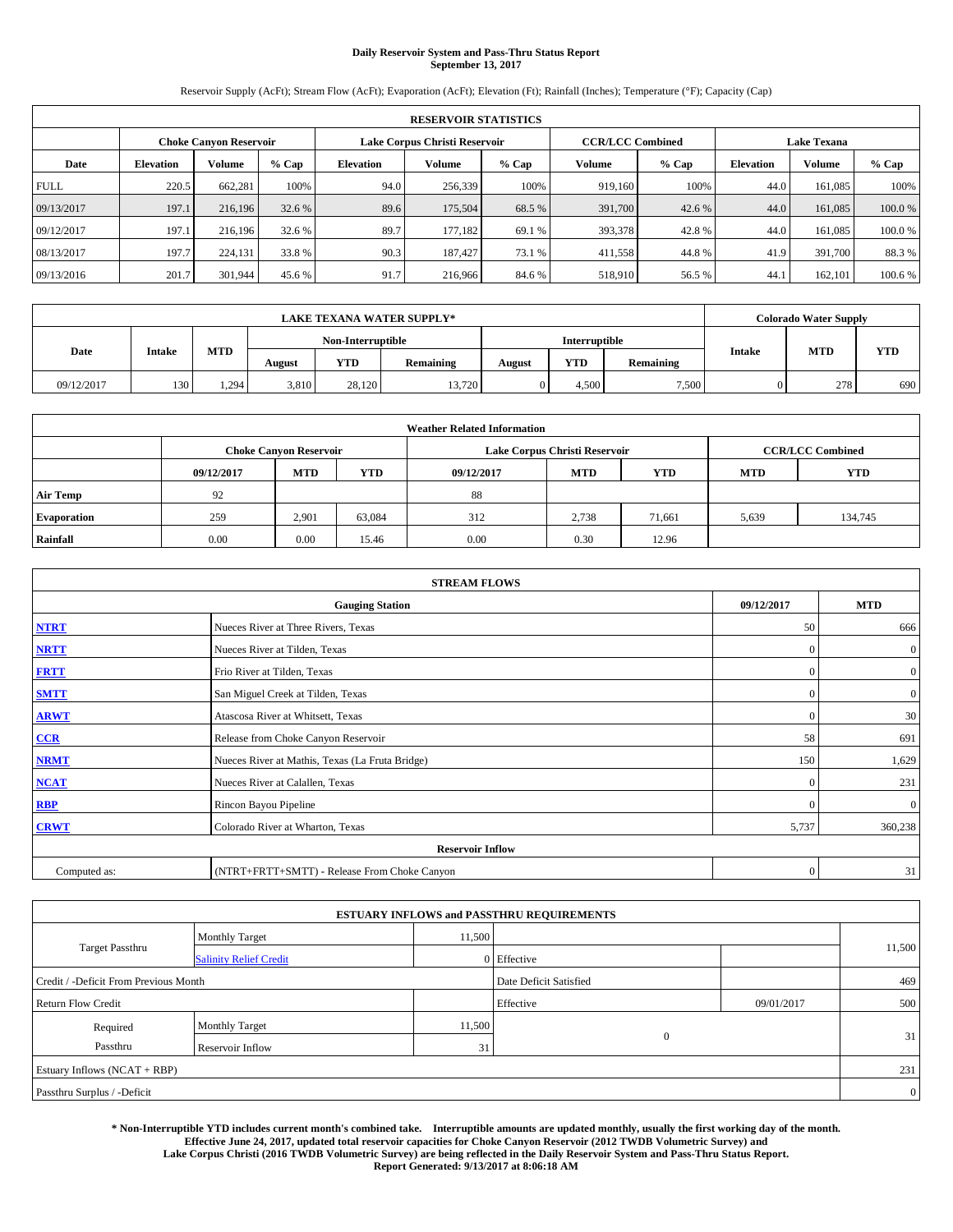# Daily Reservoir System and Pass-Thru Status Report
## September 13, 2017

Reservoir Supply (AcFt); Stream Flow (AcFt); Evaporation (AcFt); Elevation (Ft); Rainfall (Inches); Temperature (°F); Capacity (Cap)

| RESERVOIR STATISTICS | | | | | | | | | | | |
|---|---|---|---|---|---|---|---|---|---|---|---|
| | Choke Canyon Reservoir | | | Lake Corpus Christi Reservoir | | | CCR/LCC Combined | | Lake Texana | | |
| Date | Elevation | Volume | % Cap | Elevation | Volume | % Cap | Volume | % Cap | Elevation | Volume | % Cap |
| FULL | 220.5 | 662,281 | 100% | 94.0 | 256,339 | 100% | 919,160 | 100% | 44.0 | 161,085 | 100% |
| 09/13/2017 | 197.1 | 216,196 | 32.6 % | 89.6 | 175,504 | 68.5 % | 391,700 | 42.6 % | 44.0 | 161,085 | 100.0 % |
| 09/12/2017 | 197.1 | 216,196 | 32.6 % | 89.7 | 177,182 | 69.1 % | 393,378 | 42.8 % | 44.0 | 161,085 | 100.0 % |
| 08/13/2017 | 197.7 | 224,131 | 33.8 % | 90.3 | 187,427 | 73.1 % | 411,558 | 44.8 % | 41.9 | 391,700 | 88.3 % |
| 09/13/2016 | 201.7 | 301,944 | 45.6 % | 91.7 | 216,966 | 84.6 % | 518,910 | 56.5 % | 44.1 | 162,101 | 100.6 % |

| LAKE TEXANA WATER SUPPLY* | | | | | | | | | Colorado Water Supply | | |
|---|---|---|---|---|---|---|---|---|---|---|---|
| Date | Intake | MTD | Non-Interruptible | | | Interruptible | | | Intake | MTD | YTD |
| | | | August | YTD | Remaining | August | YTD | Remaining | | | |
| 09/12/2017 | 130 | 1,294 | 3,810 | 28,120 | 13,720 | 0 | 4,500 | 7,500 | 0 | 278 | 690 |

| Weather Related Information | | | | | | | | |
|---|---|---|---|---|---|---|---|---|
| | Choke Canyon Reservoir | | | Lake Corpus Christi Reservoir | | | CCR/LCC Combined | |
| | 09/12/2017 | MTD | YTD | 09/12/2017 | MTD | YTD | MTD | YTD |
| Air Temp | 92 | | | 88 | | | | |
| Evaporation | 259 | 2,901 | 63,084 | 312 | 2,738 | 71,661 | 5,639 | 134,745 |
| Rainfall | 0.00 | 0.00 | 15.46 | 0.00 | 0.30 | 12.96 | | |

| STREAM FLOWS | | | |
|---|---|---|---|
| Gauging Station | | 09/12/2017 | MTD |
| NTRT | Nueces River at Three Rivers, Texas | 50 | 666 |
| NRTT | Nueces River at Tilden, Texas | 0 | 0 |
| FRTT | Frio River at Tilden, Texas | 0 | 0 |
| SMTT | San Miguel Creek at Tilden, Texas | 0 | 0 |
| ARWT | Atascosa River at Whitsett, Texas | 0 | 30 |
| CCR | Release from Choke Canyon Reservoir | 58 | 691 |
| NRMT | Nueces River at Mathis, Texas (La Fruta Bridge) | 150 | 1,629 |
| NCAT | Nueces River at Calallen, Texas | 0 | 231 |
| RBP | Rincon Bayou Pipeline | 0 | 0 |
| CRWT | Colorado River at Wharton, Texas | 5,737 | 360,238 |
| Reservoir Inflow | | | |
| Computed as: | (NTRT+FRTT+SMTT) - Release From Choke Canyon | 0 | 31 |

| ESTUARY INFLOWS and PASSTHRU REQUIREMENTS | | | | | |
|---|---|---|---|---|---|
| Target Passthru | Monthly Target | 11,500 | | | 11,500 |
| | Salinity Relief Credit | 0 | Effective | | |
| Credit / -Deficit From Previous Month | | | Date Deficit Satisfied | | 469 |
| Return Flow Credit | | | Effective | 09/01/2017 | 500 |
| Required Passthru | Monthly Target | 11,500 | 0 | | 31 |
| | Reservoir Inflow | 31 | | | |
| Estuary Inflows (NCAT + RBP) | | | | | 231 |
| Passthru Surplus / -Deficit | | | | | 0 |

**\* Non-Interruptible YTD includes current month's combined take. Interruptible amounts are updated monthly, usually the first working day of the month. Effective June 24, 2017, updated total reservoir capacities for Choke Canyon Reservoir (2012 TWDB Volumetric Survey) and Lake Corpus Christi (2016 TWDB Volumetric Survey) are being reflected in the Daily Reservoir System and Pass-Thru Status Report. Report Generated: 9/13/2017 at 8:06:18 AM**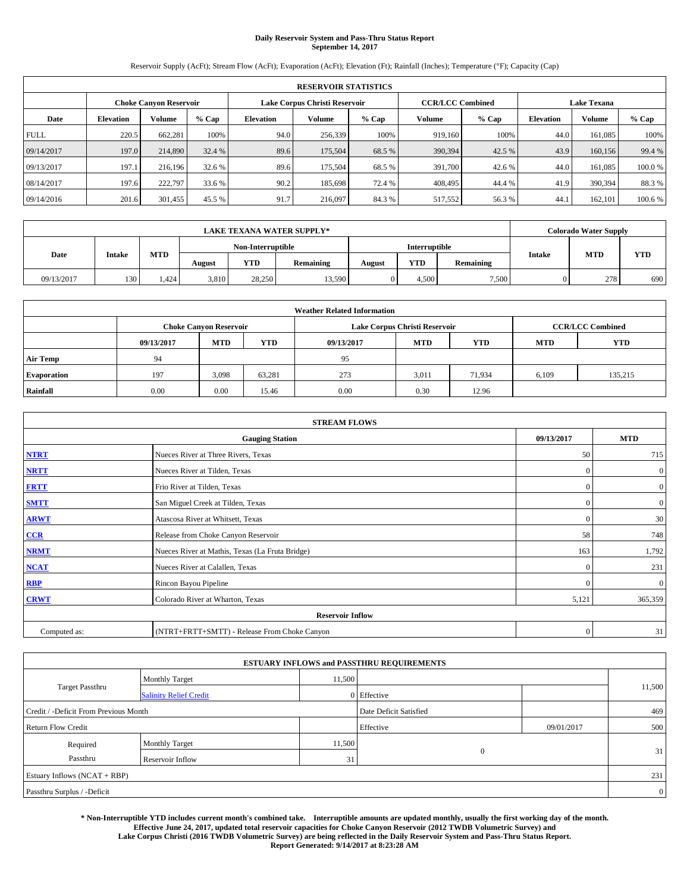# Daily Reservoir System and Pass-Thru Status Report
## September 14, 2017

Reservoir Supply (AcFt); Stream Flow (AcFt); Evaporation (AcFt); Elevation (Ft); Rainfall (Inches); Temperature (°F); Capacity (Cap)

| RESERVOIR STATISTICS | | | | | | | | | | | |
|---|---|---|---|---|---|---|---|---|---|---|---|
| | Choke Canyon Reservoir | | | Lake Corpus Christi Reservoir | | | CCR/LCC Combined | | Lake Texana | | |
| Date | Elevation | Volume | % Cap | Elevation | Volume | % Cap | Volume | % Cap | Elevation | Volume | % Cap |
| FULL | 220.5 | 662,281 | 100% | 94.0 | 256,339 | 100% | 919,160 | 100% | 44.0 | 161,085 | 100% |
| 09/14/2017 | 197.0 | 214,890 | 32.4 % | 89.6 | 175,504 | 68.5 % | 390,394 | 42.5 % | 43.9 | 160,156 | 99.4 % |
| 09/13/2017 | 197.1 | 216,196 | 32.6 % | 89.6 | 175,504 | 68.5 % | 391,700 | 42.6 % | 44.0 | 161,085 | 100.0 % |
| 08/14/2017 | 197.6 | 222,797 | 33.6 % | 90.2 | 185,698 | 72.4 % | 408,495 | 44.4 % | 41.9 | 390,394 | 88.3 % |
| 09/14/2016 | 201.6 | 301,455 | 45.5 % | 91.7 | 216,097 | 84.3 % | 517,552 | 56.3 % | 44.1 | 162,101 | 100.6 % |

| LAKE TEXANA WATER SUPPLY* | | | | | | | | | Colorado Water Supply | | |
|---|---|---|---|---|---|---|---|---|---|---|---|
| | | | Non-Interruptible | | | Interruptible | | | | | |
| Date | Intake | MTD | August | YTD | Remaining | August | YTD | Remaining | Intake | MTD | YTD |
| 09/13/2017 | 130 | 1,424 | 3,810 | 28,250 | 13,590 | 0 | 4,500 | 7,500 | 0 | 278 | 690 |

| Weather Related Information | | | | | | | | |
|---|---|---|---|---|---|---|---|---|
| | Choke Canyon Reservoir | | | Lake Corpus Christi Reservoir | | | CCR/LCC Combined | |
| | 09/13/2017 | MTD | YTD | 09/13/2017 | MTD | YTD | MTD | YTD |
| Air Temp | 94 | | | 95 | | | | |
| Evaporation | 197 | 3,098 | 63,281 | 273 | 3,011 | 71,934 | 6,109 | 135,215 |
| Rainfall | 0.00 | 0.00 | 15.46 | 0.00 | 0.30 | 12.96 | | |

| STREAM FLOWS | | | |
|---|---|---|---|
| | Gauging Station | 09/13/2017 | MTD |
| NTRT | Nueces River at Three Rivers, Texas | 50 | 715 |
| NRTT | Nueces River at Tilden, Texas | 0 | 0 |
| FRTT | Frio River at Tilden, Texas | 0 | 0 |
| SMTT | San Miguel Creek at Tilden, Texas | 0 | 0 |
| ARWT | Atascosa River at Whitsett, Texas | 0 | 30 |
| CCR | Release from Choke Canyon Reservoir | 58 | 748 |
| NRMT | Nueces River at Mathis, Texas (La Fruta Bridge) | 163 | 1,792 |
| NCAT | Nueces River at Calallen, Texas | 0 | 231 |
| RBP | Rincon Bayou Pipeline | 0 | 0 |
| CRWT | Colorado River at Wharton, Texas | 5,121 | 365,359 |
| | Reservoir Inflow | | |
| Computed as: | (NTRT+FRTT+SMTT) - Release From Choke Canyon | 0 | 31 |

| ESTUARY INFLOWS and PASSTHRU REQUIREMENTS | | | | | |
|---|---|---|---|---|---|
| Target Passthru | Monthly Target | 11,500 | | | 11,500 |
| | Salinity Relief Credit | 0 | Effective | | |
| Credit / -Deficit From Previous Month | | | Date Deficit Satisfied | | 469 |
| Return Flow Credit | | | Effective | 09/01/2017 | 500 |
| Required Passthru | Monthly Target | 11,500 | 0 | | 31 |
| | Reservoir Inflow | 31 | | | |
| Estuary Inflows (NCAT + RBP) | | | | | 231 |
| Passthru Surplus / -Deficit | | | | | 0 |

**\* Non-Interruptible YTD includes current month's combined take. Interruptible amounts are updated monthly, usually the first working day of the month. Effective June 24, 2017, updated total reservoir capacities for Choke Canyon Reservoir (2012 TWDB Volumetric Survey) and Lake Corpus Christi (2016 TWDB Volumetric Survey) are being reflected in the Daily Reservoir System and Pass-Thru Status Report. Report Generated: 9/14/2017 at 8:23:28 AM**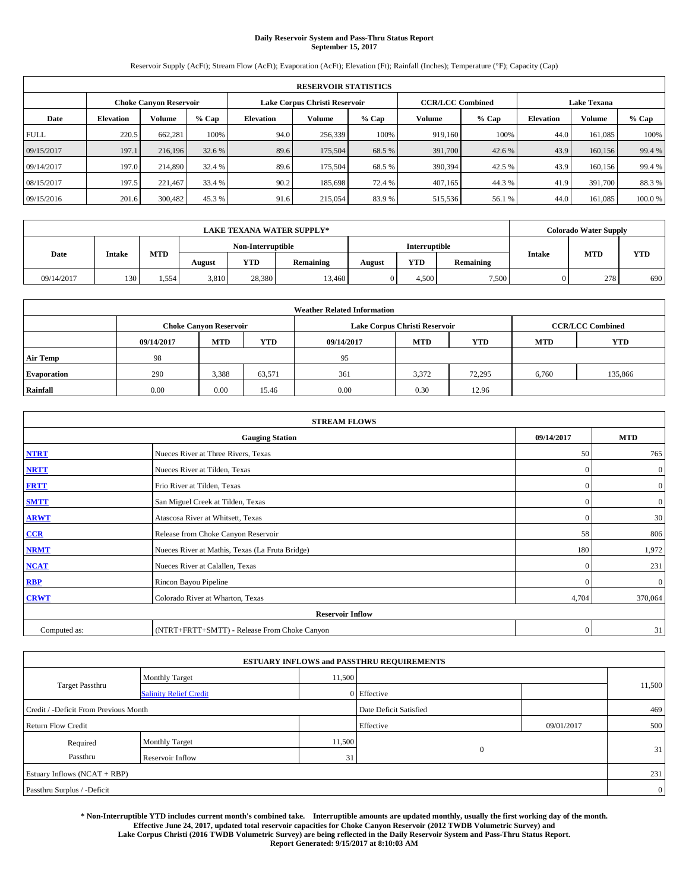**Daily Reservoir System and Pass-Thru Status Report**
**September 15, 2017**

Reservoir Supply (AcFt); Stream Flow (AcFt); Evaporation (AcFt); Elevation (Ft); Rainfall (Inches); Temperature (°F); Capacity (Cap)

| RESERVOIR STATISTICS | | | | | | | | | | | |
|---|---|---|---|---|---|---|---|---|---|---|---|
| | Choke Canyon Reservoir | | | Lake Corpus Christi Reservoir | | | CCR/LCC Combined | | Lake Texana | | |
| Date | Elevation | Volume | % Cap | Elevation | Volume | % Cap | Volume | % Cap | Elevation | Volume | % Cap |
| FULL | 220.5 | 662,281 | 100% | 94.0 | 256,339 | 100% | 919,160 | 100% | 44.0 | 161,085 | 100% |
| 09/15/2017 | 197.1 | 216,196 | 32.6 % | 89.6 | 175,504 | 68.5 % | 391,700 | 42.6 % | 43.9 | 160,156 | 99.4 % |
| 09/14/2017 | 197.0 | 214,890 | 32.4 % | 89.6 | 175,504 | 68.5 % | 390,394 | 42.5 % | 43.9 | 160,156 | 99.4 % |
| 08/15/2017 | 197.5 | 221,467 | 33.4 % | 90.2 | 185,698 | 72.4 % | 407,165 | 44.3 % | 41.9 | 391,700 | 88.3 % |
| 09/15/2016 | 201.6 | 300,482 | 45.3 % | 91.6 | 215,054 | 83.9 % | 515,536 | 56.1 % | 44.0 | 161,085 | 100.0 % |

| LAKE TEXANA WATER SUPPLY* | | | | | | | | | Colorado Water Supply | | |
|---|---|---|---|---|---|---|---|---|---|---|---|
| Date | Intake | MTD | Non-Interruptible | | | Interruptible | | | Intake | MTD | YTD |
| | | | August | YTD | Remaining | August | YTD | Remaining | | | |
| 09/14/2017 | 130 | 1,554 | 3,810 | 28,380 | 13,460 | 0 | 4,500 | 7,500 | 0 | 278 | 690 |

| Weather Related Information | | | | | | | | |
|---|---|---|---|---|---|---|---|---|
| | Choke Canyon Reservoir | | | Lake Corpus Christi Reservoir | | | CCR/LCC Combined | |
| | 09/14/2017 | MTD | YTD | 09/14/2017 | MTD | YTD | MTD | YTD |
| Air Temp | 98 | | | 95 | | | | |
| Evaporation | 290 | 3,388 | 63,571 | 361 | 3,372 | 72,295 | 6,760 | 135,866 |
| Rainfall | 0.00 | 0.00 | 15.46 | 0.00 | 0.30 | 12.96 | | |

| STREAM FLOWS | | | |
|---|---|---|---|
| | Gauging Station | 09/14/2017 | MTD |
| NTRT | Nueces River at Three Rivers, Texas | 50 | 765 |
| NRTT | Nueces River at Tilden, Texas | 0 | 0 |
| FRTT | Frio River at Tilden, Texas | 0 | 0 |
| SMTT | San Miguel Creek at Tilden, Texas | 0 | 0 |
| ARWT | Atascosa River at Whitsett, Texas | 0 | 30 |
| CCR | Release from Choke Canyon Reservoir | 58 | 806 |
| NRMT | Nueces River at Mathis, Texas (La Fruta Bridge) | 180 | 1,972 |
| NCAT | Nueces River at Calallen, Texas | 0 | 231 |
| RBP | Rincon Bayou Pipeline | 0 | 0 |
| CRWT | Colorado River at Wharton, Texas | 4,704 | 370,064 |
| | Reservoir Inflow | | |
| Computed as: | (NTRT+FRTT+SMTT) - Release From Choke Canyon | 0 | 31 |

| ESTUARY INFLOWS and PASSTHRU REQUIREMENTS | | | | | |
|---|---|---|---|---|---|
| Target Passthru | Monthly Target | 11,500 | | | 11,500 |
| | Salinity Relief Credit | 0 | Effective | | |
| Credit / -Deficit From Previous Month | | | Date Deficit Satisfied | | 469 |
| Return Flow Credit | | | Effective | 09/01/2017 | 500 |
| Required Passthru | Monthly Target | 11,500 | 0 | | 31 |
| | Reservoir Inflow | 31 | | | |
| Estuary Inflows (NCAT + RBP) | | | | | 231 |
| Passthru Surplus / -Deficit | | | | | 0 |

**\* Non-Interruptible YTD includes current month's combined take. Interruptible amounts are updated monthly, usually the first working day of the month. Effective June 24, 2017, updated total reservoir capacities for Choke Canyon Reservoir (2012 TWDB Volumetric Survey) and Lake Corpus Christi (2016 TWDB Volumetric Survey) are being reflected in the Daily Reservoir System and Pass-Thru Status Report. Report Generated: 9/15/2017 at 8:10:03 AM**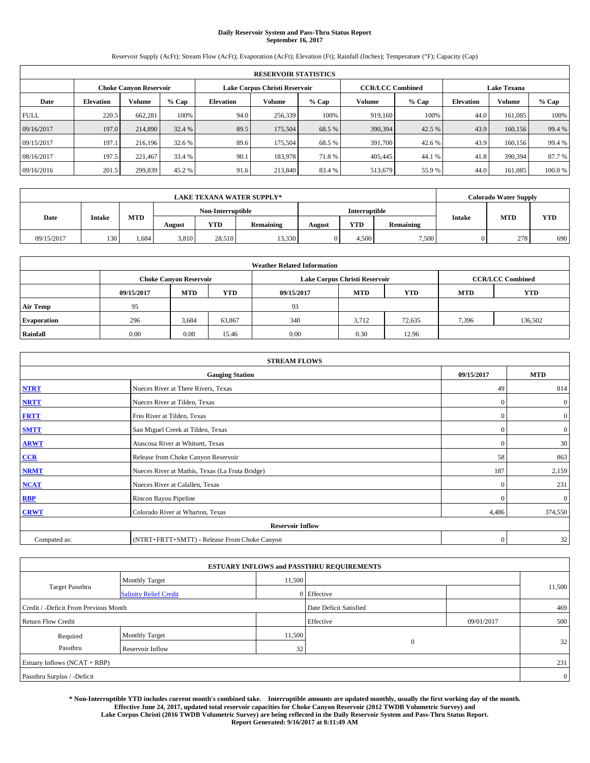# Daily Reservoir System and Pass-Thru Status Report
## September 16, 2017

Reservoir Supply (AcFt); Stream Flow (AcFt); Evaporation (AcFt); Elevation (Ft); Rainfall (Inches); Temperature (°F); Capacity (Cap)

| RESERVOIR STATISTICS | | | | | | | | | | | |
|---|---|---|---|---|---|---|---|---|---|---|---|
| | Choke Canyon Reservoir | | | Lake Corpus Christi Reservoir | | | CCR/LCC Combined | | Lake Texana | | |
| Date | Elevation | Volume | % Cap | Elevation | Volume | % Cap | Volume | % Cap | Elevation | Volume | % Cap |
| FULL | 220.5 | 662,281 | 100% | 94.0 | 256,339 | 100% | 919,160 | 100% | 44.0 | 161,085 | 100% |
| 09/16/2017 | 197.0 | 214,890 | 32.4 % | 89.5 | 175,504 | 68.5 % | 390,394 | 42.5 % | 43.9 | 160,156 | 99.4 % |
| 09/15/2017 | 197.1 | 216,196 | 32.6 % | 89.6 | 175,504 | 68.5 % | 391,700 | 42.6 % | 43.9 | 160,156 | 99.4 % |
| 08/16/2017 | 197.5 | 221,467 | 33.4 % | 90.1 | 183,978 | 71.8 % | 405,445 | 44.1 % | 41.8 | 390,394 | 87.7 % |
| 09/16/2016 | 201.5 | 299,839 | 45.2 % | 91.6 | 213,840 | 83.4 % | 513,679 | 55.9 % | 44.0 | 161,085 | 100.0 % |

| LAKE TEXANA WATER SUPPLY* | | | | | | | | | Colorado Water Supply | | |
|---|---|---|---|---|---|---|---|---|---|---|---|
| Date | Intake | MTD | Non-Interruptible | | | Interruptible | | | Intake | MTD | YTD |
| | | | August | YTD | Remaining | August | YTD | Remaining | | | |
| 09/15/2017 | 130 | 1,684 | 3,810 | 28,510 | 13,330 | 0 | 4,500 | 7,500 | 0 | 278 | 690 |

| Weather Related Information | | | | | | | | |
|---|---|---|---|---|---|---|---|---|
| | Choke Canyon Reservoir | | | Lake Corpus Christi Reservoir | | | CCR/LCC Combined | |
| | 09/15/2017 | MTD | YTD | 09/15/2017 | MTD | YTD | MTD | YTD |
| Air Temp | 95 | | | 93 | | | | |
| Evaporation | 296 | 3,684 | 63,867 | 340 | 3,712 | 72,635 | 7,396 | 136,502 |
| Rainfall | 0.00 | 0.00 | 15.46 | 0.00 | 0.30 | 12.96 | | |

| STREAM FLOWS | | | |
|---|---|---|---|
| | Gauging Station | 09/15/2017 | MTD |
| NTRT | Nueces River at Three Rivers, Texas | 49 | 814 |
| NRTT | Nueces River at Tilden, Texas | 0 | 0 |
| FRTT | Frio River at Tilden, Texas | 0 | 0 |
| SMTT | San Miguel Creek at Tilden, Texas | 0 | 0 |
| ARWT | Atascosa River at Whitsett, Texas | 0 | 30 |
| CCR | Release from Choke Canyon Reservoir | 58 | 863 |
| NRMT | Nueces River at Mathis, Texas (La Fruta Bridge) | 187 | 2,159 |
| NCAT | Nueces River at Calallen, Texas | 0 | 231 |
| RBP | Rincon Bayou Pipeline | 0 | 0 |
| CRWT | Colorado River at Wharton, Texas | 4,486 | 374,550 |
| Reservoir Inflow | | | |
| Computed as: | (NTRT+FRTT+SMTT) - Release From Choke Canyon | 0 | 32 |

| ESTUARY INFLOWS and PASSTHRU REQUIREMENTS | | | | | |
|---|---|---|---|---|---|
| Target Passthru | Monthly Target | 11,500 | | | 11,500 |
| | Salinity Relief Credit | 0 | Effective | | |
| Credit / -Deficit From Previous Month | | | Date Deficit Satisfied | | 469 |
| Return Flow Credit | | | Effective | 09/01/2017 | 500 |
| Required Passthru | Monthly Target | 11,500 | 0 | | 32 |
| | Reservoir Inflow | 32 | | | |
| Estuary Inflows (NCAT + RBP) | | | | | 231 |
| Passthru Surplus / -Deficit | | | | | 0 |

**\* Non-Interruptible YTD includes current month's combined take. Interruptible amounts are updated monthly, usually the first working day of the month. Effective June 24, 2017, updated total reservoir capacities for Choke Canyon Reservoir (2012 TWDB Volumetric Survey) and Lake Corpus Christi (2016 TWDB Volumetric Survey) are being reflected in the Daily Reservoir System and Pass-Thru Status Report. Report Generated: 9/16/2017 at 8:11:49 AM**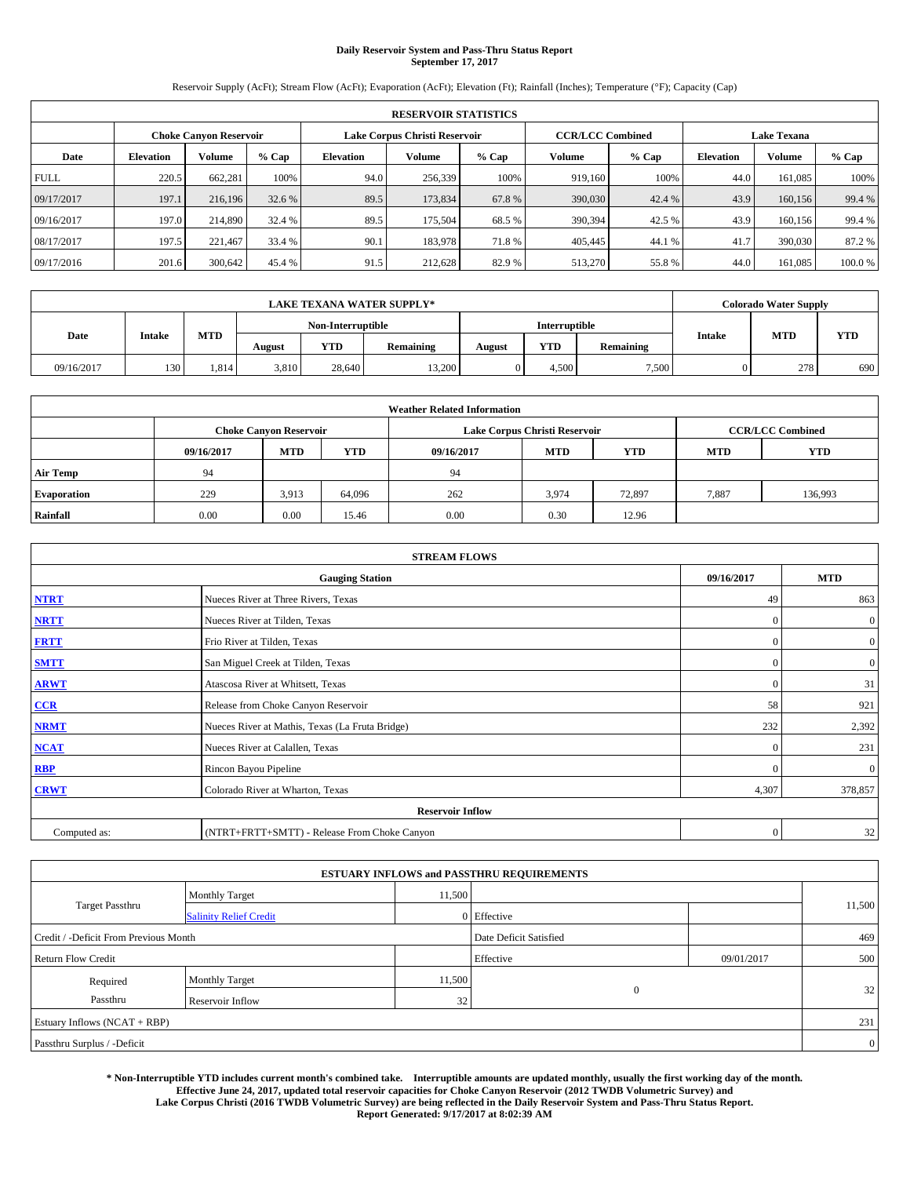# Daily Reservoir System and Pass-Thru Status Report
## September 17, 2017

Reservoir Supply (AcFt); Stream Flow (AcFt); Evaporation (AcFt); Elevation (Ft); Rainfall (Inches); Temperature (°F); Capacity (Cap)

| RESERVOIR STATISTICS | | | | | | | | | | | |
|---|---|---|---|---|---|---|---|---|---|---|---|
| | Choke Canyon Reservoir | | | Lake Corpus Christi Reservoir | | | CCR/LCC Combined | | Lake Texana | | |
| Date | Elevation | Volume | % Cap | Elevation | Volume | % Cap | Volume | % Cap | Elevation | Volume | % Cap |
| FULL | 220.5 | 662,281 | 100% | 94.0 | 256,339 | 100% | 919,160 | 100% | 44.0 | 161,085 | 100% |
| 09/17/2017 | 197.1 | 216,196 | 32.6 % | 89.5 | 173,834 | 67.8 % | 390,030 | 42.4 % | 43.9 | 160,156 | 99.4 % |
| 09/16/2017 | 197.0 | 214,890 | 32.4 % | 89.5 | 175,504 | 68.5 % | 390,394 | 42.5 % | 43.9 | 160,156 | 99.4 % |
| 08/17/2017 | 197.5 | 221,467 | 33.4 % | 90.1 | 183,978 | 71.8 % | 405,445 | 44.1 % | 41.7 | 390,030 | 87.2 % |
| 09/17/2016 | 201.6 | 300,642 | 45.4 % | 91.5 | 212,628 | 82.9 % | 513,270 | 55.8 % | 44.0 | 161,085 | 100.0 % |

| LAKE TEXANA WATER SUPPLY* | | | | | | | | | Colorado Water Supply | | |
|---|---|---|---|---|---|---|---|---|---|---|---|
| Date | Intake | MTD | Non-Interruptible | | | Interruptible | | | Intake | MTD | YTD |
| | | | August | YTD | Remaining | August | YTD | Remaining | | | |
| 09/16/2017 | 130 | 1,814 | 3,810 | 28,640 | 13,200 | 0 | 4,500 | 7,500 | 0 | 278 | 690 |

| Weather Related Information | | | | | | | | |
|---|---|---|---|---|---|---|---|---|
| | Choke Canyon Reservoir | | | Lake Corpus Christi Reservoir | | | CCR/LCC Combined | |
| | 09/16/2017 | MTD | YTD | 09/16/2017 | MTD | YTD | MTD | YTD |
| Air Temp | 94 | | | 94 | | | | |
| Evaporation | 229 | 3,913 | 64,096 | 262 | 3,974 | 72,897 | 7,887 | 136,993 |
| Rainfall | 0.00 | 0.00 | 15.46 | 0.00 | 0.30 | 12.96 | | |

| STREAM FLOWS | | | |
|---|---|---|---|
| | Gauging Station | 09/16/2017 | MTD |
| NTRT | Nueces River at Three Rivers, Texas | 49 | 863 |
| NRTT | Nueces River at Tilden, Texas | 0 | 0 |
| FRTT | Frio River at Tilden, Texas | 0 | 0 |
| SMTT | San Miguel Creek at Tilden, Texas | 0 | 0 |
| ARWT | Atascosa River at Whitsett, Texas | 0 | 31 |
| CCR | Release from Choke Canyon Reservoir | 58 | 921 |
| NRMT | Nueces River at Mathis, Texas (La Fruta Bridge) | 232 | 2,392 |
| NCAT | Nueces River at Calallen, Texas | 0 | 231 |
| RBP | Rincon Bayou Pipeline | 0 | 0 |
| CRWT | Colorado River at Wharton, Texas | 4,307 | 378,857 |
| **Reservoir Inflow** | | | |
| Computed as: | (NTRT+FRTT+SMTT) - Release From Choke Canyon | 0 | 32 |

| ESTUARY INFLOWS and PASSTHRU REQUIREMENTS | | | | | |
|---|---|---|---|---|---|
| Target Passthru | Monthly Target | 11,500 | | | 11,500 |
| | Salinity Relief Credit | 0 | Effective | | |
| Credit / -Deficit From Previous Month | | | Date Deficit Satisfied | | 469 |
| Return Flow Credit | | | Effective | 09/01/2017 | 500 |
| Required Passthru | Monthly Target | 11,500 | 0 | | 32 |
| | Reservoir Inflow | 32 | | | |
| Estuary Inflows (NCAT + RBP) | | | | | 231 |
| Passthru Surplus / -Deficit | | | | | 0 |

**\* Non-Interruptible YTD includes current month's combined take. Interruptible amounts are updated monthly, usually the first working day of the month. Effective June 24, 2017, updated total reservoir capacities for Choke Canyon Reservoir (2012 TWDB Volumetric Survey) and Lake Corpus Christi (2016 TWDB Volumetric Survey) are being reflected in the Daily Reservoir System and Pass-Thru Status Report. Report Generated: 9/17/2017 at 8:02:39 AM**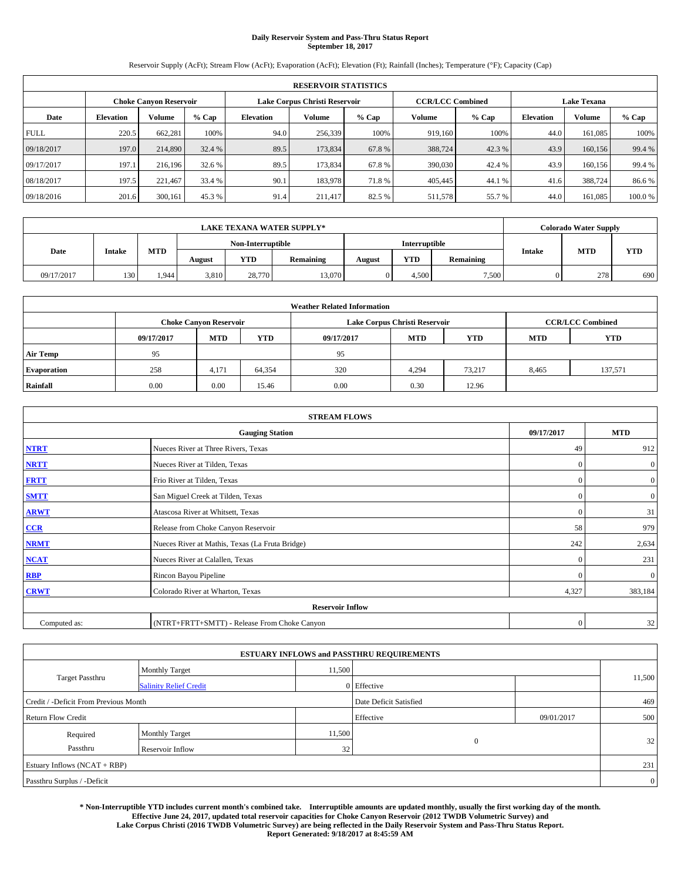# Daily Reservoir System and Pass-Thru Status Report
## September 18, 2017

Reservoir Supply (AcFt); Stream Flow (AcFt); Evaporation (AcFt); Elevation (Ft); Rainfall (Inches); Temperature (°F); Capacity (Cap)

| RESERVOIR STATISTICS | | | | | | | | | | | |
|---|---|---|---|---|---|---|---|---|---|---|---|
| | Choke Canyon Reservoir | | | Lake Corpus Christi Reservoir | | | CCR/LCC Combined | | Lake Texana | | |
| Date | Elevation | Volume | % Cap | Elevation | Volume | % Cap | Volume | % Cap | Elevation | Volume | % Cap |
| FULL | 220.5 | 662,281 | 100% | 94.0 | 256,339 | 100% | 919,160 | 100% | 44.0 | 161,085 | 100% |
| 09/18/2017 | 197.0 | 214,890 | 32.4 % | 89.5 | 173,834 | 67.8 % | 388,724 | 42.3 % | 43.9 | 160,156 | 99.4 % |
| 09/17/2017 | 197.1 | 216,196 | 32.6 % | 89.5 | 173,834 | 67.8 % | 390,030 | 42.4 % | 43.9 | 160,156 | 99.4 % |
| 08/18/2017 | 197.5 | 221,467 | 33.4 % | 90.1 | 183,978 | 71.8 % | 405,445 | 44.1 % | 41.6 | 388,724 | 86.6 % |
| 09/18/2016 | 201.6 | 300,161 | 45.3 % | 91.4 | 211,417 | 82.5 % | 511,578 | 55.7 % | 44.0 | 161,085 | 100.0 % |

| LAKE TEXANA WATER SUPPLY* | | | | | | | | | Colorado Water Supply | | |
|---|---|---|---|---|---|---|---|---|---|---|---|
| | | | Non-Interruptible | | | Interruptible | | | | | |
| Date | Intake | MTD | August | YTD | Remaining | August | YTD | Remaining | Intake | MTD | YTD |
| 09/17/2017 | 130 | 1,944 | 3,810 | 28,770 | 13,070 | 0 | 4,500 | 7,500 | 0 | 278 | 690 |

| Weather Related Information | | | | | | | | |
|---|---|---|---|---|---|---|---|---|
| | Choke Canyon Reservoir | | | Lake Corpus Christi Reservoir | | | CCR/LCC Combined | |
| | 09/17/2017 | MTD | YTD | 09/17/2017 | MTD | YTD | MTD | YTD |
| Air Temp | 95 | | | 95 | | | | |
| Evaporation | 258 | 4,171 | 64,354 | 320 | 4,294 | 73,217 | 8,465 | 137,571 |
| Rainfall | 0.00 | 0.00 | 15.46 | 0.00 | 0.30 | 12.96 | | |

| STREAM FLOWS | | | |
|---|---|---|---|
| | Gauging Station | 09/17/2017 | MTD |
| NTRT | Nueces River at Three Rivers, Texas | 49 | 912 |
| NRTT | Nueces River at Tilden, Texas | 0 | 0 |
| FRTT | Frio River at Tilden, Texas | 0 | 0 |
| SMTT | San Miguel Creek at Tilden, Texas | 0 | 0 |
| ARWT | Atascosa River at Whitsett, Texas | 0 | 31 |
| CCR | Release from Choke Canyon Reservoir | 58 | 979 |
| NRMT | Nueces River at Mathis, Texas (La Fruta Bridge) | 242 | 2,634 |
| NCAT | Nueces River at Calallen, Texas | 0 | 231 |
| RBP | Rincon Bayou Pipeline | 0 | 0 |
| CRWT | Colorado River at Wharton, Texas | 4,327 | 383,184 |
| Reservoir Inflow | | | |
| Computed as: | (NTRT+FRTT+SMTT) - Release From Choke Canyon | 0 | 32 |

| ESTUARY INFLOWS and PASSTHRU REQUIREMENTS | | | | | |
|---|---|---|---|---|---|
| Target Passthru | Monthly Target | 11,500 | | | 11,500 |
| | Salinity Relief Credit | 0 | Effective | | |
| Credit / -Deficit From Previous Month | | | Date Deficit Satisfied | | 469 |
| Return Flow Credit | | | Effective | 09/01/2017 | 500 |
| Required Passthru | Monthly Target | 11,500 | 0 | | 32 |
| | Reservoir Inflow | 32 | | | |
| Estuary Inflows (NCAT + RBP) | | | | | 231 |
| Passthru Surplus / -Deficit | | | | | 0 |

**\* Non-Interruptible YTD includes current month's combined take. Interruptible amounts are updated monthly, usually the first working day of the month. Effective June 24, 2017, updated total reservoir capacities for Choke Canyon Reservoir (2012 TWDB Volumetric Survey) and Lake Corpus Christi (2016 TWDB Volumetric Survey) are being reflected in the Daily Reservoir System and Pass-Thru Status Report. Report Generated: 9/18/2017 at 8:45:59 AM**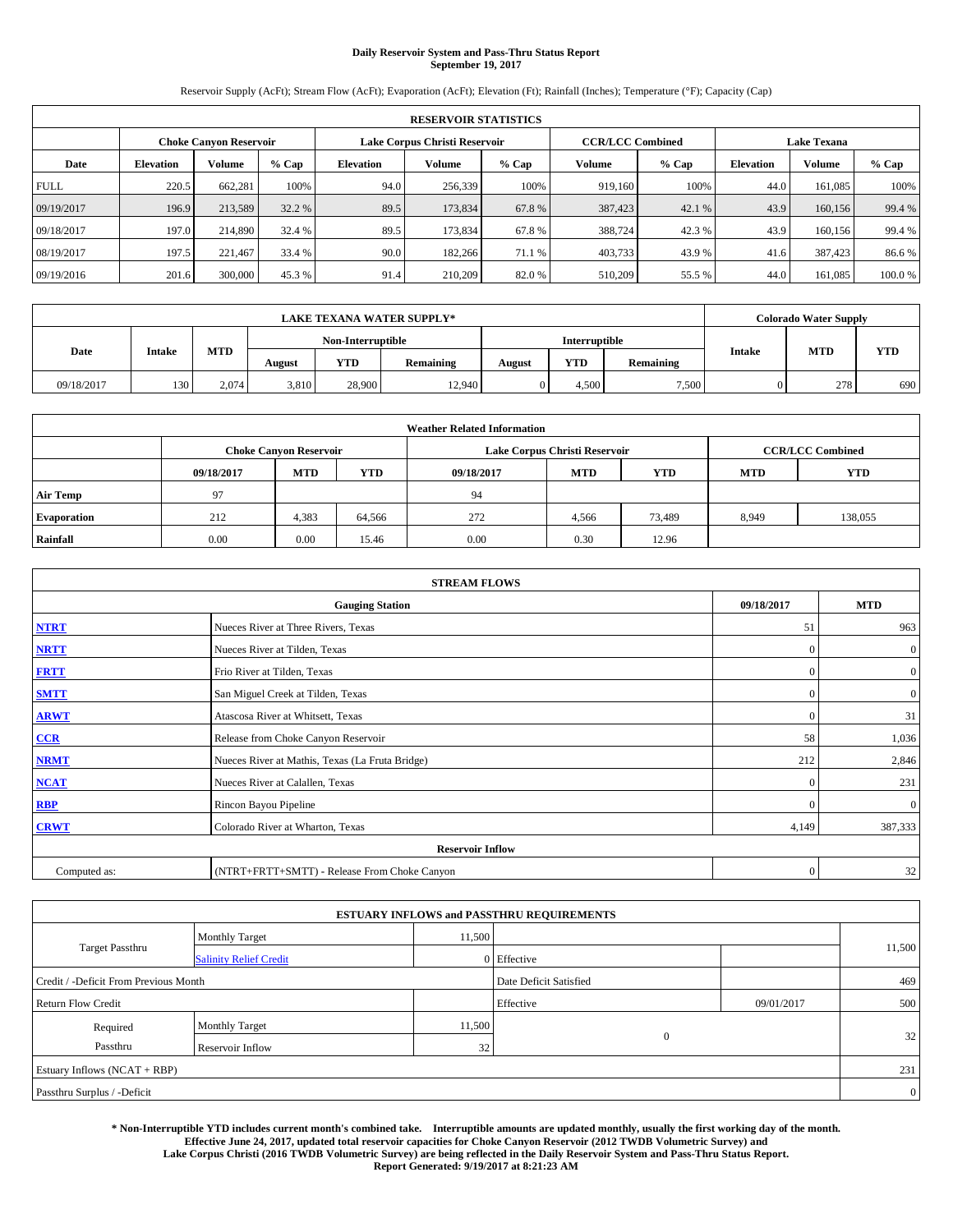# Daily Reservoir System and Pass-Thru Status Report
## September 19, 2017

Reservoir Supply (AcFt); Stream Flow (AcFt); Evaporation (AcFt); Elevation (Ft); Rainfall (Inches); Temperature (°F); Capacity (Cap)

| RESERVOIR STATISTICS | | | | | | | | | | | |
|---|---|---|---|---|---|---|---|---|---|---|---|
| | Choke Canyon Reservoir | | | Lake Corpus Christi Reservoir | | | CCR/LCC Combined | | Lake Texana | | |
| Date | Elevation | Volume | % Cap | Elevation | Volume | % Cap | Volume | % Cap | Elevation | Volume | % Cap |
| FULL | 220.5 | 662,281 | 100% | 94.0 | 256,339 | 100% | 919,160 | 100% | 44.0 | 161,085 | 100% |
| 09/19/2017 | 196.9 | 213,589 | 32.2 % | 89.5 | 173,834 | 67.8 % | 387,423 | 42.1 % | 43.9 | 160,156 | 99.4 % |
| 09/18/2017 | 197.0 | 214,890 | 32.4 % | 89.5 | 173,834 | 67.8 % | 388,724 | 42.3 % | 43.9 | 160,156 | 99.4 % |
| 08/19/2017 | 197.5 | 221,467 | 33.4 % | 90.0 | 182,266 | 71.1 % | 403,733 | 43.9 % | 41.6 | 387,423 | 86.6 % |
| 09/19/2016 | 201.6 | 300,000 | 45.3 % | 91.4 | 210,209 | 82.0 % | 510,209 | 55.5 % | 44.0 | 161,085 | 100.0 % |

| LAKE TEXANA WATER SUPPLY* | | | | | | | | | Colorado Water Supply | | |
|---|---|---|---|---|---|---|---|---|---|---|---|
| Date | Intake | MTD | Non-Interruptible | | | Interruptible | | | Intake | MTD | YTD |
| | | | August | YTD | Remaining | August | YTD | Remaining | | | |
| 09/18/2017 | 130 | 2,074 | 3,810 | 28,900 | 12,940 | 0 | 4,500 | 7,500 | 0 | 278 | 690 |

| Weather Related Information | | | | | | | | |
|---|---|---|---|---|---|---|---|---|
| | Choke Canyon Reservoir | | | Lake Corpus Christi Reservoir | | | CCR/LCC Combined | |
| | 09/18/2017 | MTD | YTD | 09/18/2017 | MTD | YTD | MTD | YTD |
| Air Temp | 97 | | | 94 | | | | |
| Evaporation | 212 | 4,383 | 64,566 | 272 | 4,566 | 73,489 | 8,949 | 138,055 |
| Rainfall | 0.00 | 0.00 | 15.46 | 0.00 | 0.30 | 12.96 | | |

| STREAM FLOWS | | | |
|---|---|---|---|
| | Gauging Station | 09/18/2017 | MTD |
| NTRT | Nueces River at Three Rivers, Texas | 51 | 963 |
| NRTT | Nueces River at Tilden, Texas | 0 | 0 |
| FRTT | Frio River at Tilden, Texas | 0 | 0 |
| SMTT | San Miguel Creek at Tilden, Texas | 0 | 0 |
| ARWT | Atascosa River at Whitsett, Texas | 0 | 31 |
| CCR | Release from Choke Canyon Reservoir | 58 | 1,036 |
| NRMT | Nueces River at Mathis, Texas (La Fruta Bridge) | 212 | 2,846 |
| NCAT | Nueces River at Calallen, Texas | 0 | 231 |
| RBP | Rincon Bayou Pipeline | 0 | 0 |
| CRWT | Colorado River at Wharton, Texas | 4,149 | 387,333 |
| Reservoir Inflow | | | |
| Computed as: | (NTRT+FRTT+SMTT) - Release From Choke Canyon | 0 | 32 |

| ESTUARY INFLOWS and PASSTHRU REQUIREMENTS | | | | | |
|---|---|---|---|---|---|
| Target Passthru | Monthly Target | 11,500 | | | 11,500 |
| | Salinity Relief Credit | 0 | Effective | | |
| Credit / -Deficit From Previous Month | | | Date Deficit Satisfied | | 469 |
| Return Flow Credit | | | Effective | 09/01/2017 | 500 |
| Required Passthru | Monthly Target | 11,500 | 0 | | 32 |
| | Reservoir Inflow | 32 | | | |
| Estuary Inflows (NCAT + RBP) | | | | | 231 |
| Passthru Surplus / -Deficit | | | | | 0 |

**\* Non-Interruptible YTD includes current month's combined take. Interruptible amounts are updated monthly, usually the first working day of the month. Effective June 24, 2017, updated total reservoir capacities for Choke Canyon Reservoir (2012 TWDB Volumetric Survey) and Lake Corpus Christi (2016 TWDB Volumetric Survey) are being reflected in the Daily Reservoir System and Pass-Thru Status Report. Report Generated: 9/19/2017 at 8:21:23 AM**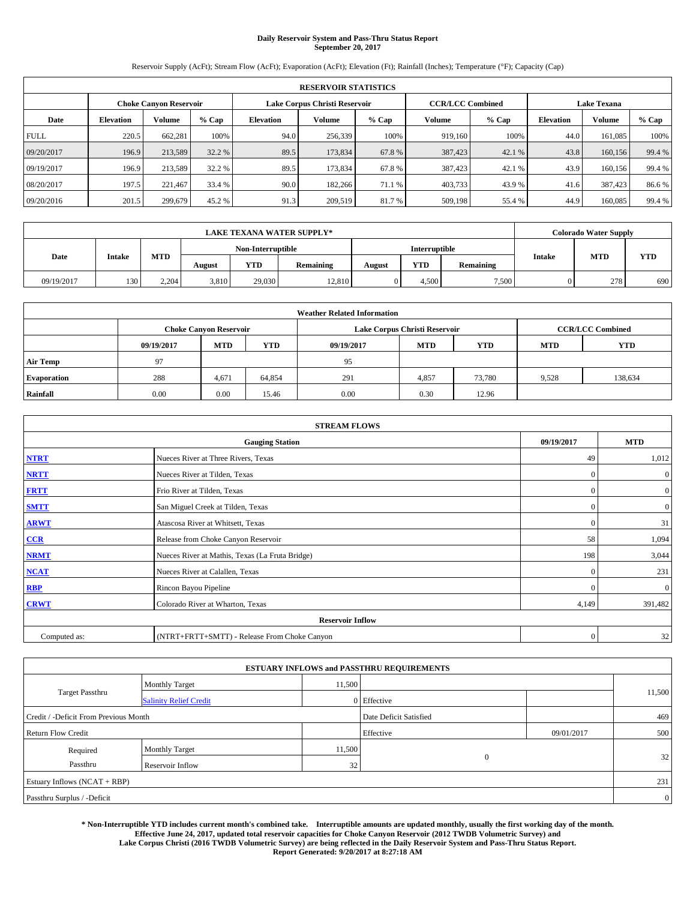# Daily Reservoir System and Pass-Thru Status Report
## September 20, 2017

Reservoir Supply (AcFt); Stream Flow (AcFt); Evaporation (AcFt); Elevation (Ft); Rainfall (Inches); Temperature (°F); Capacity (Cap)

| RESERVOIR STATISTICS | | | | | | | | | | | |
|---|---|---|---|---|---|---|---|---|---|---|---|
| | Choke Canyon Reservoir | | | Lake Corpus Christi Reservoir | | | CCR/LCC Combined | | Lake Texana | | |
| Date | Elevation | Volume | % Cap | Elevation | Volume | % Cap | Volume | % Cap | Elevation | Volume | % Cap |
| FULL | 220.5 | 662,281 | 100% | 94.0 | 256,339 | 100% | 919,160 | 100% | 44.0 | 161,085 | 100% |
| 09/20/2017 | 196.9 | 213,589 | 32.2 % | 89.5 | 173,834 | 67.8 % | 387,423 | 42.1 % | 43.8 | 160,156 | 99.4 % |
| 09/19/2017 | 196.9 | 213,589 | 32.2 % | 89.5 | 173,834 | 67.8 % | 387,423 | 42.1 % | 43.9 | 160,156 | 99.4 % |
| 08/20/2017 | 197.5 | 221,467 | 33.4 % | 90.0 | 182,266 | 71.1 % | 403,733 | 43.9 % | 41.6 | 387,423 | 86.6 % |
| 09/20/2016 | 201.5 | 299,679 | 45.2 % | 91.3 | 209,519 | 81.7 % | 509,198 | 55.4 % | 44.9 | 160,085 | 99.4 % |

| LAKE TEXANA WATER SUPPLY* | | | | | | | | | Colorado Water Supply | | |
|---|---|---|---|---|---|---|---|---|---|---|---|
| Date | Intake | MTD | Non-Interruptible | | | Interruptible | | | Intake | MTD | YTD |
| | | | August | YTD | Remaining | August | YTD | Remaining | | | |
| 09/19/2017 | 130 | 2,204 | 3,810 | 29,030 | 12,810 | 0 | 4,500 | 7,500 | 0 | 278 | 690 |

| Weather Related Information | | | | | | | | |
|---|---|---|---|---|---|---|---|---|
| | Choke Canyon Reservoir | | | Lake Corpus Christi Reservoir | | | CCR/LCC Combined | |
| | 09/19/2017 | MTD | YTD | 09/19/2017 | MTD | YTD | MTD | YTD |
| Air Temp | 97 | | | 95 | | | | |
| Evaporation | 288 | 4,671 | 64,854 | 291 | 4,857 | 73,780 | 9,528 | 138,634 |
| Rainfall | 0.00 | 0.00 | 15.46 | 0.00 | 0.30 | 12.96 | | |

| STREAM FLOWS | | | |
|---|---|---|---|
| Gauging Station | | 09/19/2017 | MTD |
| NTRT | Nueces River at Three Rivers, Texas | 49 | 1,012 |
| NRTT | Nueces River at Tilden, Texas | 0 | 0 |
| FRTT | Frio River at Tilden, Texas | 0 | 0 |
| SMTT | San Miguel Creek at Tilden, Texas | 0 | 0 |
| ARWT | Atascosa River at Whitsett, Texas | 0 | 31 |
| CCR | Release from Choke Canyon Reservoir | 58 | 1,094 |
| NRMT | Nueces River at Mathis, Texas (La Fruta Bridge) | 198 | 3,044 |
| NCAT | Nueces River at Calallen, Texas | 0 | 231 |
| RBP | Rincon Bayou Pipeline | 0 | 0 |
| CRWT | Colorado River at Wharton, Texas | 4,149 | 391,482 |
| Reservoir Inflow | | | |
| Computed as: | (NTRT+FRTT+SMTT) - Release From Choke Canyon | 0 | 32 |

| ESTUARY INFLOWS and PASSTHRU REQUIREMENTS | | | | | |
|---|---|---|---|---|---|
| Target Passthru | Monthly Target | 11,500 | | | 11,500 |
| | Salinity Relief Credit | 0 | Effective | | |
| Credit / -Deficit From Previous Month | | | Date Deficit Satisfied | | 469 |
| Return Flow Credit | | | Effective | 09/01/2017 | 500 |
| Required Passthru | Monthly Target | 11,500 | 0 | | 32 |
| | Reservoir Inflow | 32 | | | |
| Estuary Inflows (NCAT + RBP) | | | | | 231 |
| Passthru Surplus / -Deficit | | | | | 0 |

**\* Non-Interruptible YTD includes current month's combined take. Interruptible amounts are updated monthly, usually the first working day of the month. Effective June 24, 2017, updated total reservoir capacities for Choke Canyon Reservoir (2012 TWDB Volumetric Survey) and Lake Corpus Christi (2016 TWDB Volumetric Survey) are being reflected in the Daily Reservoir System and Pass-Thru Status Report. Report Generated: 9/20/2017 at 8:27:18 AM**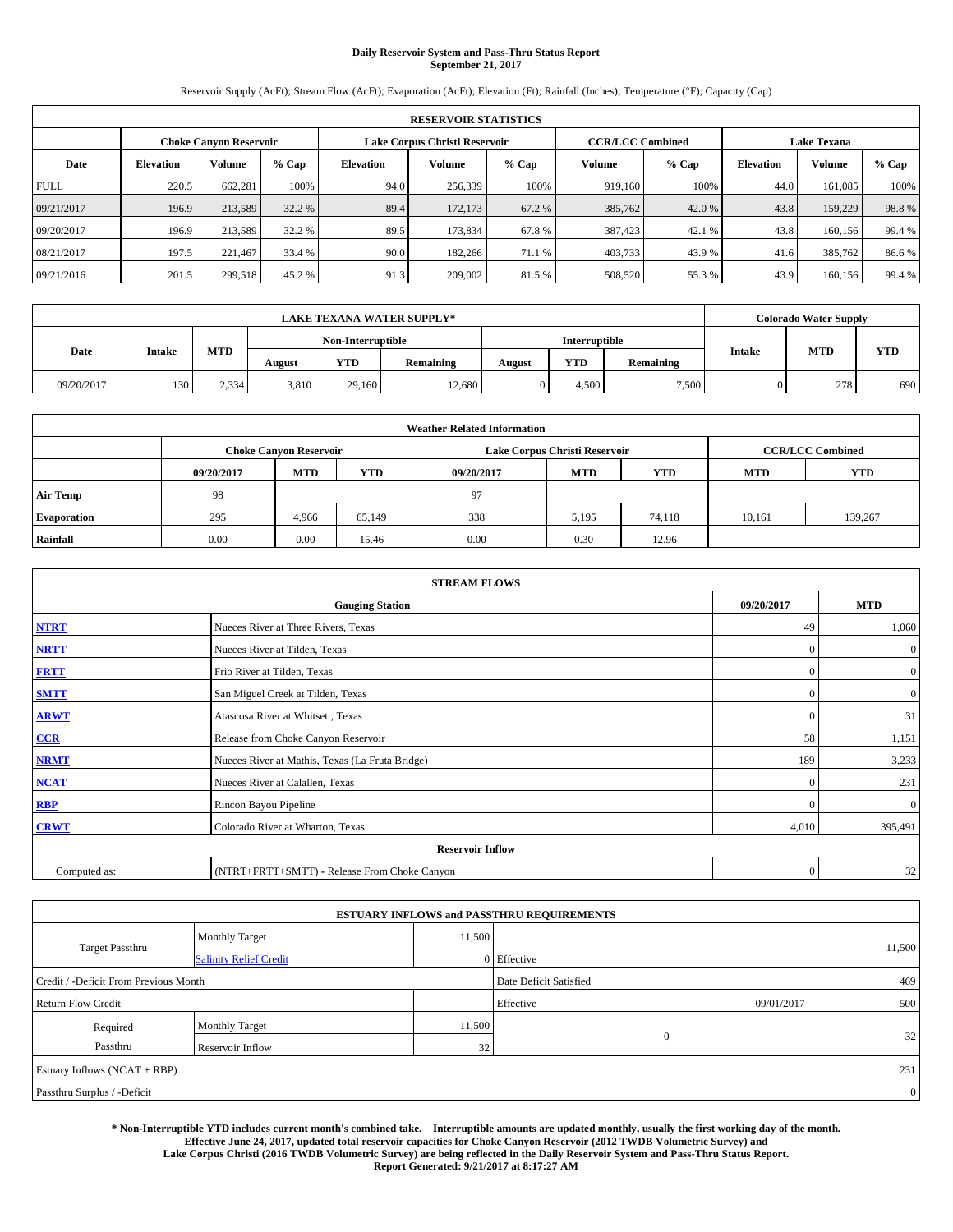# Daily Reservoir System and Pass-Thru Status Report
## September 21, 2017

Reservoir Supply (AcFt); Stream Flow (AcFt); Evaporation (AcFt); Elevation (Ft); Rainfall (Inches); Temperature (°F); Capacity (Cap)

| RESERVOIR STATISTICS | | | | | | | | | | | |
|---|---|---|---|---|---|---|---|---|---|---|---|
| | Choke Canyon Reservoir | | | Lake Corpus Christi Reservoir | | | CCR/LCC Combined | | Lake Texana | | |
| Date | Elevation | Volume | % Cap | Elevation | Volume | % Cap | Volume | % Cap | Elevation | Volume | % Cap |
| FULL | 220.5 | 662,281 | 100% | 94.0 | 256,339 | 100% | 919,160 | 100% | 44.0 | 161,085 | 100% |
| 09/21/2017 | 196.9 | 213,589 | 32.2 % | 89.4 | 172,173 | 67.2 % | 385,762 | 42.0 % | 43.8 | 159,229 | 98.8 % |
| 09/20/2017 | 196.9 | 213,589 | 32.2 % | 89.5 | 173,834 | 67.8 % | 387,423 | 42.1 % | 43.8 | 160,156 | 99.4 % |
| 08/21/2017 | 197.5 | 221,467 | 33.4 % | 90.0 | 182,266 | 71.1 % | 403,733 | 43.9 % | 41.6 | 385,762 | 86.6 % |
| 09/21/2016 | 201.5 | 299,518 | 45.2 % | 91.3 | 209,002 | 81.5 % | 508,520 | 55.3 % | 43.9 | 160,156 | 99.4 % |

| LAKE TEXANA WATER SUPPLY* | | | | | | | | | Colorado Water Supply | | |
|---|---|---|---|---|---|---|---|---|---|---|---|
| Date | Intake | MTD | Non-Interruptible | | | Interruptible | | | Intake | MTD | YTD |
| | | | August | YTD | Remaining | August | YTD | Remaining | | | |
| 09/20/2017 | 130 | 2,334 | 3,810 | 29,160 | 12,680 | 0 | 4,500 | 7,500 | 0 | 278 | 690 |

| Weather Related Information | | | | | | | | |
|---|---|---|---|---|---|---|---|---|
| | Choke Canyon Reservoir | | | Lake Corpus Christi Reservoir | | | CCR/LCC Combined | |
| | 09/20/2017 | MTD | YTD | 09/20/2017 | MTD | YTD | MTD | YTD |
| Air Temp | 98 | | | 97 | | | | |
| Evaporation | 295 | 4,966 | 65,149 | 338 | 5,195 | 74,118 | 10,161 | 139,267 |
| Rainfall | 0.00 | 0.00 | 15.46 | 0.00 | 0.30 | 12.96 | | |

| STREAM FLOWS | | | |
|---|---|---|---|
| | Gauging Station | 09/20/2017 | MTD |
| NTRT | Nueces River at Three Rivers, Texas | 49 | 1,060 |
| NRTT | Nueces River at Tilden, Texas | 0 | 0 |
| FRTT | Frio River at Tilden, Texas | 0 | 0 |
| SMTT | San Miguel Creek at Tilden, Texas | 0 | 0 |
| ARWT | Atascosa River at Whitsett, Texas | 0 | 31 |
| CCR | Release from Choke Canyon Reservoir | 58 | 1,151 |
| NRMT | Nueces River at Mathis, Texas (La Fruta Bridge) | 189 | 3,233 |
| NCAT | Nueces River at Calallen, Texas | 0 | 231 |
| RBP | Rincon Bayou Pipeline | 0 | 0 |
| CRWT | Colorado River at Wharton, Texas | 4,010 | 395,491 |
| | Reservoir Inflow | | |
| Computed as: | (NTRT+FRTT+SMTT) - Release From Choke Canyon | 0 | 32 |

| ESTUARY INFLOWS and PASSTHRU REQUIREMENTS | | | | | |
|---|---|---|---|---|---|
| Target Passthru | Monthly Target | 11,500 | | | 11,500 |
| | Salinity Relief Credit | 0 | Effective | | |
| Credit / -Deficit From Previous Month | | | Date Deficit Satisfied | | 469 |
| Return Flow Credit | | | Effective | 09/01/2017 | 500 |
| Required Passthru | Monthly Target | 11,500 | 0 | | 32 |
| | Reservoir Inflow | 32 | | | |
| Estuary Inflows (NCAT + RBP) | | | | | 231 |
| Passthru Surplus / -Deficit | | | | | 0 |

**\* Non-Interruptible YTD includes current month's combined take. Interruptible amounts are updated monthly, usually the first working day of the month. Effective June 24, 2017, updated total reservoir capacities for Choke Canyon Reservoir (2012 TWDB Volumetric Survey) and Lake Corpus Christi (2016 TWDB Volumetric Survey) are being reflected in the Daily Reservoir System and Pass-Thru Status Report. Report Generated: 9/21/2017 at 8:17:27 AM**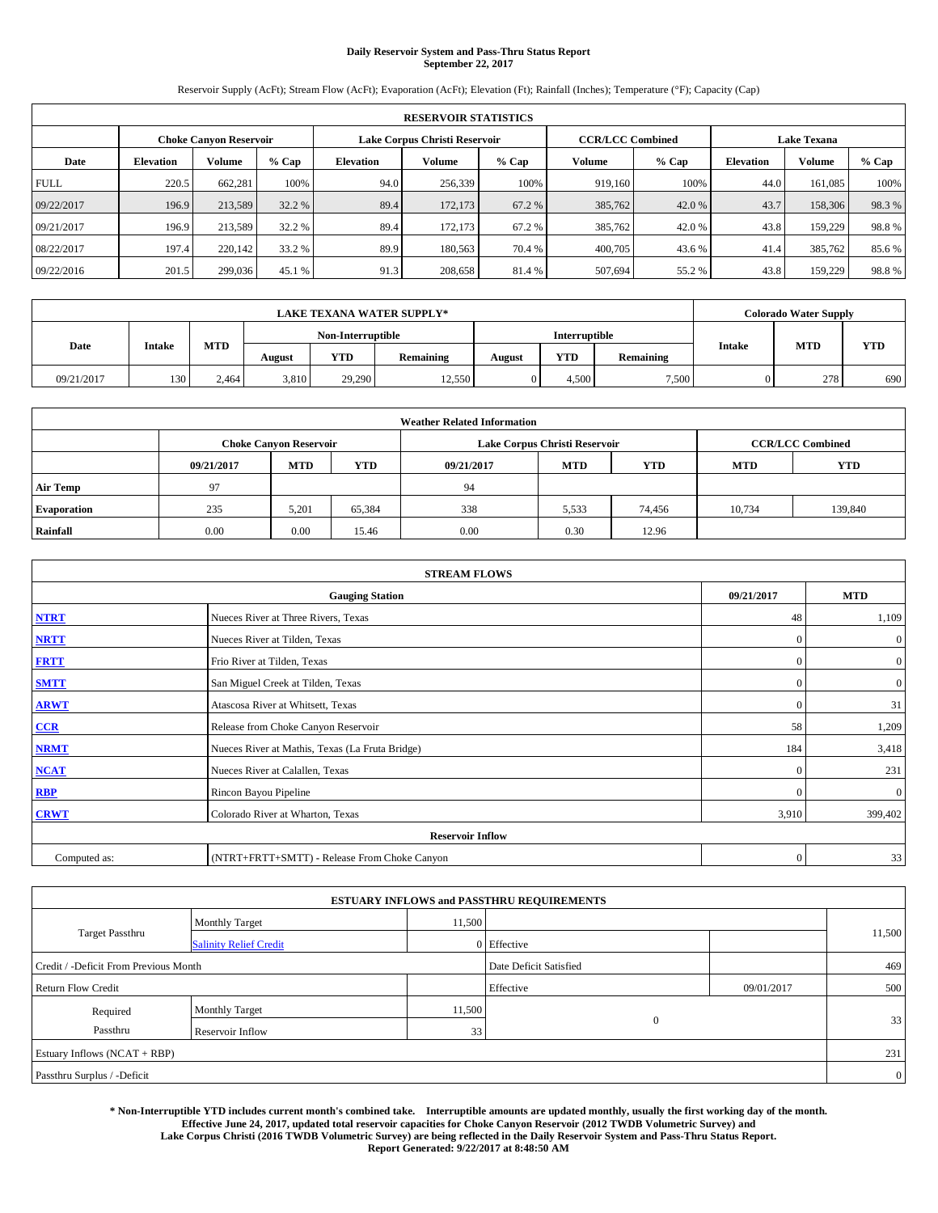# Daily Reservoir System and Pass-Thru Status Report
## September 22, 2017

Reservoir Supply (AcFt); Stream Flow (AcFt); Evaporation (AcFt); Elevation (Ft); Rainfall (Inches); Temperature (°F); Capacity (Cap)

| RESERVOIR STATISTICS | | | | | | | | | | | |
|---|---|---|---|---|---|---|---|---|---|---|---|
| | Choke Canyon Reservoir | | | Lake Corpus Christi Reservoir | | | CCR/LCC Combined | | Lake Texana | | |
| Date | Elevation | Volume | % Cap | Elevation | Volume | % Cap | Volume | % Cap | Elevation | Volume | % Cap |
| FULL | 220.5 | 662,281 | 100% | 94.0 | 256,339 | 100% | 919,160 | 100% | 44.0 | 161,085 | 100% |
| 09/22/2017 | 196.9 | 213,589 | 32.2 % | 89.4 | 172,173 | 67.2 % | 385,762 | 42.0 % | 43.7 | 158,306 | 98.3 % |
| 09/21/2017 | 196.9 | 213,589 | 32.2 % | 89.4 | 172,173 | 67.2 % | 385,762 | 42.0 % | 43.8 | 159,229 | 98.8 % |
| 08/22/2017 | 197.4 | 220,142 | 33.2 % | 89.9 | 180,563 | 70.4 % | 400,705 | 43.6 % | 41.4 | 385,762 | 85.6 % |
| 09/22/2016 | 201.5 | 299,036 | 45.1 % | 91.3 | 208,658 | 81.4 % | 507,694 | 55.2 % | 43.8 | 159,229 | 98.8 % |

| LAKE TEXANA WATER SUPPLY* | | | | | | | | | Colorado Water Supply | | |
|---|---|---|---|---|---|---|---|---|---|---|---|
| Date | Intake | MTD | Non-Interruptible | | | Interruptible | | | Intake | MTD | YTD |
| | | | August | YTD | Remaining | August | YTD | Remaining | | | |
| 09/21/2017 | 130 | 2,464 | 3,810 | 29,290 | 12,550 | 0 | 4,500 | 7,500 | 0 | 278 | 690 |

| Weather Related Information | | | | | | | | |
|---|---|---|---|---|---|---|---|---|
| | Choke Canyon Reservoir | | | Lake Corpus Christi Reservoir | | | CCR/LCC Combined | |
| | 09/21/2017 | MTD | YTD | 09/21/2017 | MTD | YTD | MTD | YTD |
| Air Temp | 97 | | | 94 | | | | |
| Evaporation | 235 | 5,201 | 65,384 | 338 | 5,533 | 74,456 | 10,734 | 139,840 |
| Rainfall | 0.00 | 0.00 | 15.46 | 0.00 | 0.30 | 12.96 | | |

| STREAM FLOWS | | | |
|---|---|---|---|
| | Gauging Station | 09/21/2017 | MTD |
| NTRT | Nueces River at Three Rivers, Texas | 48 | 1,109 |
| NRTT | Nueces River at Tilden, Texas | 0 | 0 |
| FRTT | Frio River at Tilden, Texas | 0 | 0 |
| SMTT | San Miguel Creek at Tilden, Texas | 0 | 0 |
| ARWT | Atascosa River at Whitsett, Texas | 0 | 31 |
| CCR | Release from Choke Canyon Reservoir | 58 | 1,209 |
| NRMT | Nueces River at Mathis, Texas (La Fruta Bridge) | 184 | 3,418 |
| NCAT | Nueces River at Calallen, Texas | 0 | 231 |
| RBP | Rincon Bayou Pipeline | 0 | 0 |
| CRWT | Colorado River at Wharton, Texas | 3,910 | 399,402 |
| Reservoir Inflow | | | |
| Computed as: | (NTRT+FRTT+SMTT) - Release From Choke Canyon | 0 | 33 |

| ESTUARY INFLOWS and PASSTHRU REQUIREMENTS | | | | | |
|---|---|---|---|---|---|
| Target Passthru | Monthly Target | 11,500 | | | 11,500 |
| | Salinity Relief Credit | 0 | Effective | | |
| Credit / -Deficit From Previous Month | | | Date Deficit Satisfied | | 469 |
| Return Flow Credit | | | Effective | 09/01/2017 | 500 |
| Required Passthru | Monthly Target | 11,500 | 0 | | 33 |
| | Reservoir Inflow | 33 | | | |
| Estuary Inflows (NCAT + RBP) | | | | | 231 |
| Passthru Surplus / -Deficit | | | | | 0 |

**\* Non-Interruptible YTD includes current month's combined take. Interruptible amounts are updated monthly, usually the first working day of the month. Effective June 24, 2017, updated total reservoir capacities for Choke Canyon Reservoir (2012 TWDB Volumetric Survey) and Lake Corpus Christi (2016 TWDB Volumetric Survey) are being reflected in the Daily Reservoir System and Pass-Thru Status Report. Report Generated: 9/22/2017 at 8:48:50 AM**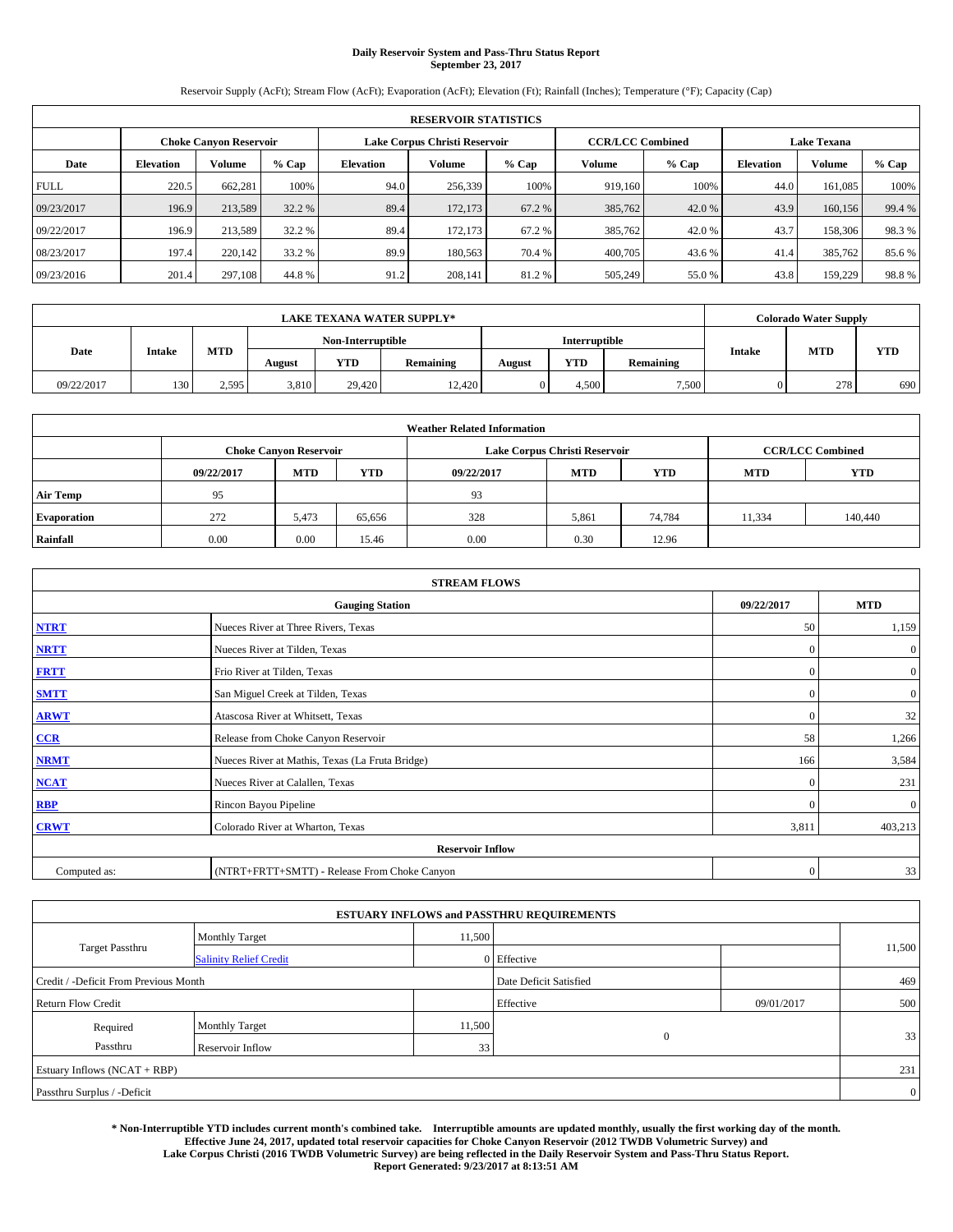# Daily Reservoir System and Pass-Thru Status Report
## September 23, 2017

Reservoir Supply (AcFt); Stream Flow (AcFt); Evaporation (AcFt); Elevation (Ft); Rainfall (Inches); Temperature (°F); Capacity (Cap)

| RESERVOIR STATISTICS | | | | | | | | | | | |
|---|---|---|---|---|---|---|---|---|---|---|---|
| | Choke Canyon Reservoir | | | Lake Corpus Christi Reservoir | | | CCR/LCC Combined | | Lake Texana | | |
| Date | Elevation | Volume | % Cap | Elevation | Volume | % Cap | Volume | % Cap | Elevation | Volume | % Cap |
| FULL | 220.5 | 662,281 | 100% | 94.0 | 256,339 | 100% | 919,160 | 100% | 44.0 | 161,085 | 100% |
| 09/23/2017 | 196.9 | 213,589 | 32.2 % | 89.4 | 172,173 | 67.2 % | 385,762 | 42.0 % | 43.9 | 160,156 | 99.4 % |
| 09/22/2017 | 196.9 | 213,589 | 32.2 % | 89.4 | 172,173 | 67.2 % | 385,762 | 42.0 % | 43.7 | 158,306 | 98.3 % |
| 08/23/2017 | 197.4 | 220,142 | 33.2 % | 89.9 | 180,563 | 70.4 % | 400,705 | 43.6 % | 41.4 | 385,762 | 85.6 % |
| 09/23/2016 | 201.4 | 297,108 | 44.8 % | 91.2 | 208,141 | 81.2 % | 505,249 | 55.0 % | 43.8 | 159,229 | 98.8 % |

| LAKE TEXANA WATER SUPPLY* | | | | | | | | | Colorado Water Supply | | |
|---|---|---|---|---|---|---|---|---|---|---|---|
| Date | Intake | MTD | Non-Interruptible | | | Interruptible | | | Intake | MTD | YTD |
| | | | August | YTD | Remaining | August | YTD | Remaining | | | |
| 09/22/2017 | 130 | 2,595 | 3,810 | 29,420 | 12,420 | 0 | 4,500 | 7,500 | 0 | 278 | 690 |

| Weather Related Information | | | | | | | | |
|---|---|---|---|---|---|---|---|---|
| | Choke Canyon Reservoir | | | Lake Corpus Christi Reservoir | | | CCR/LCC Combined | |
| | 09/22/2017 | MTD | YTD | 09/22/2017 | MTD | YTD | MTD | YTD |
| Air Temp | 95 | | | 93 | | | | |
| Evaporation | 272 | 5,473 | 65,656 | 328 | 5,861 | 74,784 | 11,334 | 140,440 |
| Rainfall | 0.00 | 0.00 | 15.46 | 0.00 | 0.30 | 12.96 | | |

| STREAM FLOWS | | | |
|---|---|---|---|
| | Gauging Station | 09/22/2017 | MTD |
| NTRT | Nueces River at Three Rivers, Texas | 50 | 1,159 |
| NRTT | Nueces River at Tilden, Texas | 0 | 0 |
| FRTT | Frio River at Tilden, Texas | 0 | 0 |
| SMTT | San Miguel Creek at Tilden, Texas | 0 | 0 |
| ARWT | Atascosa River at Whitsett, Texas | 0 | 32 |
| CCR | Release from Choke Canyon Reservoir | 58 | 1,266 |
| NRMT | Nueces River at Mathis, Texas (La Fruta Bridge) | 166 | 3,584 |
| NCAT | Nueces River at Calallen, Texas | 0 | 231 |
| RBP | Rincon Bayou Pipeline | 0 | 0 |
| CRWT | Colorado River at Wharton, Texas | 3,811 | 403,213 |
| Reservoir Inflow | | | |
| Computed as: | (NTRT+FRTT+SMTT) - Release From Choke Canyon | 0 | 33 |

| ESTUARY INFLOWS and PASSTHRU REQUIREMENTS | | | | | |
|---|---|---|---|---|---|
| Target Passthru | Monthly Target | 11,500 | | | 11,500 |
| | Salinity Relief Credit | 0 | Effective | | |
| Credit / -Deficit From Previous Month | | | Date Deficit Satisfied | | 469 |
| Return Flow Credit | | | Effective | 09/01/2017 | 500 |
| Required Passthru | Monthly Target | 11,500 | 0 | | 33 |
| | Reservoir Inflow | 33 | | | |
| Estuary Inflows (NCAT + RBP) | | | | | 231 |
| Passthru Surplus / -Deficit | | | | | 0 |

**\* Non-Interruptible YTD includes current month's combined take. Interruptible amounts are updated monthly, usually the first working day of the month. Effective June 24, 2017, updated total reservoir capacities for Choke Canyon Reservoir (2012 TWDB Volumetric Survey) and Lake Corpus Christi (2016 TWDB Volumetric Survey) are being reflected in the Daily Reservoir System and Pass-Thru Status Report. Report Generated: 9/23/2017 at 8:13:51 AM**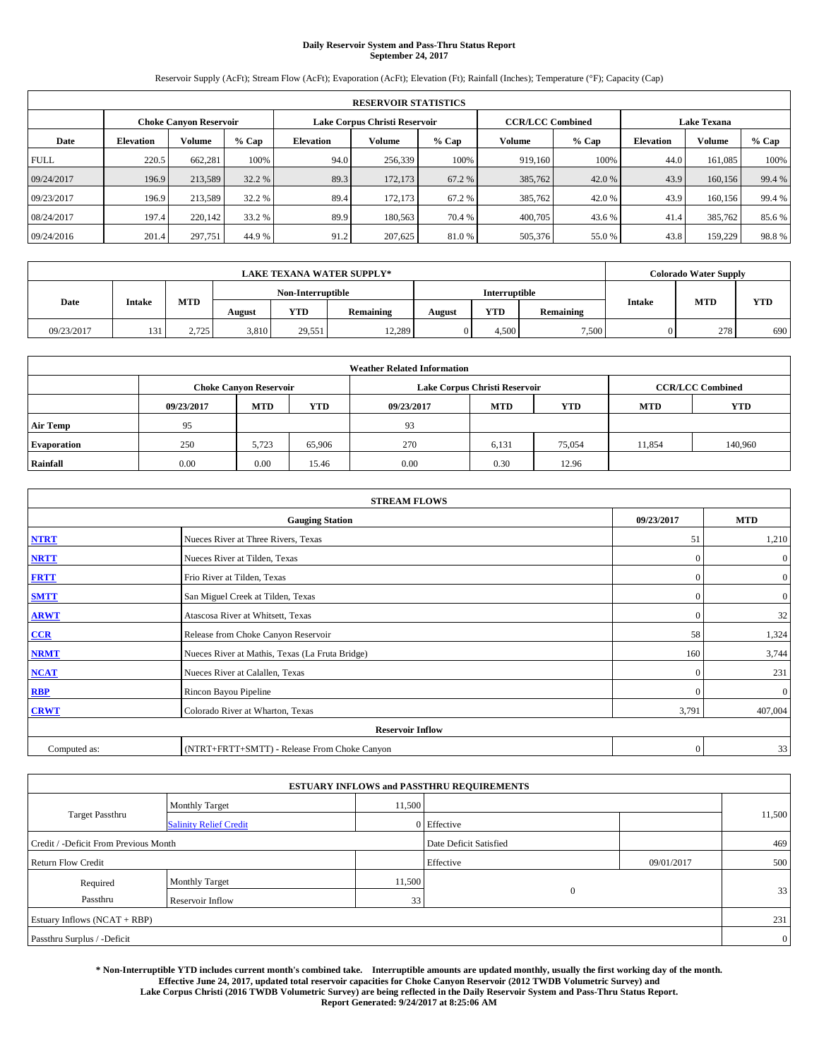# Daily Reservoir System and Pass-Thru Status Report
## September 24, 2017

Reservoir Supply (AcFt); Stream Flow (AcFt); Evaporation (AcFt); Elevation (Ft); Rainfall (Inches); Temperature (°F); Capacity (Cap)

| RESERVOIR STATISTICS | | | | | | | | | | | |
|---|---|---|---|---|---|---|---|---|---|---|---|
| | Choke Canyon Reservoir | | | Lake Corpus Christi Reservoir | | | CCR/LCC Combined | | Lake Texana | | |
| Date | Elevation | Volume | % Cap | Elevation | Volume | % Cap | Volume | % Cap | Elevation | Volume | % Cap |
| FULL | 220.5 | 662,281 | 100% | 94.0 | 256,339 | 100% | 919,160 | 100% | 44.0 | 161,085 | 100% |
| 09/24/2017 | 196.9 | 213,589 | 32.2 % | 89.3 | 172,173 | 67.2 % | 385,762 | 42.0 % | 43.9 | 160,156 | 99.4 % |
| 09/23/2017 | 196.9 | 213,589 | 32.2 % | 89.4 | 172,173 | 67.2 % | 385,762 | 42.0 % | 43.9 | 160,156 | 99.4 % |
| 08/24/2017 | 197.4 | 220,142 | 33.2 % | 89.9 | 180,563 | 70.4 % | 400,705 | 43.6 % | 41.4 | 385,762 | 85.6 % |
| 09/24/2016 | 201.4 | 297,751 | 44.9 % | 91.2 | 207,625 | 81.0 % | 505,376 | 55.0 % | 43.8 | 159,229 | 98.8 % |

| LAKE TEXANA WATER SUPPLY* | | | | | | | | | Colorado Water Supply | | |
|---|---|---|---|---|---|---|---|---|---|---|---|
| Date | Intake | MTD | Non-Interruptible | | | Interruptible | | | Intake | MTD | YTD |
| | | | August | YTD | Remaining | August | YTD | Remaining | | | |
| 09/23/2017 | 131 | 2,725 | 3,810 | 29,551 | 12,289 | 0 | 4,500 | 7,500 | 0 | 278 | 690 |

| Weather Related Information | | | | | | | | |
|---|---|---|---|---|---|---|---|---|
| | Choke Canyon Reservoir | | | Lake Corpus Christi Reservoir | | | CCR/LCC Combined | |
| | 09/23/2017 | MTD | YTD | 09/23/2017 | MTD | YTD | MTD | YTD |
| Air Temp | 95 | | | 93 | | | | |
| Evaporation | 250 | 5,723 | 65,906 | 270 | 6,131 | 75,054 | 11,854 | 140,960 |
| Rainfall | 0.00 | 0.00 | 15.46 | 0.00 | 0.30 | 12.96 | | |

| STREAM FLOWS | | | |
|---|---|---|---|
| | Gauging Station | 09/23/2017 | MTD |
| NTRT | Nueces River at Three Rivers, Texas | 51 | 1,210 |
| NRTT | Nueces River at Tilden, Texas | 0 | 0 |
| FRTT | Frio River at Tilden, Texas | 0 | 0 |
| SMTT | San Miguel Creek at Tilden, Texas | 0 | 0 |
| ARWT | Atascosa River at Whitsett, Texas | 0 | 32 |
| CCR | Release from Choke Canyon Reservoir | 58 | 1,324 |
| NRMT | Nueces River at Mathis, Texas (La Fruta Bridge) | 160 | 3,744 |
| NCAT | Nueces River at Calallen, Texas | 0 | 231 |
| RBP | Rincon Bayou Pipeline | 0 | 0 |
| CRWT | Colorado River at Wharton, Texas | 3,791 | 407,004 |
| | Reservoir Inflow | | |
| Computed as: | (NTRT+FRTT+SMTT) - Release From Choke Canyon | 0 | 33 |

| ESTUARY INFLOWS and PASSTHRU REQUIREMENTS | | | | | |
|---|---|---|---|---|---|
| Target Passthru | Monthly Target | 11,500 | | | 11,500 |
| | Salinity Relief Credit | 0 | Effective | | |
| Credit / -Deficit From Previous Month | | | Date Deficit Satisfied | | 469 |
| Return Flow Credit | | | Effective | 09/01/2017 | 500 |
| Required Passthru | Monthly Target | 11,500 | 0 | | 33 |
| | Reservoir Inflow | 33 | | | |
| Estuary Inflows (NCAT + RBP) | | | | | 231 |
| Passthru Surplus / -Deficit | | | | | 0 |

**\* Non-Interruptible YTD includes current month's combined take. Interruptible amounts are updated monthly, usually the first working day of the month. Effective June 24, 2017, updated total reservoir capacities for Choke Canyon Reservoir (2012 TWDB Volumetric Survey) and Lake Corpus Christi (2016 TWDB Volumetric Survey) are being reflected in the Daily Reservoir System and Pass-Thru Status Report. Report Generated: 9/24/2017 at 8:25:06 AM**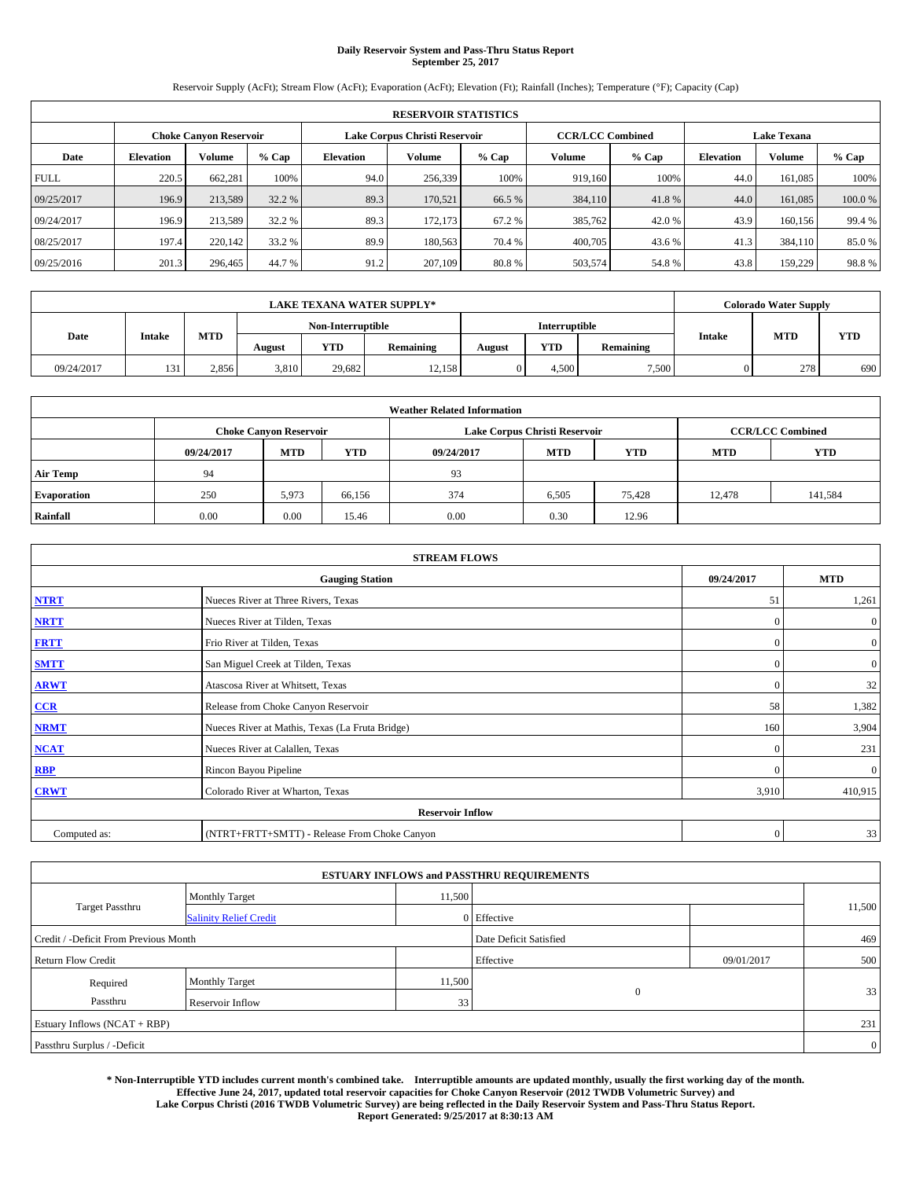# Daily Reservoir System and Pass-Thru Status Report
## September 25, 2017

Reservoir Supply (AcFt); Stream Flow (AcFt); Evaporation (AcFt); Elevation (Ft); Rainfall (Inches); Temperature (°F); Capacity (Cap)

| RESERVOIR STATISTICS | | | | | | | | | | | |
|---|---|---|---|---|---|---|---|---|---|---|---|
| | Choke Canyon Reservoir | | | Lake Corpus Christi Reservoir | | | CCR/LCC Combined | | Lake Texana | | |
| Date | Elevation | Volume | % Cap | Elevation | Volume | % Cap | Volume | % Cap | Elevation | Volume | % Cap |
| FULL | 220.5 | 662,281 | 100% | 94.0 | 256,339 | 100% | 919,160 | 100% | 44.0 | 161,085 | 100% |
| 09/25/2017 | 196.9 | 213,589 | 32.2 % | 89.3 | 170,521 | 66.5 % | 384,110 | 41.8 % | 44.0 | 161,085 | 100.0 % |
| 09/24/2017 | 196.9 | 213,589 | 32.2 % | 89.3 | 172,173 | 67.2 % | 385,762 | 42.0 % | 43.9 | 160,156 | 99.4 % |
| 08/25/2017 | 197.4 | 220,142 | 33.2 % | 89.9 | 180,563 | 70.4 % | 400,705 | 43.6 % | 41.3 | 384,110 | 85.0 % |
| 09/25/2016 | 201.3 | 296,465 | 44.7 % | 91.2 | 207,109 | 80.8 % | 503,574 | 54.8 % | 43.8 | 159,229 | 98.8 % |

| LAKE TEXANA WATER SUPPLY* | | | | | | | | | Colorado Water Supply | | |
|---|---|---|---|---|---|---|---|---|---|---|---|
| Date | Intake | MTD | Non-Interruptible | | | Interruptible | | | Intake | MTD | YTD |
| | | | August | YTD | Remaining | August | YTD | Remaining | | | |
| 09/24/2017 | 131 | 2,856 | 3,810 | 29,682 | 12,158 | 0 | 4,500 | 7,500 | 0 | 278 | 690 |

| Weather Related Information | | | | | | | | |
|---|---|---|---|---|---|---|---|---|
| | Choke Canyon Reservoir | | | Lake Corpus Christi Reservoir | | | CCR/LCC Combined | |
| | 09/24/2017 | MTD | YTD | 09/24/2017 | MTD | YTD | MTD | YTD |
| Air Temp | 94 | | | 93 | | | | |
| Evaporation | 250 | 5,973 | 66,156 | 374 | 6,505 | 75,428 | 12,478 | 141,584 |
| Rainfall | 0.00 | 0.00 | 15.46 | 0.00 | 0.30 | 12.96 | | |

| STREAM FLOWS | | | |
|---|---|---|---|
| Gauging Station | | 09/24/2017 | MTD |
| NTRT | Nueces River at Three Rivers, Texas | 51 | 1,261 |
| NRTT | Nueces River at Tilden, Texas | 0 | 0 |
| FRTT | Frio River at Tilden, Texas | 0 | 0 |
| SMTT | San Miguel Creek at Tilden, Texas | 0 | 0 |
| ARWT | Atascosa River at Whitsett, Texas | 0 | 32 |
| CCR | Release from Choke Canyon Reservoir | 58 | 1,382 |
| NRMT | Nueces River at Mathis, Texas (La Fruta Bridge) | 160 | 3,904 |
| NCAT | Nueces River at Calallen, Texas | 0 | 231 |
| RBP | Rincon Bayou Pipeline | 0 | 0 |
| CRWT | Colorado River at Wharton, Texas | 3,910 | 410,915 |
| Reservoir Inflow | | | |
| Computed as: | (NTRT+FRTT+SMTT) - Release From Choke Canyon | 0 | 33 |

| ESTUARY INFLOWS and PASSTHRU REQUIREMENTS | | | | | |
|---|---|---|---|---|---|
| Target Passthru | Monthly Target | 11,500 | | | 11,500 |
| | Salinity Relief Credit | 0 | Effective | | |
| Credit / -Deficit From Previous Month | | | Date Deficit Satisfied | | 469 |
| Return Flow Credit | | | Effective | 09/01/2017 | 500 |
| Required Passthru | Monthly Target | 11,500 | 0 | | 33 |
| | Reservoir Inflow | 33 | | | |
| Estuary Inflows (NCAT + RBP) | | | | | 231 |
| Passthru Surplus / -Deficit | | | | | 0 |

**\* Non-Interruptible YTD includes current month's combined take. Interruptible amounts are updated monthly, usually the first working day of the month. Effective June 24, 2017, updated total reservoir capacities for Choke Canyon Reservoir (2012 TWDB Volumetric Survey) and Lake Corpus Christi (2016 TWDB Volumetric Survey) are being reflected in the Daily Reservoir System and Pass-Thru Status Report. Report Generated: 9/25/2017 at 8:30:13 AM**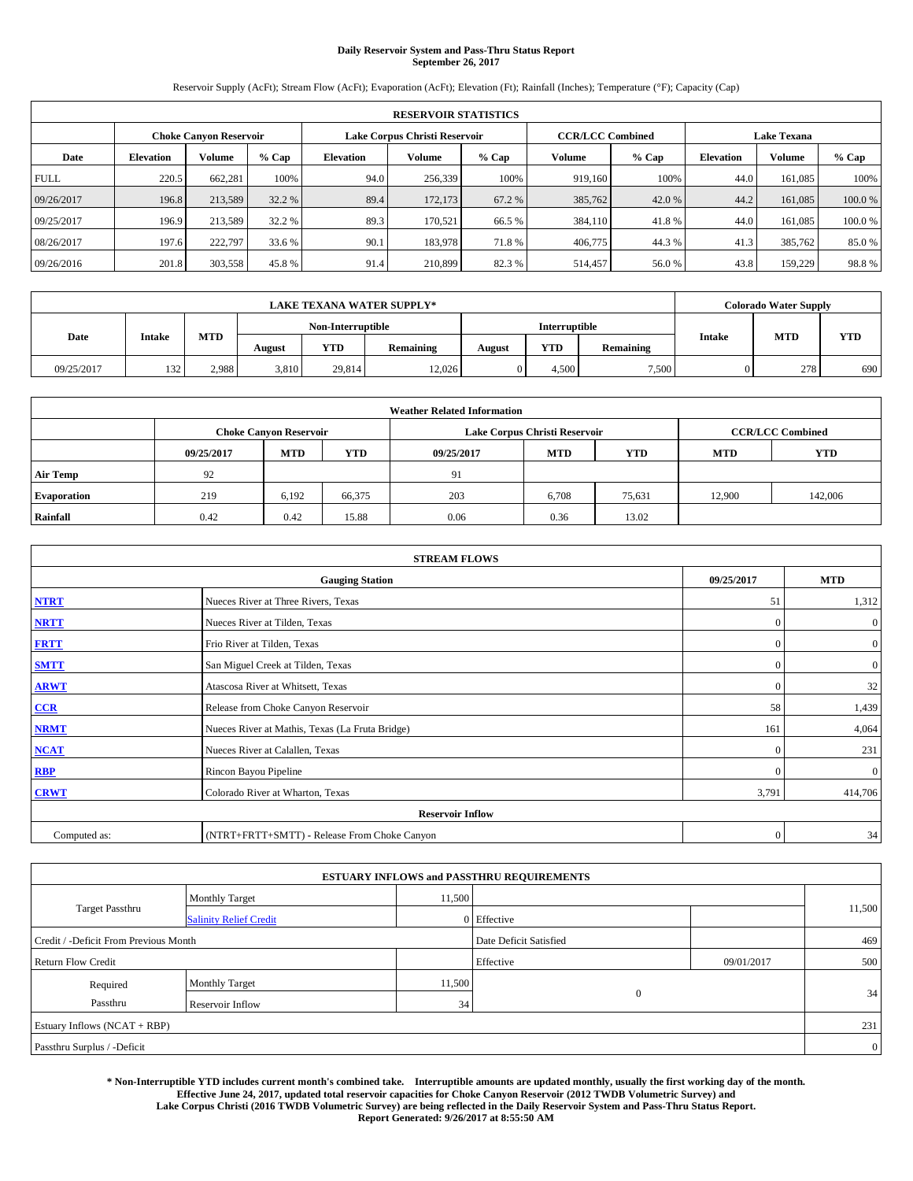**Daily Reservoir System and Pass-Thru Status Report**
**September 26, 2017**

Reservoir Supply (AcFt); Stream Flow (AcFt); Evaporation (AcFt); Elevation (Ft); Rainfall (Inches); Temperature (°F); Capacity (Cap)

| RESERVOIR STATISTICS | | | | | | | | | | | |
|---|---|---|---|---|---|---|---|---|---|---|---|
| | Choke Canyon Reservoir | | | Lake Corpus Christi Reservoir | | | CCR/LCC Combined | | Lake Texana | | |
| Date | Elevation | Volume | % Cap | Elevation | Volume | % Cap | Volume | % Cap | Elevation | Volume | % Cap |
| FULL | 220.5 | 662,281 | 100% | 94.0 | 256,339 | 100% | 919,160 | 100% | 44.0 | 161,085 | 100% |
| 09/26/2017 | 196.8 | 213,589 | 32.2 % | 89.4 | 172,173 | 67.2 % | 385,762 | 42.0 % | 44.2 | 161,085 | 100.0 % |
| 09/25/2017 | 196.9 | 213,589 | 32.2 % | 89.3 | 170,521 | 66.5 % | 384,110 | 41.8 % | 44.0 | 161,085 | 100.0 % |
| 08/26/2017 | 197.6 | 222,797 | 33.6 % | 90.1 | 183,978 | 71.8 % | 406,775 | 44.3 % | 41.3 | 385,762 | 85.0 % |
| 09/26/2016 | 201.8 | 303,558 | 45.8 % | 91.4 | 210,899 | 82.3 % | 514,457 | 56.0 % | 43.8 | 159,229 | 98.8 % |

| LAKE TEXANA WATER SUPPLY* | | | | | | | | | Colorado Water Supply | | |
|---|---|---|---|---|---|---|---|---|---|---|---|
| Date | Intake | MTD | Non-Interruptible | | | Interruptible | | | Intake | MTD | YTD |
| | | | August | YTD | Remaining | August | YTD | Remaining | | | |
| 09/25/2017 | 132 | 2,988 | 3,810 | 29,814 | 12,026 | 0 | 4,500 | 7,500 | 0 | 278 | 690 |

| Weather Related Information | | | | | | | | |
|---|---|---|---|---|---|---|---|---|
| | Choke Canyon Reservoir | | | Lake Corpus Christi Reservoir | | | CCR/LCC Combined | |
| | 09/25/2017 | MTD | YTD | 09/25/2017 | MTD | YTD | MTD | YTD |
| Air Temp | 92 | | | 91 | | | | |
| Evaporation | 219 | 6,192 | 66,375 | 203 | 6,708 | 75,631 | 12,900 | 142,006 |
| Rainfall | 0.42 | 0.42 | 15.88 | 0.06 | 0.36 | 13.02 | | |

| STREAM FLOWS | | | |
|---|---|---|---|
| Gauging Station | | 09/25/2017 | MTD |
| NTRT | Nueces River at Three Rivers, Texas | 51 | 1,312 |
| NRTT | Nueces River at Tilden, Texas | 0 | 0 |
| FRTT | Frio River at Tilden, Texas | 0 | 0 |
| SMTT | San Miguel Creek at Tilden, Texas | 0 | 0 |
| ARWT | Atascosa River at Whitsett, Texas | 0 | 32 |
| CCR | Release from Choke Canyon Reservoir | 58 | 1,439 |
| NRMT | Nueces River at Mathis, Texas (La Fruta Bridge) | 161 | 4,064 |
| NCAT | Nueces River at Calallen, Texas | 0 | 231 |
| RBP | Rincon Bayou Pipeline | 0 | 0 |
| CRWT | Colorado River at Wharton, Texas | 3,791 | 414,706 |
| Reservoir Inflow | | | |
| Computed as: | (NTRT+FRTT+SMTT) - Release From Choke Canyon | 0 | 34 |

| ESTUARY INFLOWS and PASSTHRU REQUIREMENTS | | | | | |
|---|---|---|---|---|---|
| Target Passthru | Monthly Target | 11,500 | | | 11,500 |
| | Salinity Relief Credit | 0 | Effective | | |
| Credit / -Deficit From Previous Month | | | Date Deficit Satisfied | | 469 |
| Return Flow Credit | | | Effective | 09/01/2017 | 500 |
| Required Passthru | Monthly Target | 11,500 | 0 | | 34 |
| | Reservoir Inflow | 34 | | | |
| Estuary Inflows (NCAT + RBP) | | | | | 231 |
| Passthru Surplus / -Deficit | | | | | 0 |

**\* Non-Interruptible YTD includes current month's combined take. Interruptible amounts are updated monthly, usually the first working day of the month. Effective June 24, 2017, updated total reservoir capacities for Choke Canyon Reservoir (2012 TWDB Volumetric Survey) and Lake Corpus Christi (2016 TWDB Volumetric Survey) are being reflected in the Daily Reservoir System and Pass-Thru Status Report. Report Generated: 9/26/2017 at 8:55:50 AM**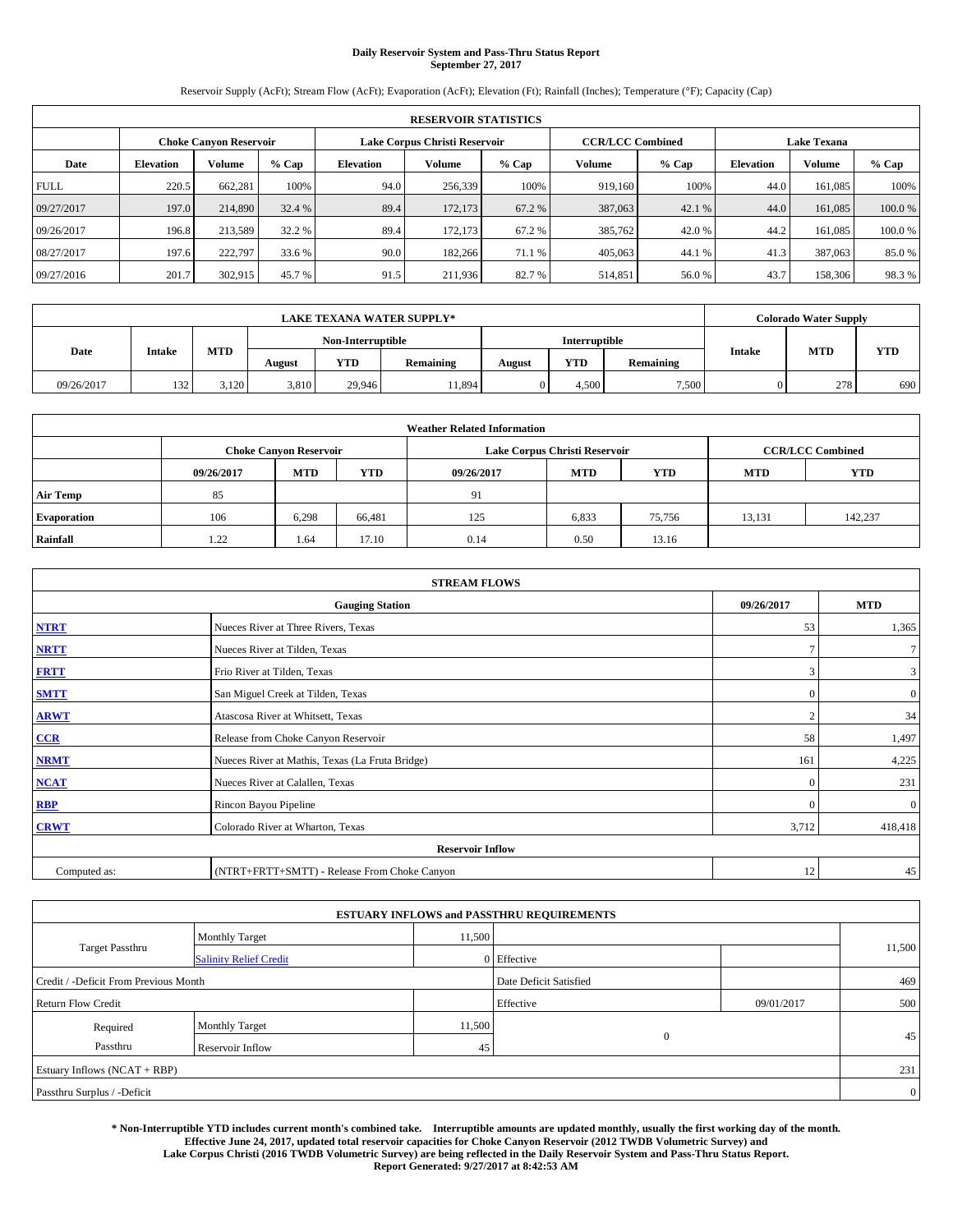# Daily Reservoir System and Pass-Thru Status Report
## September 27, 2017

Reservoir Supply (AcFt); Stream Flow (AcFt); Evaporation (AcFt); Elevation (Ft); Rainfall (Inches); Temperature (°F); Capacity (Cap)

| RESERVOIR STATISTICS | | | | | | | | | | | |
|---|---|---|---|---|---|---|---|---|---|---|---|
| | Choke Canyon Reservoir | | | Lake Corpus Christi Reservoir | | | CCR/LCC Combined | | Lake Texana | | |
| Date | Elevation | Volume | % Cap | Elevation | Volume | % Cap | Volume | % Cap | Elevation | Volume | % Cap |
| FULL | 220.5 | 662,281 | 100% | 94.0 | 256,339 | 100% | 919,160 | 100% | 44.0 | 161,085 | 100% |
| 09/27/2017 | 197.0 | 214,890 | 32.4 % | 89.4 | 172,173 | 67.2 % | 387,063 | 42.1 % | 44.0 | 161,085 | 100.0 % |
| 09/26/2017 | 196.8 | 213,589 | 32.2 % | 89.4 | 172,173 | 67.2 % | 385,762 | 42.0 % | 44.2 | 161,085 | 100.0 % |
| 08/27/2017 | 197.6 | 222,797 | 33.6 % | 90.0 | 182,266 | 71.1 % | 405,063 | 44.1 % | 41.3 | 387,063 | 85.0 % |
| 09/27/2016 | 201.7 | 302,915 | 45.7 % | 91.5 | 211,936 | 82.7 % | 514,851 | 56.0 % | 43.7 | 158,306 | 98.3 % |

| LAKE TEXANA WATER SUPPLY* | | | | | | | | | Colorado Water Supply | | |
|---|---|---|---|---|---|---|---|---|---|---|---|
| Date | Intake | MTD | Non-Interruptible | | | Interruptible | | | Intake | MTD | YTD |
| | | | August | YTD | Remaining | August | YTD | Remaining | | | |
| 09/26/2017 | 132 | 3,120 | 3,810 | 29,946 | 11,894 | 0 | 4,500 | 7,500 | 0 | 278 | 690 |

| Weather Related Information | | | | | | | | |
|---|---|---|---|---|---|---|---|---|
| | Choke Canyon Reservoir | | | Lake Corpus Christi Reservoir | | | CCR/LCC Combined | |
| | 09/26/2017 | MTD | YTD | 09/26/2017 | MTD | YTD | MTD | YTD |
| Air Temp | 85 | | | 91 | | | | |
| Evaporation | 106 | 6,298 | 66,481 | 125 | 6,833 | 75,756 | 13,131 | 142,237 |
| Rainfall | 1.22 | 1.64 | 17.10 | 0.14 | 0.50 | 13.16 | | |

| STREAM FLOWS | | | |
|---|---|---|---|
| Gauging Station | | 09/26/2017 | MTD |
| NTRT | Nueces River at Three Rivers, Texas | 53 | 1,365 |
| NRTT | Nueces River at Tilden, Texas | 7 | 7 |
| FRTT | Frio River at Tilden, Texas | 3 | 3 |
| SMTT | San Miguel Creek at Tilden, Texas | 0 | 0 |
| ARWT | Atascosa River at Whitsett, Texas | 2 | 34 |
| CCR | Release from Choke Canyon Reservoir | 58 | 1,497 |
| NRMT | Nueces River at Mathis, Texas (La Fruta Bridge) | 161 | 4,225 |
| NCAT | Nueces River at Calallen, Texas | 0 | 231 |
| RBP | Rincon Bayou Pipeline | 0 | 0 |
| CRWT | Colorado River at Wharton, Texas | 3,712 | 418,418 |
| Reservoir Inflow | | | |
| Computed as: | (NTRT+FRTT+SMTT) - Release From Choke Canyon | 12 | 45 |

| ESTUARY INFLOWS and PASSTHRU REQUIREMENTS | | | | | |
|---|---|---|---|---|---|
| Target Passthru | Monthly Target | 11,500 | | | 11,500 |
| | Salinity Relief Credit | 0 | Effective | | |
| Credit / -Deficit From Previous Month | | | Date Deficit Satisfied | | 469 |
| Return Flow Credit | | | Effective | 09/01/2017 | 500 |
| Required Passthru | Monthly Target | 11,500 | 0 | | 45 |
| | Reservoir Inflow | 45 | | | |
| Estuary Inflows (NCAT + RBP) | | | | | 231 |
| Passthru Surplus / -Deficit | | | | | 0 |

**\* Non-Interruptible YTD includes current month's combined take. Interruptible amounts are updated monthly, usually the first working day of the month. Effective June 24, 2017, updated total reservoir capacities for Choke Canyon Reservoir (2012 TWDB Volumetric Survey) and Lake Corpus Christi (2016 TWDB Volumetric Survey) are being reflected in the Daily Reservoir System and Pass-Thru Status Report. Report Generated: 9/27/2017 at 8:42:53 AM**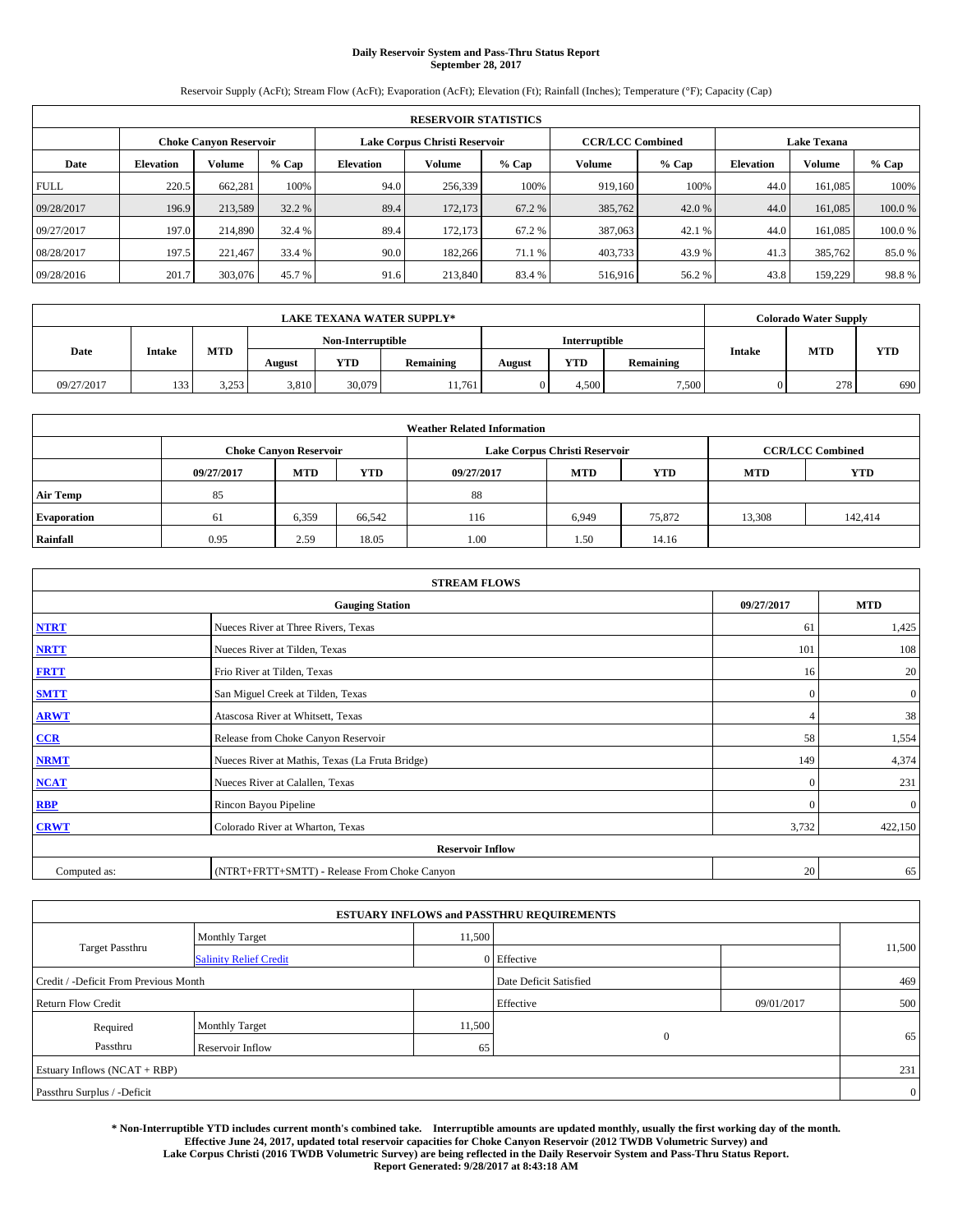# Daily Reservoir System and Pass-Thru Status Report
## September 28, 2017

Reservoir Supply (AcFt); Stream Flow (AcFt); Evaporation (AcFt); Elevation (Ft); Rainfall (Inches); Temperature (°F); Capacity (Cap)

| RESERVOIR STATISTICS | | | | | | | | | | | |
|---|---|---|---|---|---|---|---|---|---|---|---|
| | Choke Canyon Reservoir | | | Lake Corpus Christi Reservoir | | | CCR/LCC Combined | | Lake Texana | | |
| Date | Elevation | Volume | % Cap | Elevation | Volume | % Cap | Volume | % Cap | Elevation | Volume | % Cap |
| FULL | 220.5 | 662,281 | 100% | 94.0 | 256,339 | 100% | 919,160 | 100% | 44.0 | 161,085 | 100% |
| 09/28/2017 | 196.9 | 213,589 | 32.2 % | 89.4 | 172,173 | 67.2 % | 385,762 | 42.0 % | 44.0 | 161,085 | 100.0 % |
| 09/27/2017 | 197.0 | 214,890 | 32.4 % | 89.4 | 172,173 | 67.2 % | 387,063 | 42.1 % | 44.0 | 161,085 | 100.0 % |
| 08/28/2017 | 197.5 | 221,467 | 33.4 % | 90.0 | 182,266 | 71.1 % | 403,733 | 43.9 % | 41.3 | 385,762 | 85.0 % |
| 09/28/2016 | 201.7 | 303,076 | 45.7 % | 91.6 | 213,840 | 83.4 % | 516,916 | 56.2 % | 43.8 | 159,229 | 98.8 % |

| LAKE TEXANA WATER SUPPLY* | | | | | | | | | Colorado Water Supply | | |
|---|---|---|---|---|---|---|---|---|---|---|---|
| Date | Intake | MTD | Non-Interruptible | | | Interruptible | | | Intake | MTD | YTD |
| | | | August | YTD | Remaining | August | YTD | Remaining | | | |
| 09/27/2017 | 133 | 3,253 | 3,810 | 30,079 | 11,761 | 0 | 4,500 | 7,500 | 0 | 278 | 690 |

| Weather Related Information | | | | | | | | |
|---|---|---|---|---|---|---|---|---|
| | Choke Canyon Reservoir | | | Lake Corpus Christi Reservoir | | | CCR/LCC Combined | |
| | 09/27/2017 | MTD | YTD | 09/27/2017 | MTD | YTD | MTD | YTD |
| Air Temp | 85 | | | 88 | | | | |
| Evaporation | 61 | 6,359 | 66,542 | 116 | 6,949 | 75,872 | 13,308 | 142,414 |
| Rainfall | 0.95 | 2.59 | 18.05 | 1.00 | 1.50 | 14.16 | | |

| STREAM FLOWS | | | |
|---|---|---|---|
| Gauging Station | | 09/27/2017 | MTD |
| NTRT | Nueces River at Three Rivers, Texas | 61 | 1,425 |
| NRTT | Nueces River at Tilden, Texas | 101 | 108 |
| FRTT | Frio River at Tilden, Texas | 16 | 20 |
| SMTT | San Miguel Creek at Tilden, Texas | 0 | 0 |
| ARWT | Atascosa River at Whitsett, Texas | 4 | 38 |
| CCR | Release from Choke Canyon Reservoir | 58 | 1,554 |
| NRMT | Nueces River at Mathis, Texas (La Fruta Bridge) | 149 | 4,374 |
| NCAT | Nueces River at Calallen, Texas | 0 | 231 |
| RBP | Rincon Bayou Pipeline | 0 | 0 |
| CRWT | Colorado River at Wharton, Texas | 3,732 | 422,150 |
| Reservoir Inflow | | | |
| Computed as: | (NTRT+FRTT+SMTT) - Release From Choke Canyon | 20 | 65 |

| ESTUARY INFLOWS and PASSTHRU REQUIREMENTS | | | | | |
|---|---|---|---|---|---|
| Target Passthru | Monthly Target | 11,500 | | | 11,500 |
| | Salinity Relief Credit | 0 | Effective | | |
| Credit / -Deficit From Previous Month | | | Date Deficit Satisfied | | 469 |
| Return Flow Credit | | | Effective | 09/01/2017 | 500 |
| Required Passthru | Monthly Target | 11,500 | 0 | | 65 |
| | Reservoir Inflow | 65 | | | |
| Estuary Inflows (NCAT + RBP) | | | | | 231 |
| Passthru Surplus / -Deficit | | | | | 0 |

**\* Non-Interruptible YTD includes current month's combined take. Interruptible amounts are updated monthly, usually the first working day of the month. Effective June 24, 2017, updated total reservoir capacities for Choke Canyon Reservoir (2012 TWDB Volumetric Survey) and Lake Corpus Christi (2016 TWDB Volumetric Survey) are being reflected in the Daily Reservoir System and Pass-Thru Status Report. Report Generated: 9/28/2017 at 8:43:18 AM**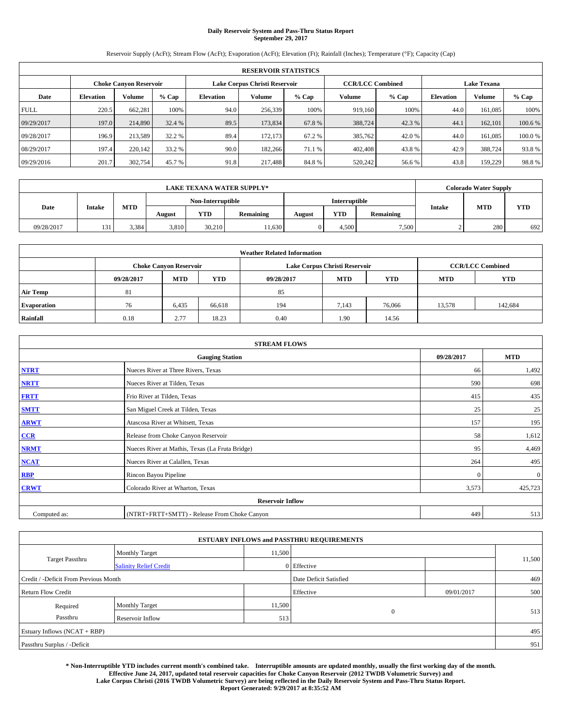# Daily Reservoir System and Pass-Thru Status Report
## September 29, 2017

Reservoir Supply (AcFt); Stream Flow (AcFt); Evaporation (AcFt); Elevation (Ft); Rainfall (Inches); Temperature (°F); Capacity (Cap)

| RESERVOIR STATISTICS | | | | | | | | | | | |
|---|---|---|---|---|---|---|---|---|---|---|---|
| | Choke Canyon Reservoir | | | Lake Corpus Christi Reservoir | | | CCR/LCC Combined | | Lake Texana | | |
| Date | Elevation | Volume | % Cap | Elevation | Volume | % Cap | Volume | % Cap | Elevation | Volume | % Cap |
| FULL | 220.5 | 662,281 | 100% | 94.0 | 256,339 | 100% | 919,160 | 100% | 44.0 | 161,085 | 100% |
| 09/29/2017 | 197.0 | 214,890 | 32.4 % | 89.5 | 173,834 | 67.8 % | 388,724 | 42.3 % | 44.1 | 162,101 | 100.6 % |
| 09/28/2017 | 196.9 | 213,589 | 32.2 % | 89.4 | 172,173 | 67.2 % | 385,762 | 42.0 % | 44.0 | 161,085 | 100.0 % |
| 08/29/2017 | 197.4 | 220,142 | 33.2 % | 90.0 | 182,266 | 71.1 % | 402,408 | 43.8 % | 42.9 | 388,724 | 93.8 % |
| 09/29/2016 | 201.7 | 302,754 | 45.7 % | 91.8 | 217,488 | 84.8 % | 520,242 | 56.6 % | 43.8 | 159,229 | 98.8 % |

| LAKE TEXANA WATER SUPPLY* | | | | | | | | | Colorado Water Supply | | |
|---|---|---|---|---|---|---|---|---|---|---|---|
| Date | Intake | MTD | Non-Interruptible | | | Interruptible | | | Intake | MTD | YTD |
| | | | August | YTD | Remaining | August | YTD | Remaining | | | |
| 09/28/2017 | 131 | 3,384 | 3,810 | 30,210 | 11,630 | 0 | 4,500 | 7,500 | 2 | 280 | 692 |

| Weather Related Information | | | | | | | | |
|---|---|---|---|---|---|---|---|---|
| | Choke Canyon Reservoir | | | Lake Corpus Christi Reservoir | | | CCR/LCC Combined | |
| | 09/28/2017 | MTD | YTD | 09/28/2017 | MTD | YTD | MTD | YTD |
| Air Temp | 81 | | | 85 | | | | |
| Evaporation | 76 | 6,435 | 66,618 | 194 | 7,143 | 76,066 | 13,578 | 142,684 |
| Rainfall | 0.18 | 2.77 | 18.23 | 0.40 | 1.90 | 14.56 | | |

| STREAM FLOWS | | | |
|---|---|---|---|
| Gauging Station | | 09/28/2017 | MTD |
| NTRT | Nueces River at Three Rivers, Texas | 66 | 1,492 |
| NRTT | Nueces River at Tilden, Texas | 590 | 698 |
| FRTT | Frio River at Tilden, Texas | 415 | 435 |
| SMTT | San Miguel Creek at Tilden, Texas | 25 | 25 |
| ARWT | Atascosa River at Whitsett, Texas | 157 | 195 |
| CCR | Release from Choke Canyon Reservoir | 58 | 1,612 |
| NRMT | Nueces River at Mathis, Texas (La Fruta Bridge) | 95 | 4,469 |
| NCAT | Nueces River at Calallen, Texas | 264 | 495 |
| RBP | Rincon Bayou Pipeline | 0 | 0 |
| CRWT | Colorado River at Wharton, Texas | 3,573 | 425,723 |
| Reservoir Inflow | | | |
| Computed as: | (NTRT+FRTT+SMTT) - Release From Choke Canyon | 449 | 513 |

| ESTUARY INFLOWS and PASSTHRU REQUIREMENTS | | | | | |
|---|---|---|---|---|---|
| Target Passthru | Monthly Target | 11,500 | | | 11,500 |
| | Salinity Relief Credit | 0 | Effective | | |
| Credit / -Deficit From Previous Month | | | Date Deficit Satisfied | | 469 |
| Return Flow Credit | | | Effective | 09/01/2017 | 500 |
| Required Passthru | Monthly Target | 11,500 | 0 | | 513 |
| | Reservoir Inflow | 513 | | | |
| Estuary Inflows (NCAT + RBP) | | | | | 495 |
| Passthru Surplus / -Deficit | | | | | 951 |

**\* Non-Interruptible YTD includes current month's combined take. Interruptible amounts are updated monthly, usually the first working day of the month. Effective June 24, 2017, updated total reservoir capacities for Choke Canyon Reservoir (2012 TWDB Volumetric Survey) and Lake Corpus Christi (2016 TWDB Volumetric Survey) are being reflected in the Daily Reservoir System and Pass-Thru Status Report. Report Generated: 9/29/2017 at 8:35:52 AM**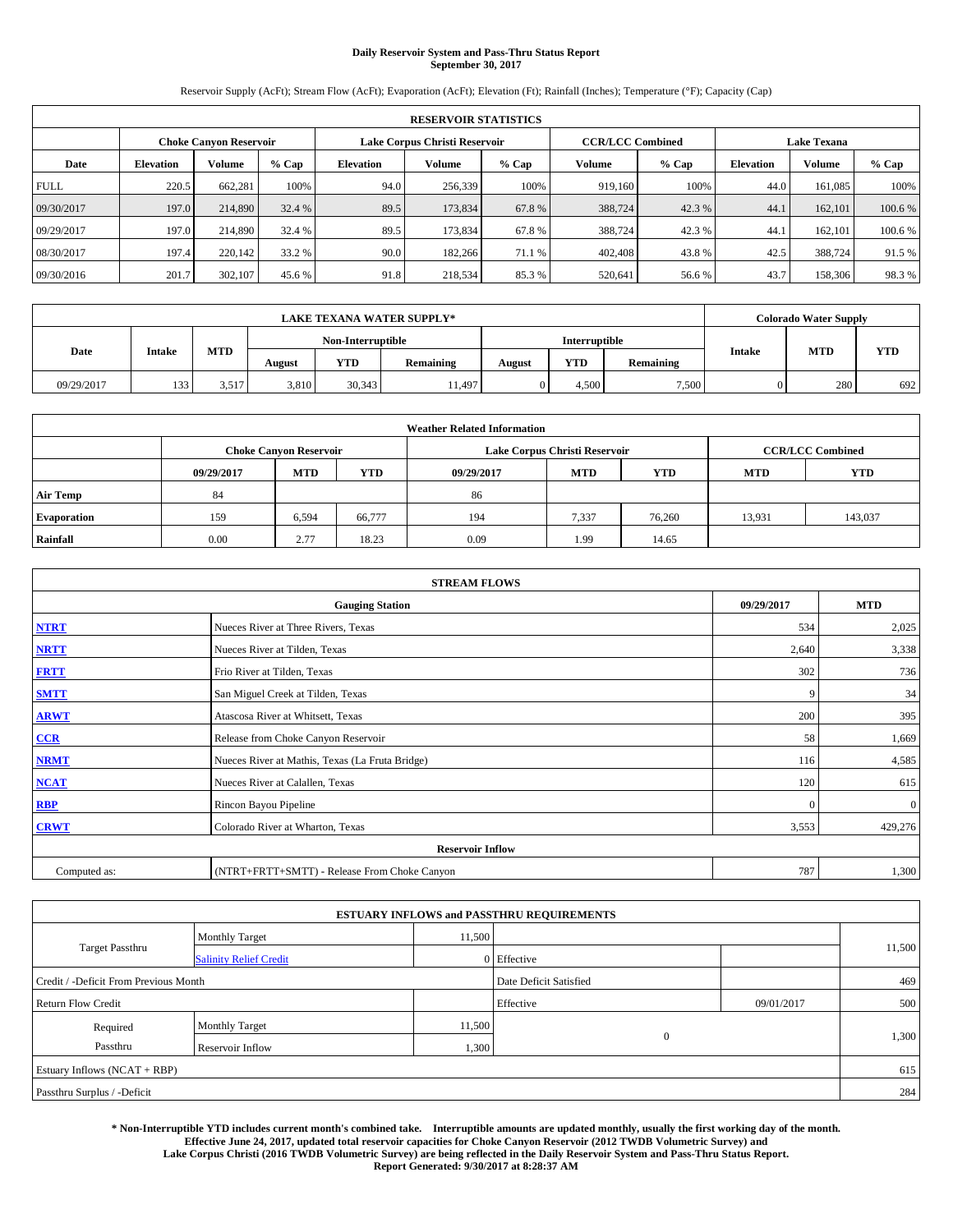# Daily Reservoir System and Pass-Thru Status Report
## September 30, 2017

Reservoir Supply (AcFt); Stream Flow (AcFt); Evaporation (AcFt); Elevation (Ft); Rainfall (Inches); Temperature (°F); Capacity (Cap)

| RESERVOIR STATISTICS | | | | | | | | | | | |
|---|---|---|---|---|---|---|---|---|---|---|---|
| | Choke Canyon Reservoir | | | Lake Corpus Christi Reservoir | | | CCR/LCC Combined | | Lake Texana | | |
| Date | Elevation | Volume | % Cap | Elevation | Volume | % Cap | Volume | % Cap | Elevation | Volume | % Cap |
| FULL | 220.5 | 662,281 | 100% | 94.0 | 256,339 | 100% | 919,160 | 100% | 44.0 | 161,085 | 100% |
| 09/30/2017 | 197.0 | 214,890 | 32.4 % | 89.5 | 173,834 | 67.8 % | 388,724 | 42.3 % | 44.1 | 162,101 | 100.6 % |
| 09/29/2017 | 197.0 | 214,890 | 32.4 % | 89.5 | 173,834 | 67.8 % | 388,724 | 42.3 % | 44.1 | 162,101 | 100.6 % |
| 08/30/2017 | 197.4 | 220,142 | 33.2 % | 90.0 | 182,266 | 71.1 % | 402,408 | 43.8 % | 42.5 | 388,724 | 91.5 % |
| 09/30/2016 | 201.7 | 302,107 | 45.6 % | 91.8 | 218,534 | 85.3 % | 520,641 | 56.6 % | 43.7 | 158,306 | 98.3 % |

| LAKE TEXANA WATER SUPPLY* | | | | | | | | | Colorado Water Supply | | |
|---|---|---|---|---|---|---|---|---|---|---|---|
| Date | Intake | MTD | Non-Interruptible | | | Interruptible | | | Intake | MTD | YTD |
| | | | August | YTD | Remaining | August | YTD | Remaining | | | |
| 09/29/2017 | 133 | 3,517 | 3,810 | 30,343 | 11,497 | 0 | 4,500 | 7,500 | 0 | 280 | 692 |

| Weather Related Information | | | | | | | | |
|---|---|---|---|---|---|---|---|---|
| | Choke Canyon Reservoir | | | Lake Corpus Christi Reservoir | | | CCR/LCC Combined | |
| | 09/29/2017 | MTD | YTD | 09/29/2017 | MTD | YTD | MTD | YTD |
| Air Temp | 84 | | | 86 | | | | |
| Evaporation | 159 | 6,594 | 66,777 | 194 | 7,337 | 76,260 | 13,931 | 143,037 |
| Rainfall | 0.00 | 2.77 | 18.23 | 0.09 | 1.99 | 14.65 | | |

| STREAM FLOWS | | | |
|---|---|---|---|
| Gauging Station | | 09/29/2017 | MTD |
| NTRT | Nueces River at Three Rivers, Texas | 534 | 2,025 |
| NRTT | Nueces River at Tilden, Texas | 2,640 | 3,338 |
| FRTT | Frio River at Tilden, Texas | 302 | 736 |
| SMTT | San Miguel Creek at Tilden, Texas | 9 | 34 |
| ARWT | Atascosa River at Whitsett, Texas | 200 | 395 |
| CCR | Release from Choke Canyon Reservoir | 58 | 1,669 |
| NRMT | Nueces River at Mathis, Texas (La Fruta Bridge) | 116 | 4,585 |
| NCAT | Nueces River at Calallen, Texas | 120 | 615 |
| RBP | Rincon Bayou Pipeline | 0 | 0 |
| CRWT | Colorado River at Wharton, Texas | 3,553 | 429,276 |
| Reservoir Inflow | | | |
| Computed as: | (NTRT+FRTT+SMTT) - Release From Choke Canyon | 787 | 1,300 |

| ESTUARY INFLOWS and PASSTHRU REQUIREMENTS | | | | | |
|---|---|---|---|---|---|
| Target Passthru | Monthly Target | 11,500 | | | 11,500 |
| | Salinity Relief Credit | 0 | Effective | | |
| Credit / -Deficit From Previous Month | | | Date Deficit Satisfied | | 469 |
| Return Flow Credit | | | Effective | 09/01/2017 | 500 |
| Required Passthru | Monthly Target | 11,500 | 0 | | 1,300 |
| | Reservoir Inflow | 1,300 | | | |
| Estuary Inflows (NCAT + RBP) | | | | | 615 |
| Passthru Surplus / -Deficit | | | | | 284 |

**\* Non-Interruptible YTD includes current month's combined take. Interruptible amounts are updated monthly, usually the first working day of the month. Effective June 24, 2017, updated total reservoir capacities for Choke Canyon Reservoir (2012 TWDB Volumetric Survey) and Lake Corpus Christi (2016 TWDB Volumetric Survey) are being reflected in the Daily Reservoir System and Pass-Thru Status Report. Report Generated: 9/30/2017 at 8:28:37 AM**